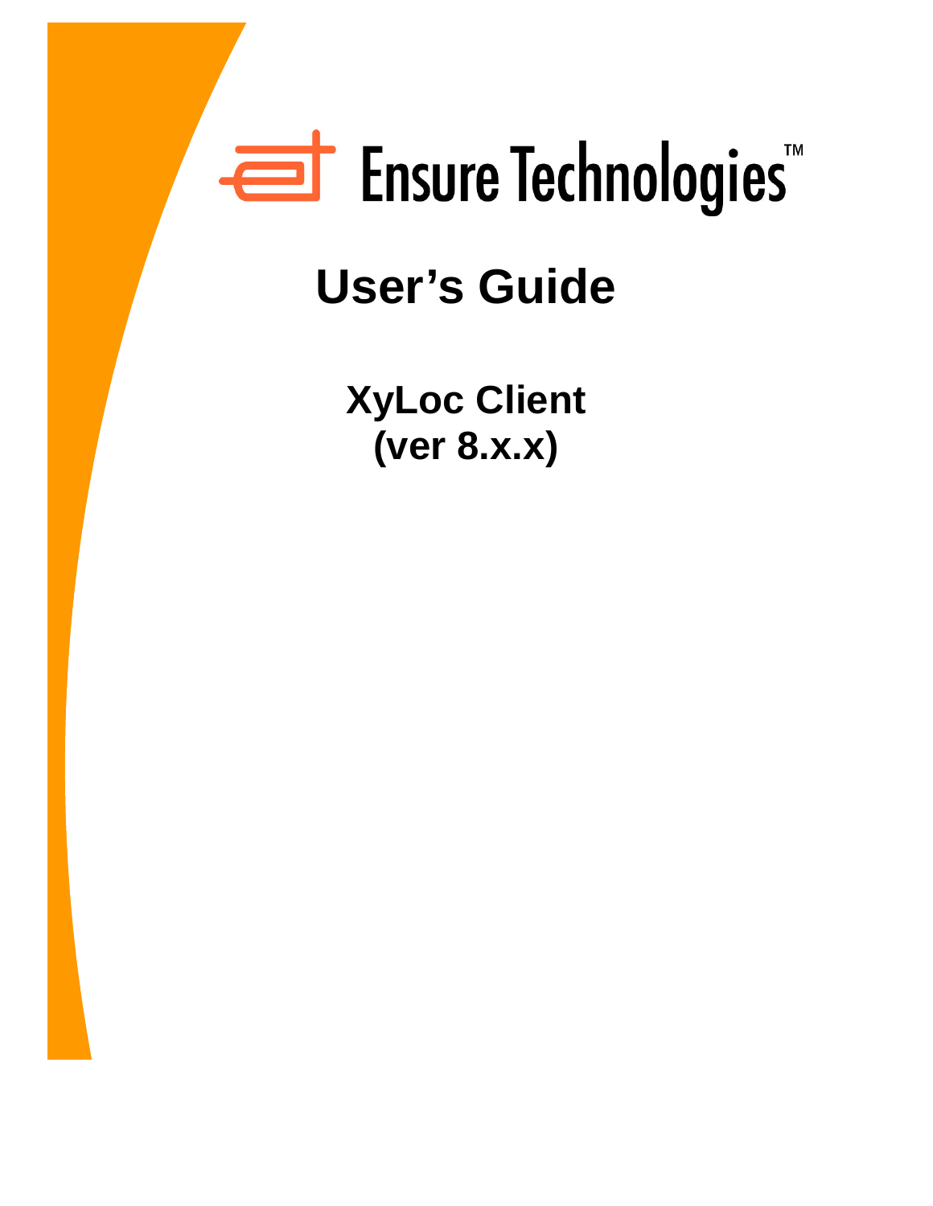Ensure Technologies™

# User's Guide

## XyLoc Client
## (ver 8.x.x)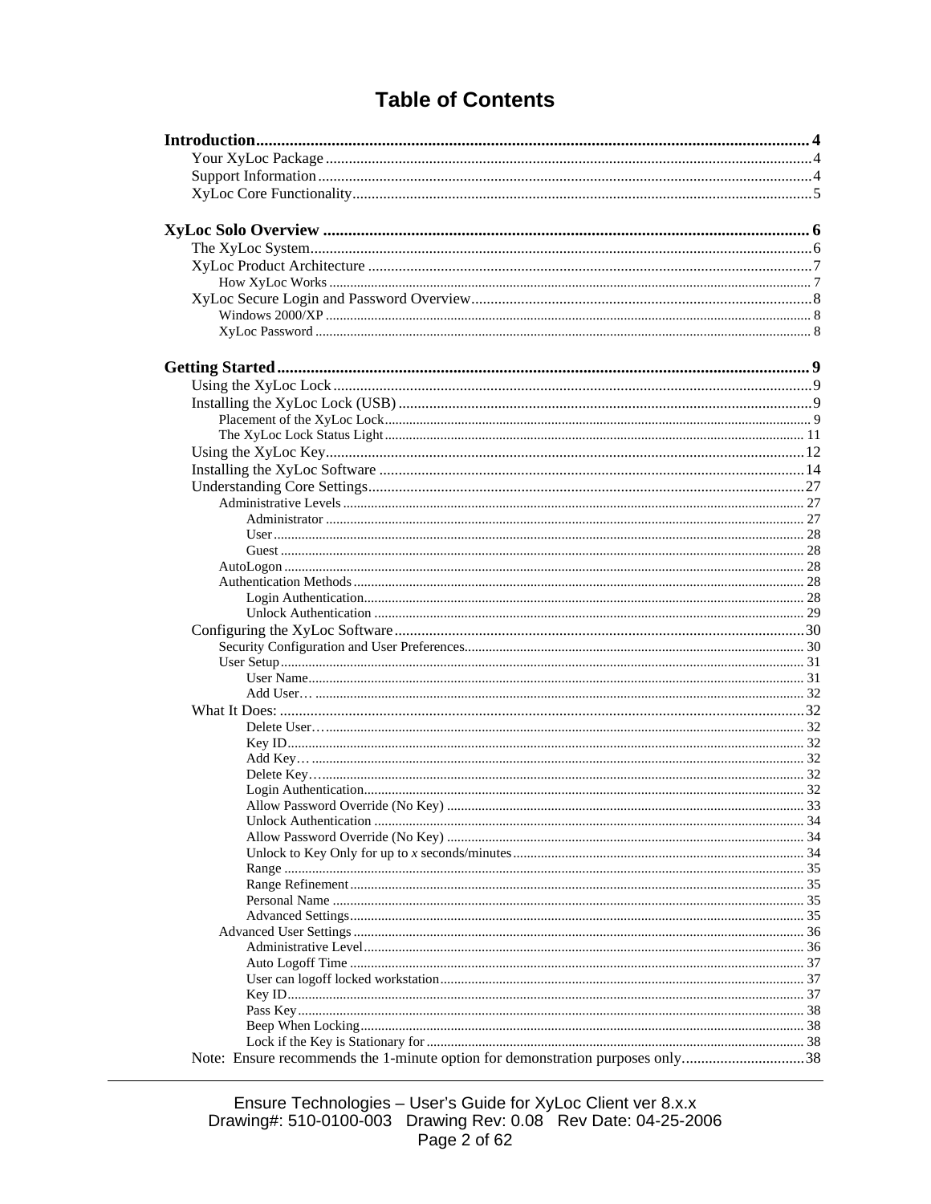# Table of Contents

**Introduction** ........ 4
- Your XyLoc Package ........ 4
- Support Information ........ 4
- XyLoc Core Functionality ........ 5

**XyLoc Solo Overview** ........ 6
- The XyLoc System ........ 6
- XyLoc Product Architecture ........ 7
  - How XyLoc Works ........ 7
- XyLoc Secure Login and Password Overview ........ 8
  - Windows 2000/XP ........ 8
  - XyLoc Password ........ 8

**Getting Started** ........ 9
- Using the XyLoc Lock ........ 9
- Installing the XyLoc Lock (USB) ........ 9
  - Placement of the XyLoc Lock ........ 9
  - The XyLoc Lock Status Light ........ 11
- Using the XyLoc Key ........ 12
- Installing the XyLoc Software ........ 14
- Understanding Core Settings ........ 27
  - Administrative Levels ........ 27
    - Administrator ........ 27
    - User ........ 28
    - Guest ........ 28
  - AutoLogon ........ 28
  - Authentication Methods ........ 28
    - Login Authentication ........ 28
    - Unlock Authentication ........ 29
- Configuring the XyLoc Software ........ 30
  - Security Configuration and User Preferences ........ 30
  - User Setup ........ 31
    - User Name ........ 31
    - Add User… ........ 32
- What It Does: ........ 32
    - Delete User… ........ 32
    - Key ID ........ 32
    - Add Key… ........ 32
    - Delete Key… ........ 32
    - Login Authentication ........ 32
    - Allow Password Override (No Key) ........ 33
    - Unlock Authentication ........ 34
    - Allow Password Override (No Key) ........ 34
    - Unlock to Key Only for up to *x* seconds/minutes ........ 34
    - Range ........ 35
    - Range Refinement ........ 35
    - Personal Name ........ 35
    - Advanced Settings ........ 35
  - Advanced User Settings ........ 36
    - Administrative Level ........ 36
    - Auto Logoff Time ........ 37
    - User can logoff locked workstation ........ 37
    - Key ID ........ 37
    - Pass Key ........ 38
    - Beep When Locking ........ 38
    - Lock if the Key is Stationary for ........ 38
- Note: Ensure recommends the 1-minute option for demonstration purposes only ........ 38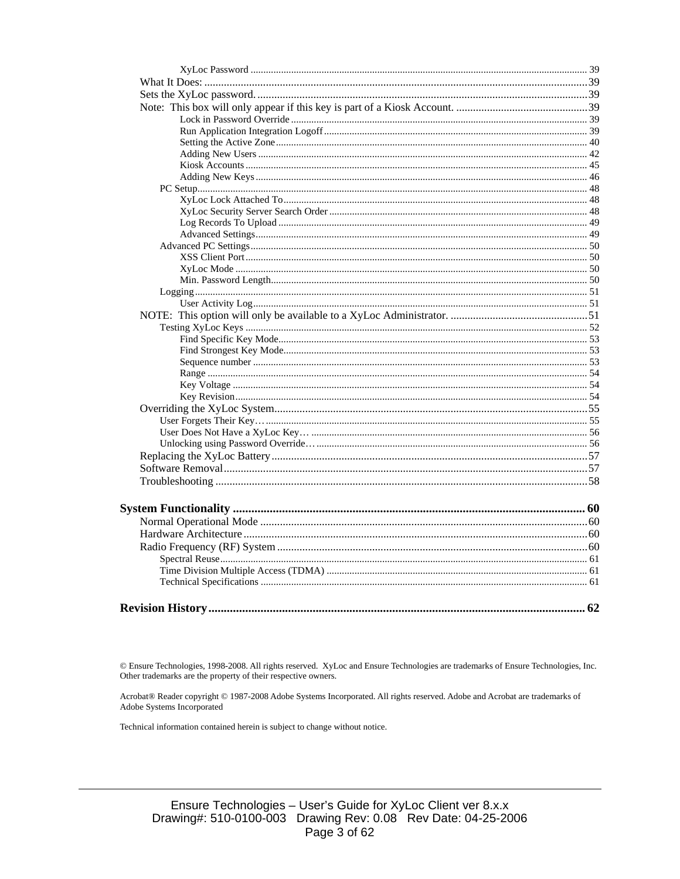XyLoc Password .......... 39

What It Does: .......... 39

Sets the XyLoc password. .......... 39

Note: This box will only appear if this key is part of a Kiosk Account. .......... 39

Lock in Password Override .......... 39

Run Application Integration Logoff .......... 39

Setting the Active Zone .......... 40

Adding New Users .......... 42

Kiosk Accounts .......... 45

Adding New Keys .......... 46

PC Setup .......... 48

XyLoc Lock Attached To .......... 48

XyLoc Security Server Search Order .......... 48

Log Records To Upload .......... 49

Advanced Settings .......... 49

Advanced PC Settings .......... 50

XSS Client Port .......... 50

XyLoc Mode .......... 50

Min. Password Length .......... 50

Logging .......... 51

User Activity Log .......... 51

NOTE: This option will only be available to a XyLoc Administrator. .......... 51

Testing XyLoc Keys .......... 52

Find Specific Key Mode .......... 53

Find Strongest Key Mode .......... 53

Sequence number .......... 53

Range .......... 54

Key Voltage .......... 54

Key Revision .......... 54

Overriding the XyLoc System .......... 55

User Forgets Their Key… .......... 55

User Does Not Have a XyLoc Key… .......... 56

Unlocking using Password Override… .......... 56

Replacing the XyLoc Battery .......... 57

Software Removal .......... 57

Troubleshooting .......... 58

**System Functionality .......... 60**

Normal Operational Mode .......... 60

Hardware Architecture .......... 60

Radio Frequency (RF) System .......... 60

Spectral Reuse .......... 61

Time Division Multiple Access (TDMA) .......... 61

Technical Specifications .......... 61

**Revision History .......... 62**

© Ensure Technologies, 1998-2008. All rights reserved. XyLoc and Ensure Technologies are trademarks of Ensure Technologies, Inc. Other trademarks are the property of their respective owners.

Acrobat® Reader copyright © 1987-2008 Adobe Systems Incorporated. All rights reserved. Adobe and Acrobat are trademarks of Adobe Systems Incorporated

Technical information contained herein is subject to change without notice.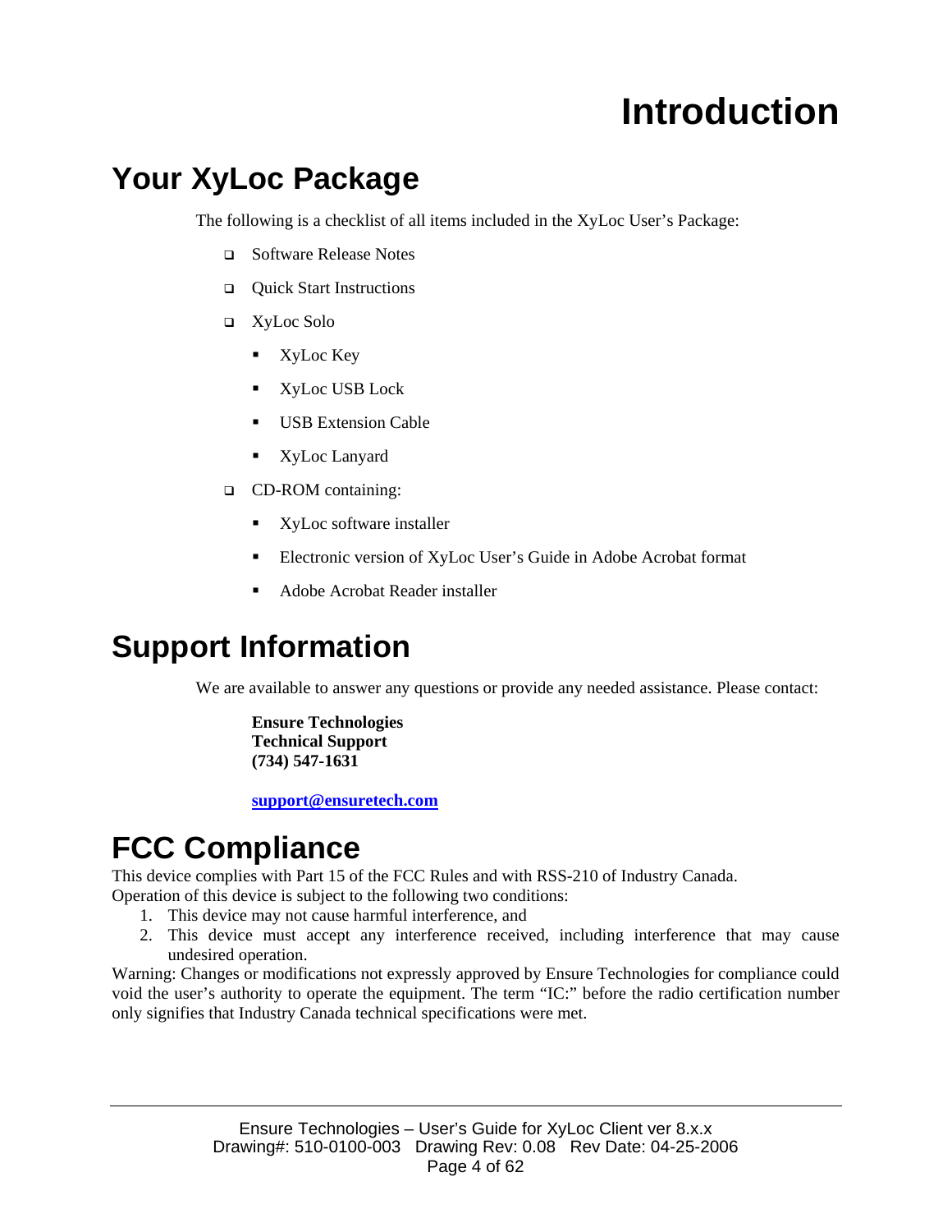# Introduction

## Your XyLoc Package

The following is a checklist of all items included in the XyLoc User's Package:

- Software Release Notes
- Quick Start Instructions
- XyLoc Solo
  - XyLoc Key
  - XyLoc USB Lock
  - USB Extension Cable
  - XyLoc Lanyard
- CD-ROM containing:
  - XyLoc software installer
  - Electronic version of XyLoc User's Guide in Adobe Acrobat format
  - Adobe Acrobat Reader installer

## Support Information

We are available to answer any questions or provide any needed assistance. Please contact:

**Ensure Technologies**
**Technical Support**
**(734) 547-1631**

**support@ensuretech.com**

## FCC Compliance

This device complies with Part 15 of the FCC Rules and with RSS-210 of Industry Canada.
Operation of this device is subject to the following two conditions:

1. This device may not cause harmful interference, and
2. This device must accept any interference received, including interference that may cause undesired operation.

Warning: Changes or modifications not expressly approved by Ensure Technologies for compliance could void the user's authority to operate the equipment. The term "IC:" before the radio certification number only signifies that Industry Canada technical specifications were met.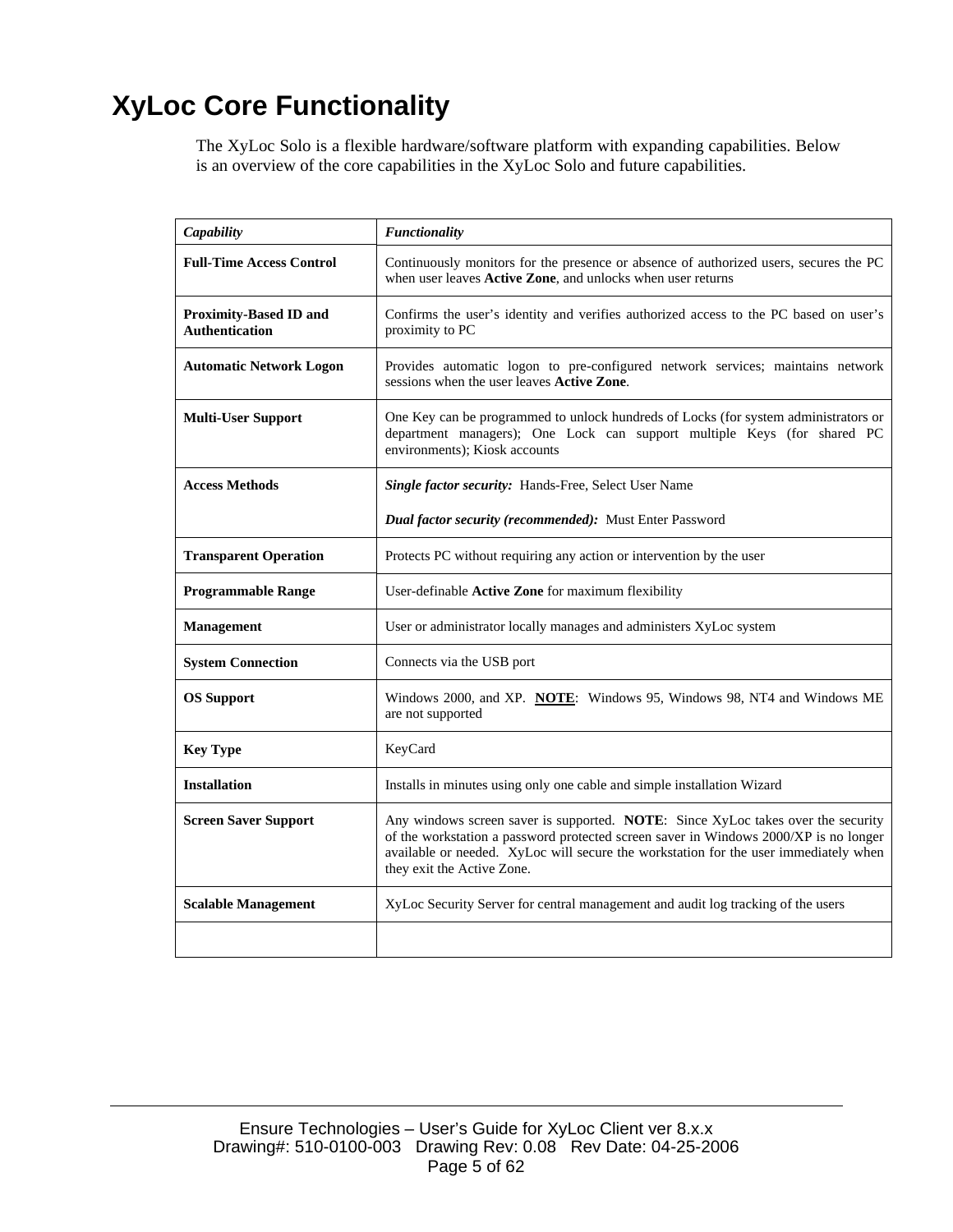# XyLoc Core Functionality

The XyLoc Solo is a flexible hardware/software platform with expanding capabilities. Below is an overview of the core capabilities in the XyLoc Solo and future capabilities.

| ***Capability*** | ***Functionality*** |
|---|---|
| **Full-Time Access Control** | Continuously monitors for the presence or absence of authorized users, secures the PC when user leaves **Active Zone**, and unlocks when user returns |
| **Proximity-Based ID and Authentication** | Confirms the user's identity and verifies authorized access to the PC based on user's proximity to PC |
| **Automatic Network Logon** | Provides automatic logon to pre-configured network services; maintains network sessions when the user leaves **Active Zone**. |
| **Multi-User Support** | One Key can be programmed to unlock hundreds of Locks (for system administrators or department managers); One Lock can support multiple Keys (for shared PC environments); Kiosk accounts |
| **Access Methods** | ***Single factor security:*** Hands-Free, Select User Name<br><br>***Dual factor security (recommended):*** Must Enter Password |
| **Transparent Operation** | Protects PC without requiring any action or intervention by the user |
| **Programmable Range** | User-definable **Active Zone** for maximum flexibility |
| **Management** | User or administrator locally manages and administers XyLoc system |
| **System Connection** | Connects via the USB port |
| **OS Support** | Windows 2000, and XP. **NOTE**: Windows 95, Windows 98, NT4 and Windows ME are not supported |
| **Key Type** | KeyCard |
| **Installation** | Installs in minutes using only one cable and simple installation Wizard |
| **Screen Saver Support** | Any windows screen saver is supported. **NOTE**: Since XyLoc takes over the security of the workstation a password protected screen saver in Windows 2000/XP is no longer available or needed. XyLoc will secure the workstation for the user immediately when they exit the Active Zone. |
| **Scalable Management** | XyLoc Security Server for central management and audit log tracking of the users |
| | |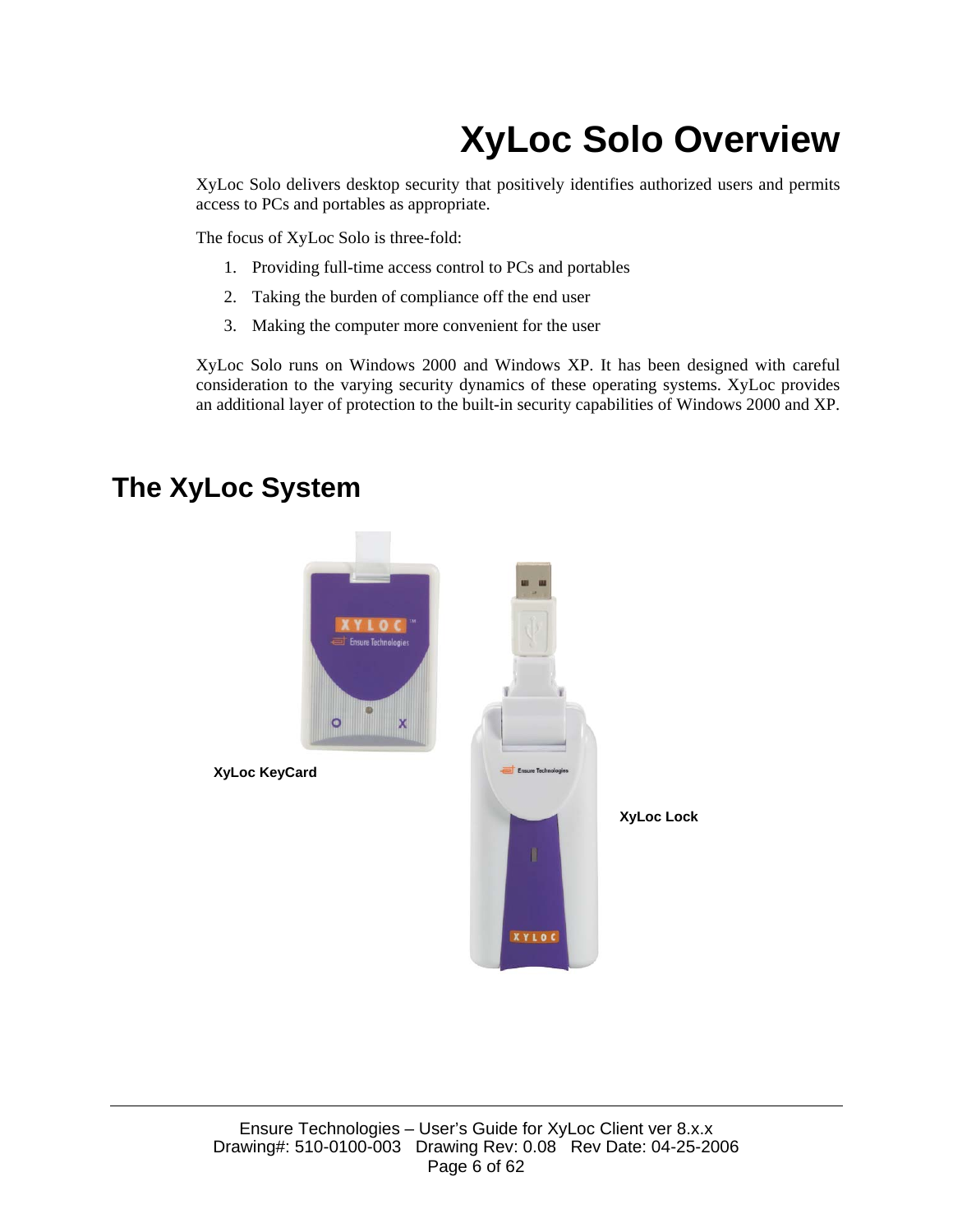# XyLoc Solo Overview

XyLoc Solo delivers desktop security that positively identifies authorized users and permits access to PCs and portables as appropriate.

The focus of XyLoc Solo is three-fold:

1. Providing full-time access control to PCs and portables
2. Taking the burden of compliance off the end user
3. Making the computer more convenient for the user

XyLoc Solo runs on Windows 2000 and Windows XP. It has been designed with careful consideration to the varying security dynamics of these operating systems. XyLoc provides an additional layer of protection to the built-in security capabilities of Windows 2000 and XP.

## The XyLoc System

**XyLoc KeyCard**

**XyLoc Lock**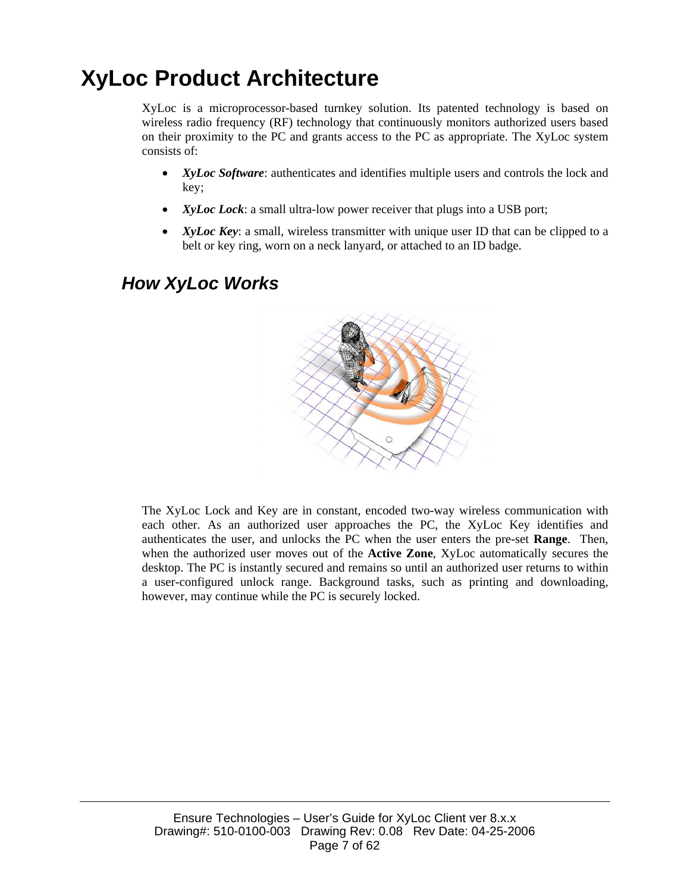# XyLoc Product Architecture

XyLoc is a microprocessor-based turnkey solution. Its patented technology is based on wireless radio frequency (RF) technology that continuously monitors authorized users based on their proximity to the PC and grants access to the PC as appropriate. The XyLoc system consists of:

- ***XyLoc Software***: authenticates and identifies multiple users and controls the lock and key;
- ***XyLoc Lock***: a small ultra-low power receiver that plugs into a USB port;
- ***XyLoc Key***: a small, wireless transmitter with unique user ID that can be clipped to a belt or key ring, worn on a neck lanyard, or attached to an ID badge.

## *How XyLoc Works*

The XyLoc Lock and Key are in constant, encoded two-way wireless communication with each other. As an authorized user approaches the PC, the XyLoc Key identifies and authenticates the user, and unlocks the PC when the user enters the pre-set **Range**. Then, when the authorized user moves out of the **Active Zone**, XyLoc automatically secures the desktop. The PC is instantly secured and remains so until an authorized user returns to within a user-configured unlock range. Background tasks, such as printing and downloading, however, may continue while the PC is securely locked.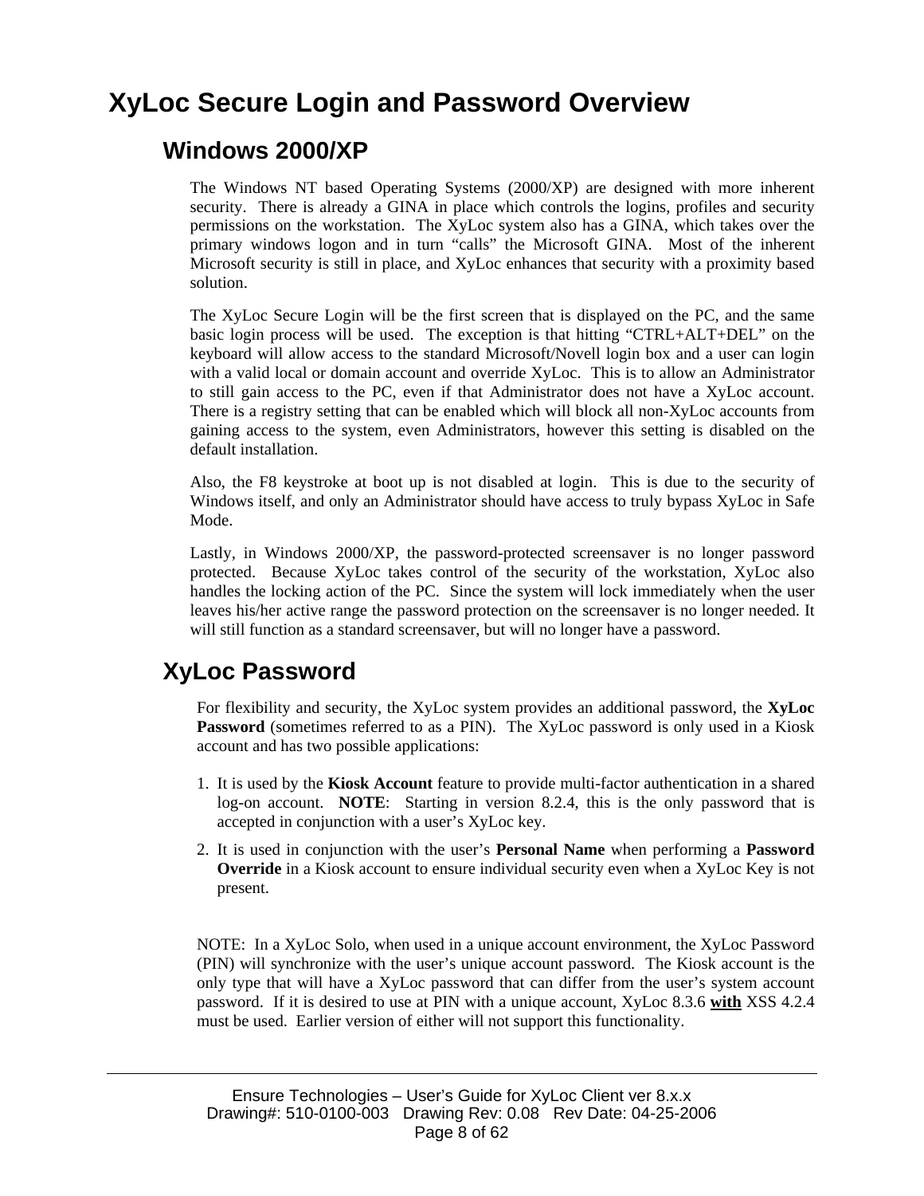# XyLoc Secure Login and Password Overview

## Windows 2000/XP

The Windows NT based Operating Systems (2000/XP) are designed with more inherent security. There is already a GINA in place which controls the logins, profiles and security permissions on the workstation. The XyLoc system also has a GINA, which takes over the primary windows logon and in turn "calls" the Microsoft GINA. Most of the inherent Microsoft security is still in place, and XyLoc enhances that security with a proximity based solution.

The XyLoc Secure Login will be the first screen that is displayed on the PC, and the same basic login process will be used. The exception is that hitting "CTRL+ALT+DEL" on the keyboard will allow access to the standard Microsoft/Novell login box and a user can login with a valid local or domain account and override XyLoc. This is to allow an Administrator to still gain access to the PC, even if that Administrator does not have a XyLoc account. There is a registry setting that can be enabled which will block all non-XyLoc accounts from gaining access to the system, even Administrators, however this setting is disabled on the default installation.

Also, the F8 keystroke at boot up is not disabled at login. This is due to the security of Windows itself, and only an Administrator should have access to truly bypass XyLoc in Safe Mode.

Lastly, in Windows 2000/XP, the password-protected screensaver is no longer password protected. Because XyLoc takes control of the security of the workstation, XyLoc also handles the locking action of the PC. Since the system will lock immediately when the user leaves his/her active range the password protection on the screensaver is no longer needed. It will still function as a standard screensaver, but will no longer have a password.

## XyLoc Password

For flexibility and security, the XyLoc system provides an additional password, the **XyLoc Password** (sometimes referred to as a PIN). The XyLoc password is only used in a Kiosk account and has two possible applications:

1. It is used by the **Kiosk Account** feature to provide multi-factor authentication in a shared log-on account. **NOTE**: Starting in version 8.2.4, this is the only password that is accepted in conjunction with a user's XyLoc key.
2. It is used in conjunction with the user's **Personal Name** when performing a **Password Override** in a Kiosk account to ensure individual security even when a XyLoc Key is not present.

NOTE: In a XyLoc Solo, when used in a unique account environment, the XyLoc Password (PIN) will synchronize with the user's unique account password. The Kiosk account is the only type that will have a XyLoc password that can differ from the user's system account password. If it is desired to use at PIN with a unique account, XyLoc 8.3.6 **<u>with</u>** XSS 4.2.4 must be used. Earlier version of either will not support this functionality.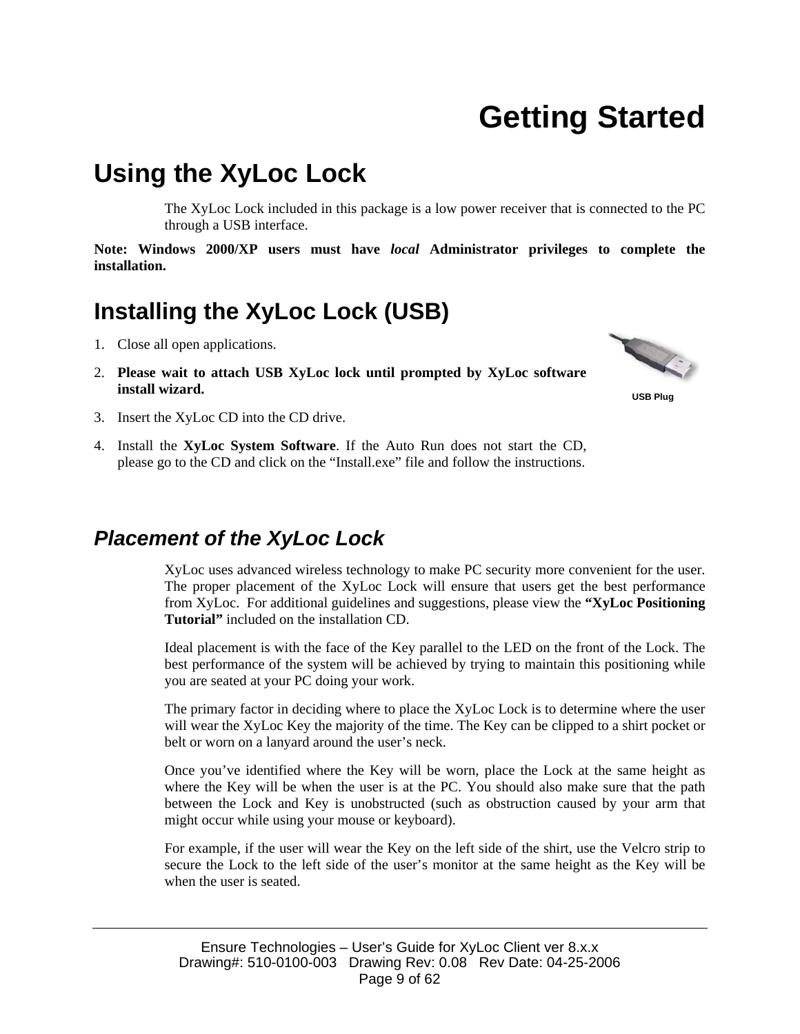# Getting Started

## Using the XyLoc Lock

The XyLoc Lock included in this package is a low power receiver that is connected to the PC through a USB interface.

**Note: Windows 2000/XP users must have *local* Administrator privileges to complete the installation.**

## Installing the XyLoc Lock (USB)

1. Close all open applications.
2. **Please wait to attach USB XyLoc lock until prompted by XyLoc software install wizard.**
3. Insert the XyLoc CD into the CD drive.
4. Install the **XyLoc System Software**. If the Auto Run does not start the CD, please go to the CD and click on the "Install.exe" file and follow the instructions.

USB Plug

### *Placement of the XyLoc Lock*

XyLoc uses advanced wireless technology to make PC security more convenient for the user. The proper placement of the XyLoc Lock will ensure that users get the best performance from XyLoc. For additional guidelines and suggestions, please view the **"XyLoc Positioning Tutorial"** included on the installation CD.

Ideal placement is with the face of the Key parallel to the LED on the front of the Lock. The best performance of the system will be achieved by trying to maintain this positioning while you are seated at your PC doing your work.

The primary factor in deciding where to place the XyLoc Lock is to determine where the user will wear the XyLoc Key the majority of the time. The Key can be clipped to a shirt pocket or belt or worn on a lanyard around the user's neck.

Once you've identified where the Key will be worn, place the Lock at the same height as where the Key will be when the user is at the PC. You should also make sure that the path between the Lock and Key is unobstructed (such as obstruction caused by your arm that might occur while using your mouse or keyboard).

For example, if the user will wear the Key on the left side of the shirt, use the Velcro strip to secure the Lock to the left side of the user's monitor at the same height as the Key will be when the user is seated.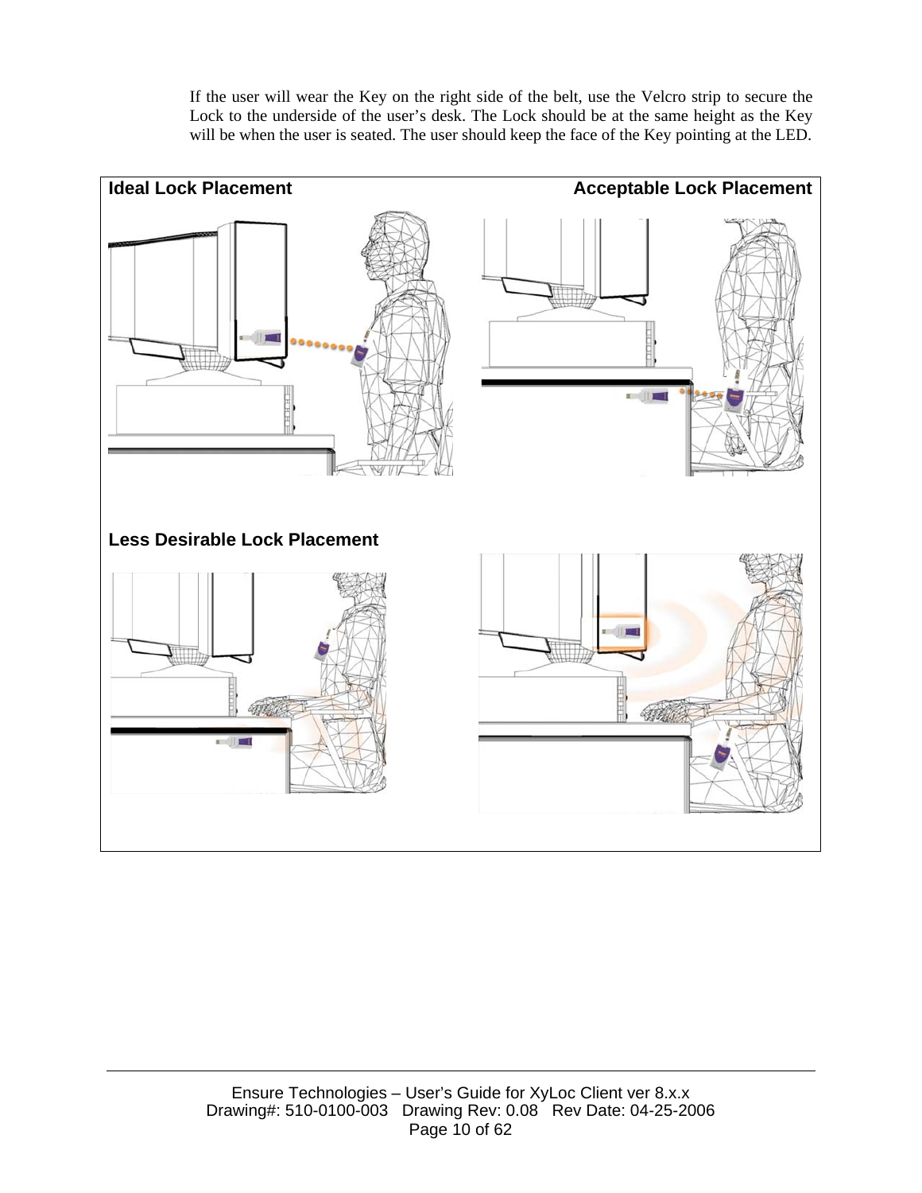If the user will wear the Key on the right side of the belt, use the Velcro strip to secure the Lock to the underside of the user's desk. The Lock should be at the same height as the Key will be when the user is seated. The user should keep the face of the Key pointing at the LED.

**Ideal Lock Placement** **Acceptable Lock Placement**

**Less Desirable Lock Placement**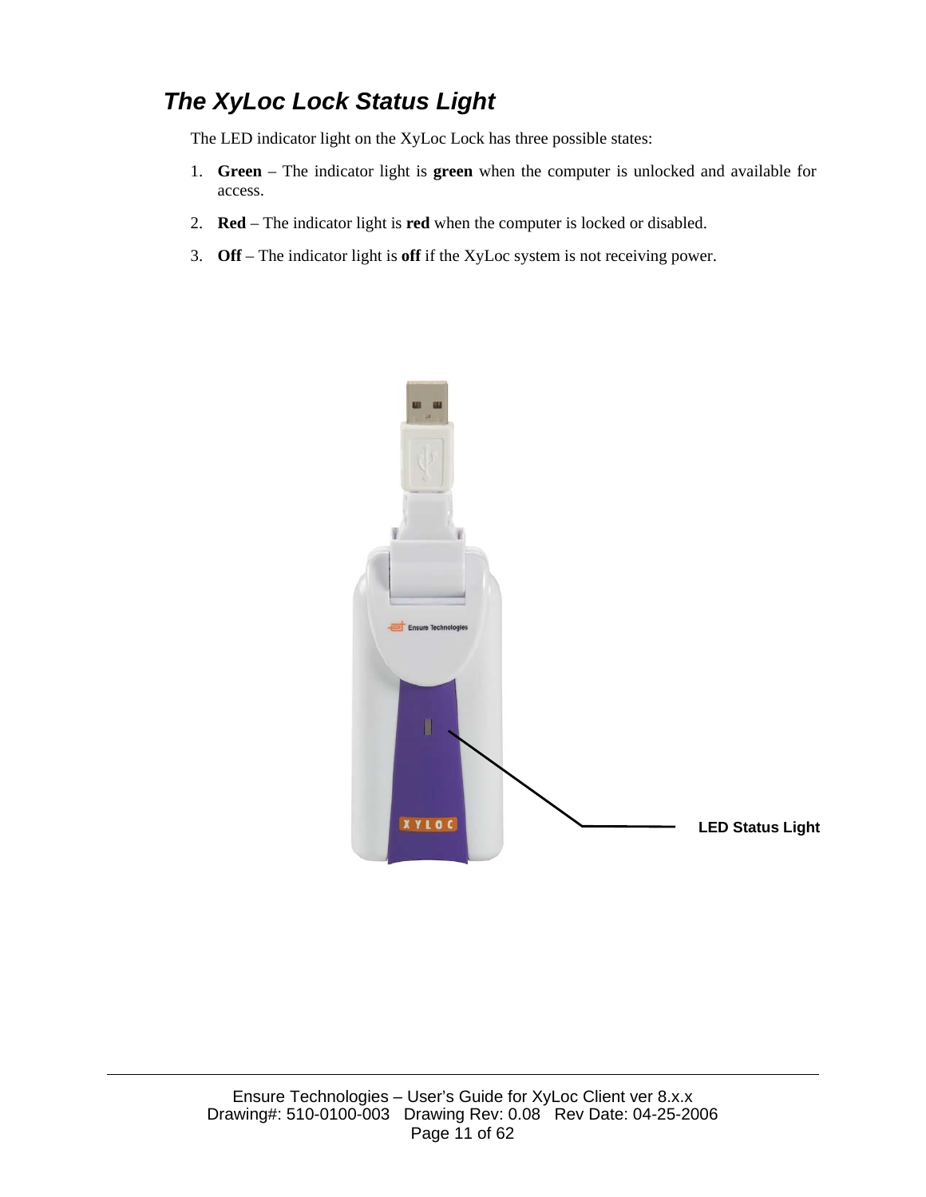## The XyLoc Lock Status Light

The LED indicator light on the XyLoc Lock has three possible states:

1. **Green** – The indicator light is **green** when the computer is unlocked and available for access.
2. **Red** – The indicator light is **red** when the computer is locked or disabled.
3. **Off** – The indicator light is **off** if the XyLoc system is not receiving power.

LED Status Light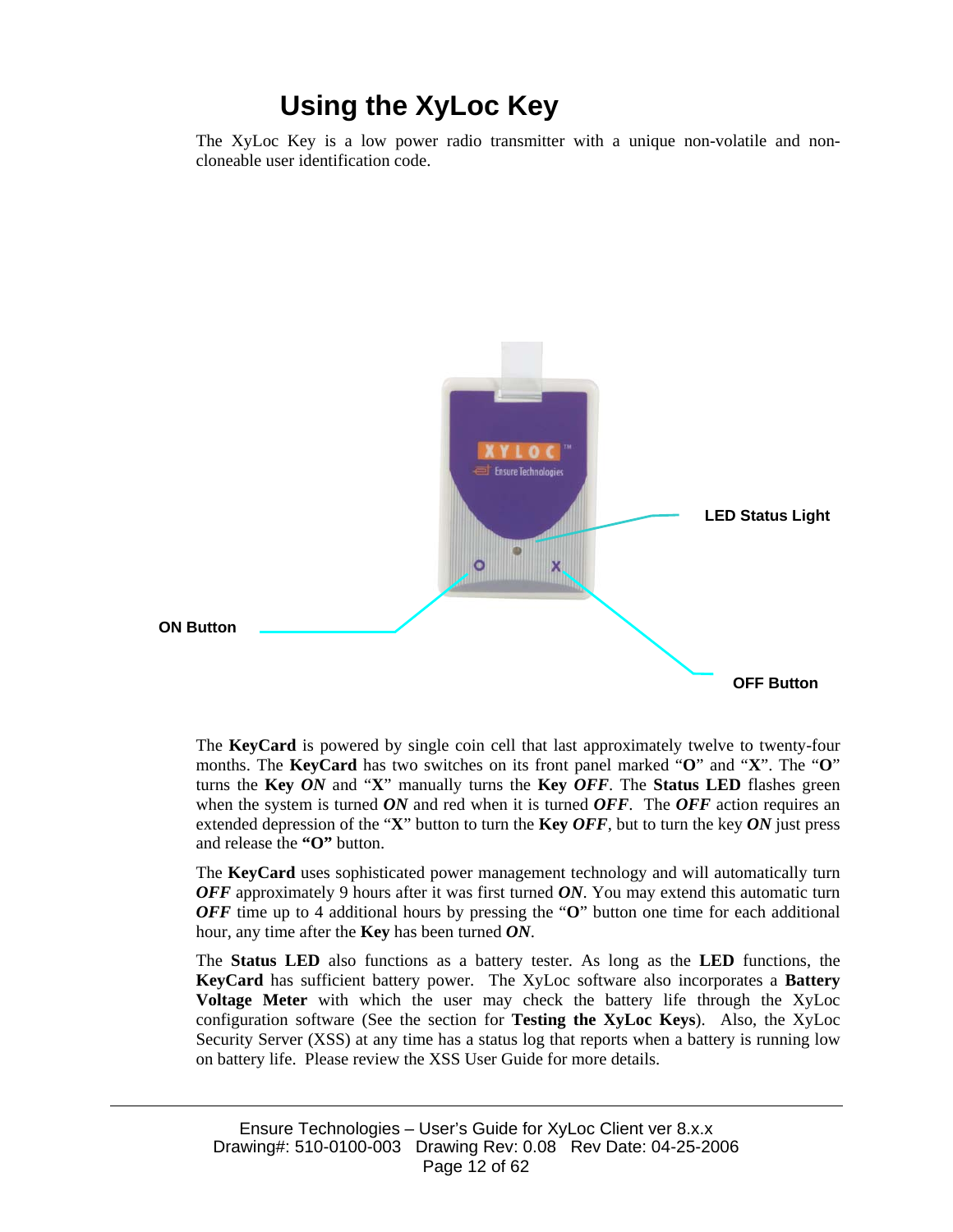# Using the XyLoc Key

The XyLoc Key is a low power radio transmitter with a unique non-volatile and non-cloneable user identification code.

LED Status Light

ON Button

OFF Button

The **KeyCard** is powered by single coin cell that last approximately twelve to twenty-four months. The **KeyCard** has two switches on its front panel marked "**O**" and "**X**". The "**O**" turns the **Key** ***ON*** and "**X**" manually turns the **Key** ***OFF***. The **Status LED** flashes green when the system is turned ***ON*** and red when it is turned ***OFF***. The ***OFF*** action requires an extended depression of the "**X**" button to turn the **Key** ***OFF***, but to turn the key ***ON*** just press and release the **"O"** button.

The **KeyCard** uses sophisticated power management technology and will automatically turn ***OFF*** approximately 9 hours after it was first turned ***ON***. You may extend this automatic turn ***OFF*** time up to 4 additional hours by pressing the "**O**" button one time for each additional hour, any time after the **Key** has been turned ***ON***.

The **Status LED** also functions as a battery tester. As long as the **LED** functions, the **KeyCard** has sufficient battery power. The XyLoc software also incorporates a **Battery Voltage Meter** with which the user may check the battery life through the XyLoc configuration software (See the section for **Testing the XyLoc Keys**). Also, the XyLoc Security Server (XSS) at any time has a status log that reports when a battery is running low on battery life. Please review the XSS User Guide for more details.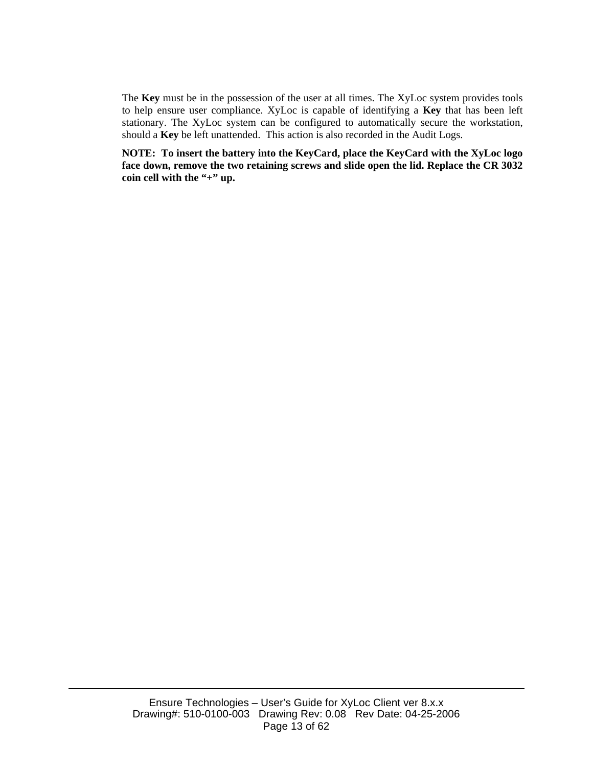The **Key** must be in the possession of the user at all times. The XyLoc system provides tools to help ensure user compliance. XyLoc is capable of identifying a **Key** that has been left stationary. The XyLoc system can be configured to automatically secure the workstation, should a **Key** be left unattended. This action is also recorded in the Audit Logs.

**NOTE: To insert the battery into the KeyCard, place the KeyCard with the XyLoc logo face down, remove the two retaining screws and slide open the lid. Replace the CR 3032 coin cell with the "+" up.**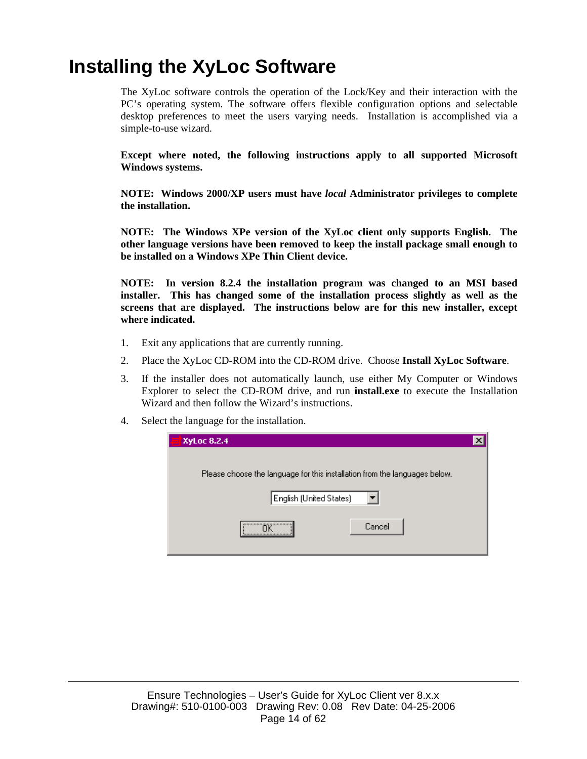# Installing the XyLoc Software

The XyLoc software controls the operation of the Lock/Key and their interaction with the PC's operating system. The software offers flexible configuration options and selectable desktop preferences to meet the users varying needs. Installation is accomplished via a simple-to-use wizard.

**Except where noted, the following instructions apply to all supported Microsoft Windows systems.**

**NOTE: Windows 2000/XP users must have *local* Administrator privileges to complete the installation.**

**NOTE: The Windows XPe version of the XyLoc client only supports English. The other language versions have been removed to keep the install package small enough to be installed on a Windows XPe Thin Client device.**

**NOTE: In version 8.2.4 the installation program was changed to an MSI based installer. This has changed some of the installation process slightly as well as the screens that are displayed. The instructions below are for this new installer, except where indicated.**

1. Exit any applications that are currently running.
2. Place the XyLoc CD-ROM into the CD-ROM drive. Choose **Install XyLoc Software**.
3. If the installer does not automatically launch, use either My Computer or Windows Explorer to select the CD-ROM drive, and run **install.exe** to execute the Installation Wizard and then follow the Wizard's instructions.
4. Select the language for the installation.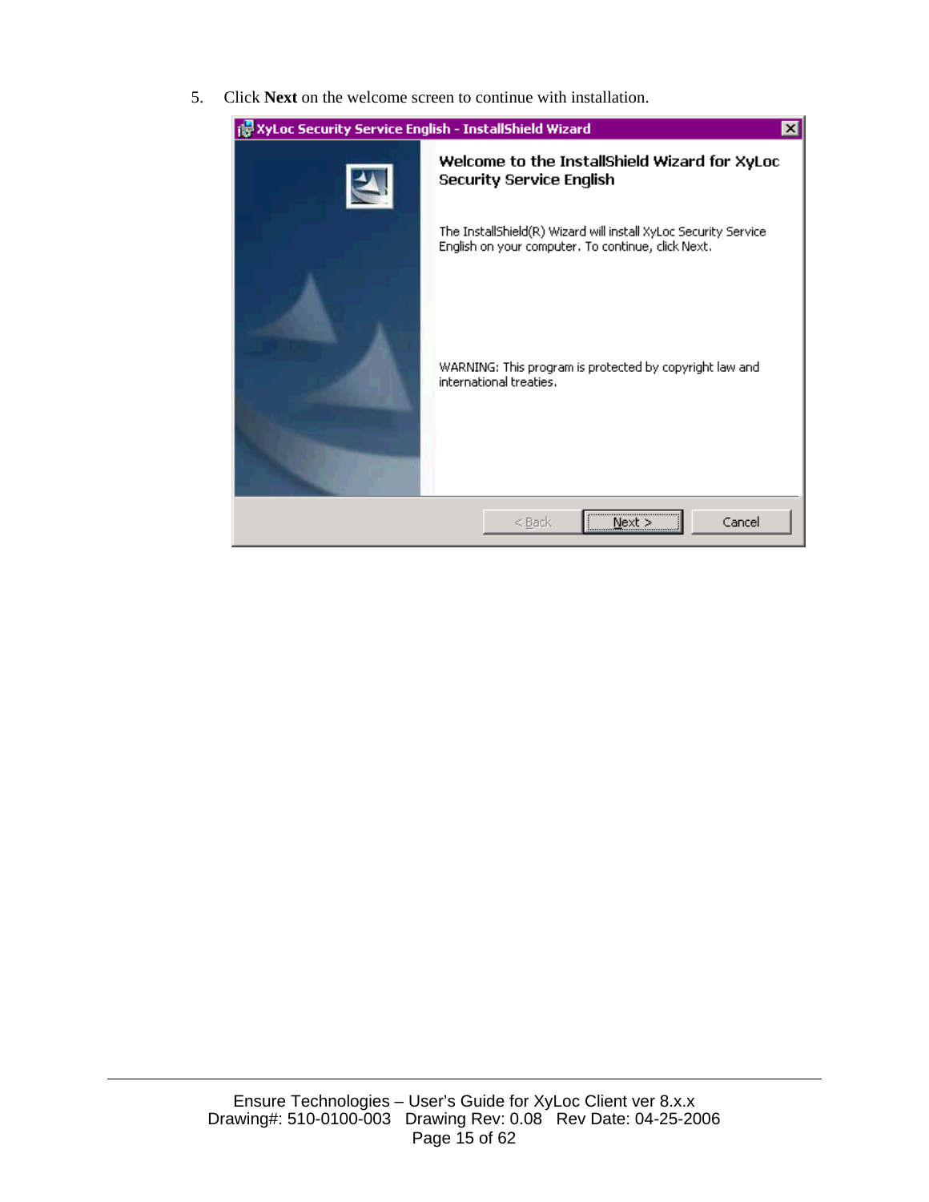5. Click **Next** on the welcome screen to continue with installation.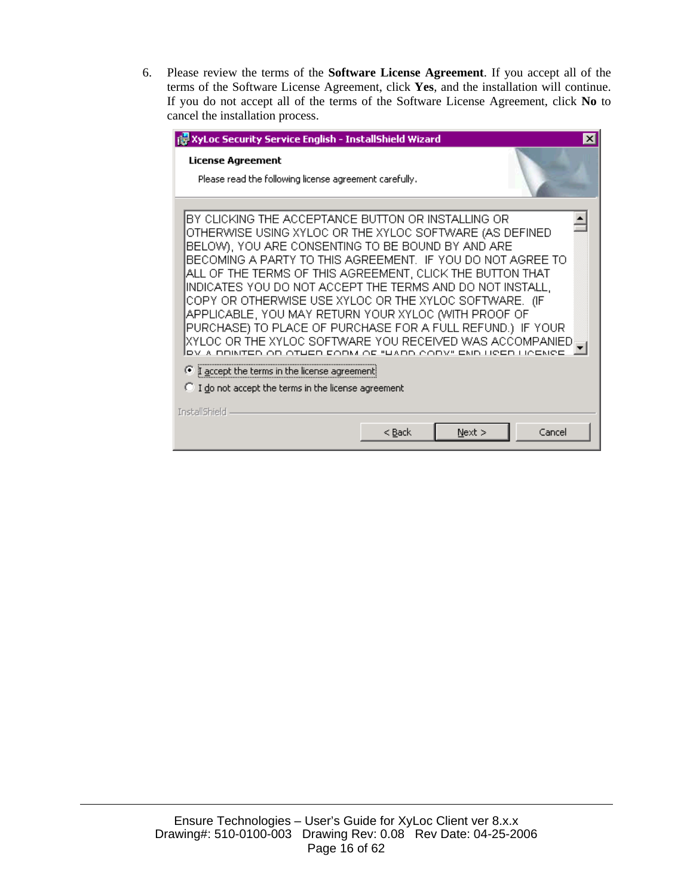6. Please review the terms of the **Software License Agreement**. If you accept all of the terms of the Software License Agreement, click **Yes**, and the installation will continue. If you do not accept all of the terms of the Software License Agreement, click **No** to cancel the installation process.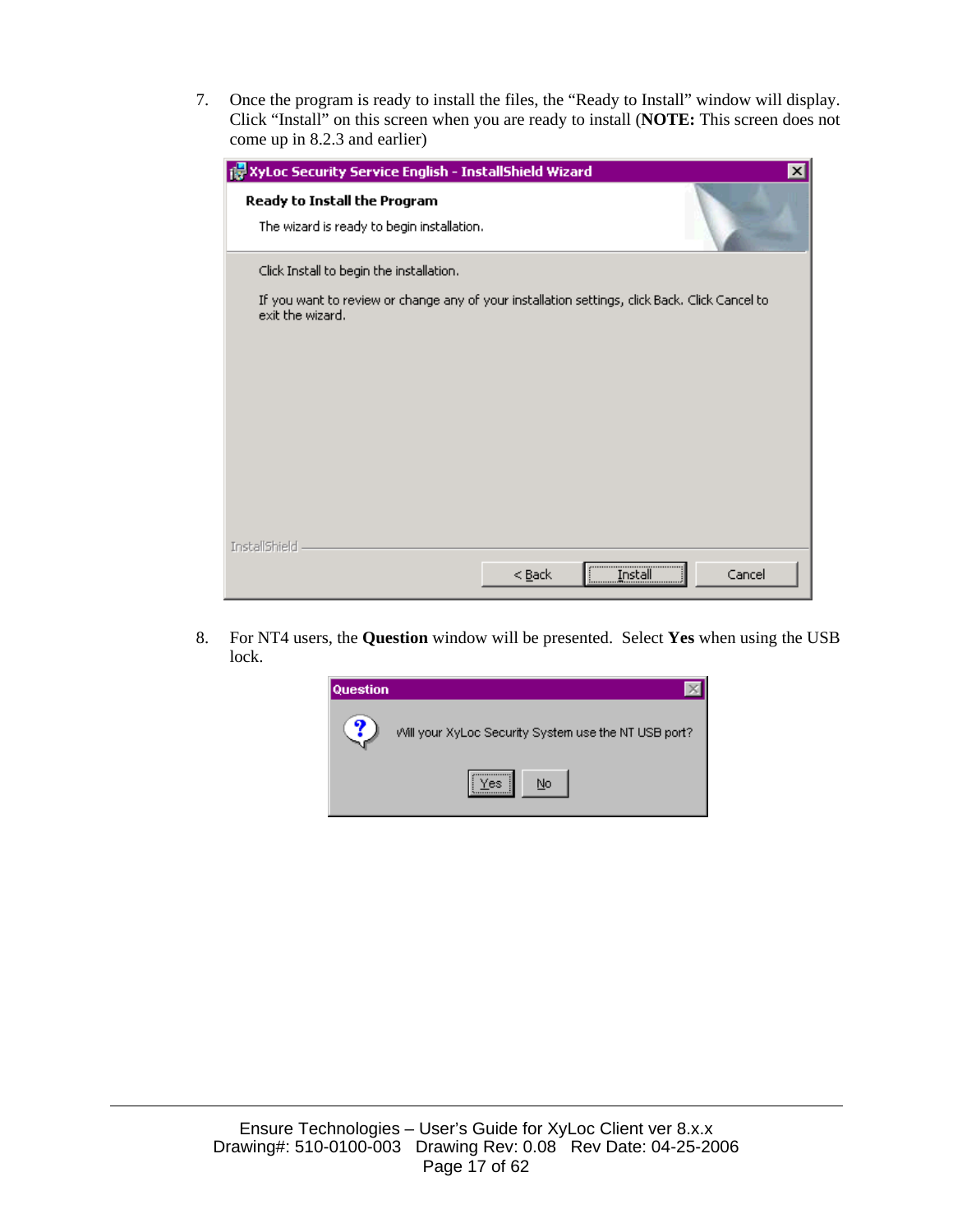7. Once the program is ready to install the files, the "Ready to Install" window will display. Click "Install" on this screen when you are ready to install (**NOTE:** This screen does not come up in 8.2.3 and earlier)

8. For NT4 users, the **Question** window will be presented. Select **Yes** when using the USB lock.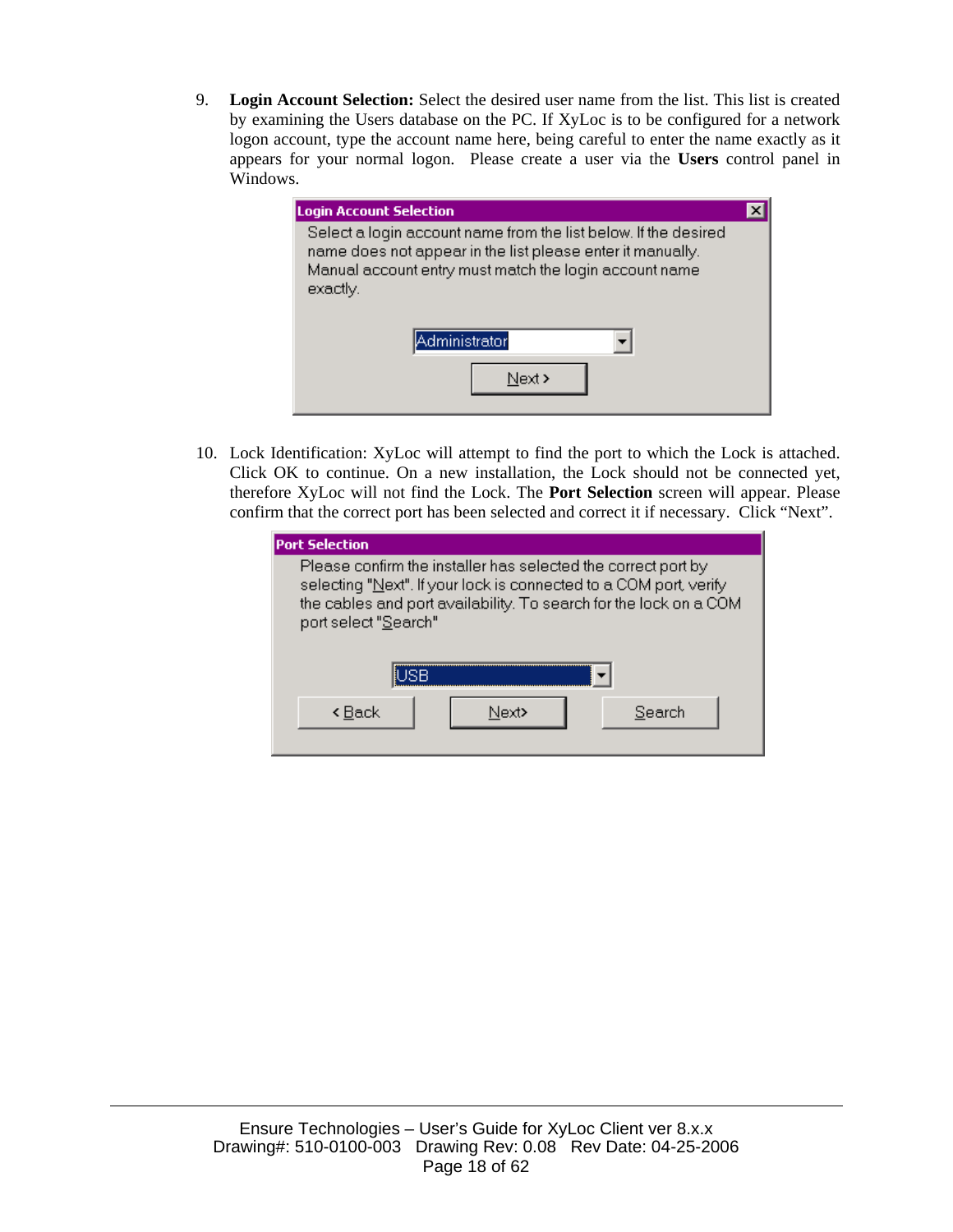9. **Login Account Selection:** Select the desired user name from the list. This list is created by examining the Users database on the PC. If XyLoc is to be configured for a network logon account, type the account name here, being careful to enter the name exactly as it appears for your normal logon. Please create a user via the **Users** control panel in Windows.

   **Login Account Selection**

   Select a login account name from the list below. If the desired name does not appear in the list please enter it manually. Manual account entry must match the login account name exactly.

   Administrator

   Next >

10. Lock Identification: XyLoc will attempt to find the port to which the Lock is attached. Click OK to continue. On a new installation, the Lock should not be connected yet, therefore XyLoc will not find the Lock. The **Port Selection** screen will appear. Please confirm that the correct port has been selected and correct it if necessary. Click "Next".

    **Port Selection**

    Please confirm the installer has selected the correct port by selecting "Next". If your lock is connected to a COM port, verify the cables and port availability. To search for the lock on a COM port select "Search"

    USB

    < Back | Next> | Search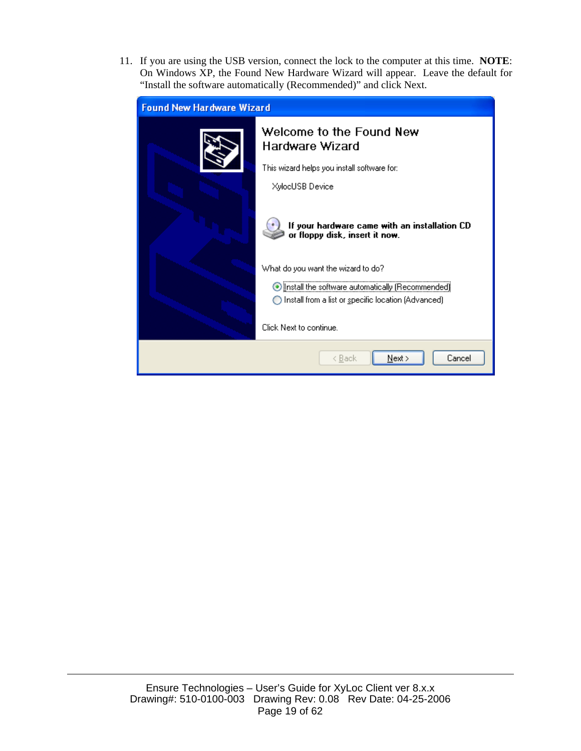11. If you are using the USB version, connect the lock to the computer at this time. **NOTE**: On Windows XP, the Found New Hardware Wizard will appear. Leave the default for "Install the software automatically (Recommended)" and click Next.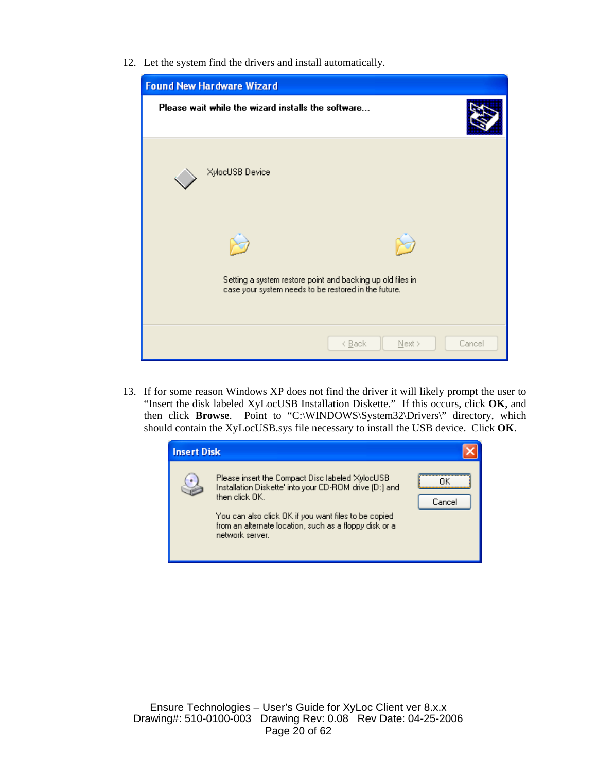12. Let the system find the drivers and install automatically.

13. If for some reason Windows XP does not find the driver it will likely prompt the user to "Insert the disk labeled XyLocUSB Installation Diskette." If this occurs, click **OK**, and then click **Browse**. Point to "C:\WINDOWS\System32\Drivers\" directory, which should contain the XyLocUSB.sys file necessary to install the USB device. Click **OK**.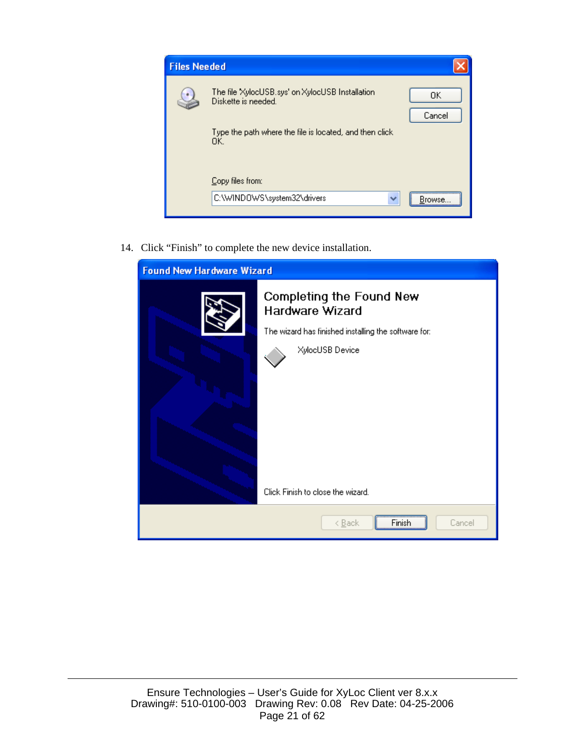14. Click "Finish" to complete the new device installation.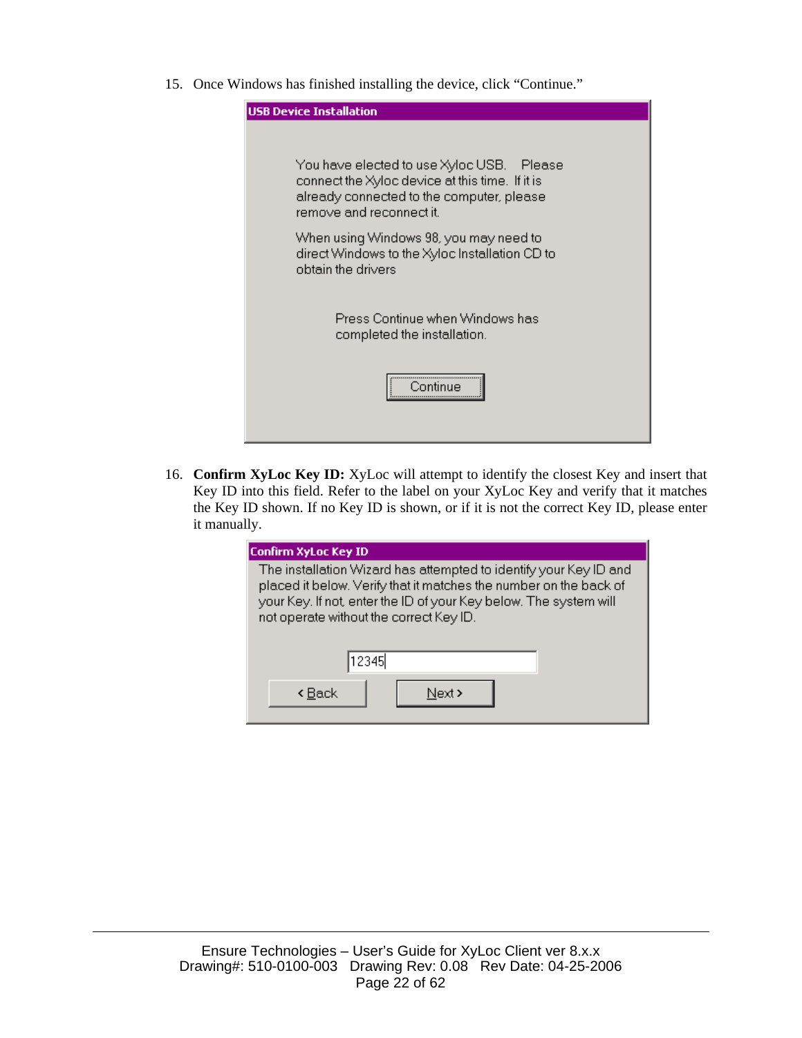15. Once Windows has finished installing the device, click "Continue."

**USB Device Installation**

You have elected to use Xyloc USB. Please connect the Xyloc device at this time. If it is already connected to the computer, please remove and reconnect it.

When using Windows 98, you may need to direct Windows to the Xyloc Installation CD to obtain the drivers

Press Continue when Windows has completed the installation.

[Continue]

16. **Confirm XyLoc Key ID:** XyLoc will attempt to identify the closest Key and insert that Key ID into this field. Refer to the label on your XyLoc Key and verify that it matches the Key ID shown. If no Key ID is shown, or if it is not the correct Key ID, please enter it manually.

**Confirm XyLoc Key ID**

The installation Wizard has attempted to identify your Key ID and placed it below. Verify that it matches the number on the back of your Key. If not, enter the ID of your Key below. The system will not operate without the correct Key ID.

12345

[< Back] [Next >]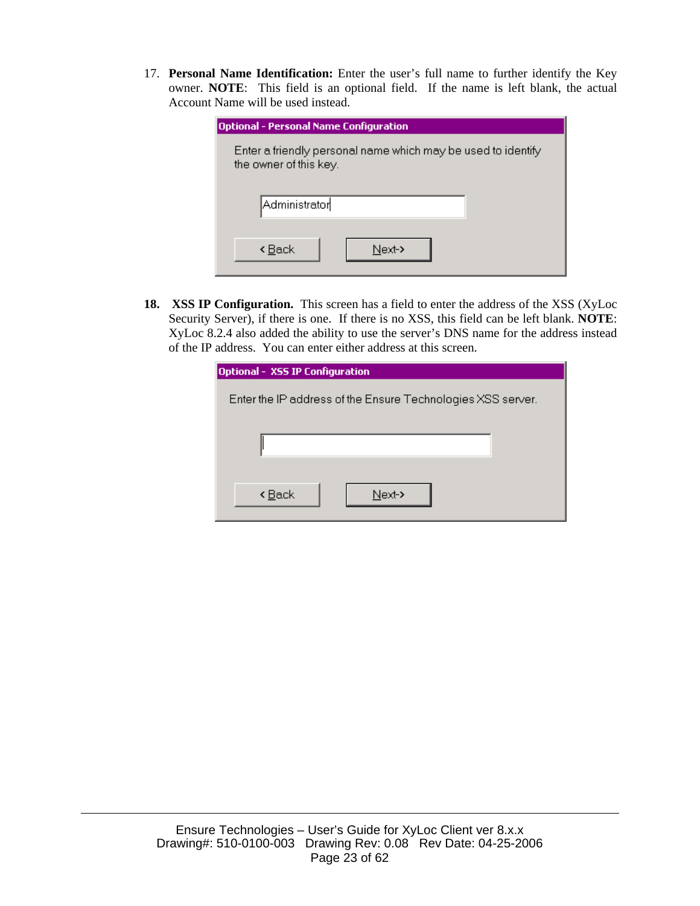17. **Personal Name Identification:** Enter the user's full name to further identify the Key owner. **NOTE**: This field is an optional field. If the name is left blank, the actual Account Name will be used instead.

    Optional - Personal Name Configuration

    Enter a friendly personal name which may be used to identify the owner of this key.

    Administrator

    < Back    Next->

18. **XSS IP Configuration.** This screen has a field to enter the address of the XSS (XyLoc Security Server), if there is one. If there is no XSS, this field can be left blank. **NOTE**: XyLoc 8.2.4 also added the ability to use the server's DNS name for the address instead of the IP address. You can enter either address at this screen.

    Optional - XSS IP Configuration

    Enter the IP address of the Ensure Technologies XSS server.

    < Back    Next->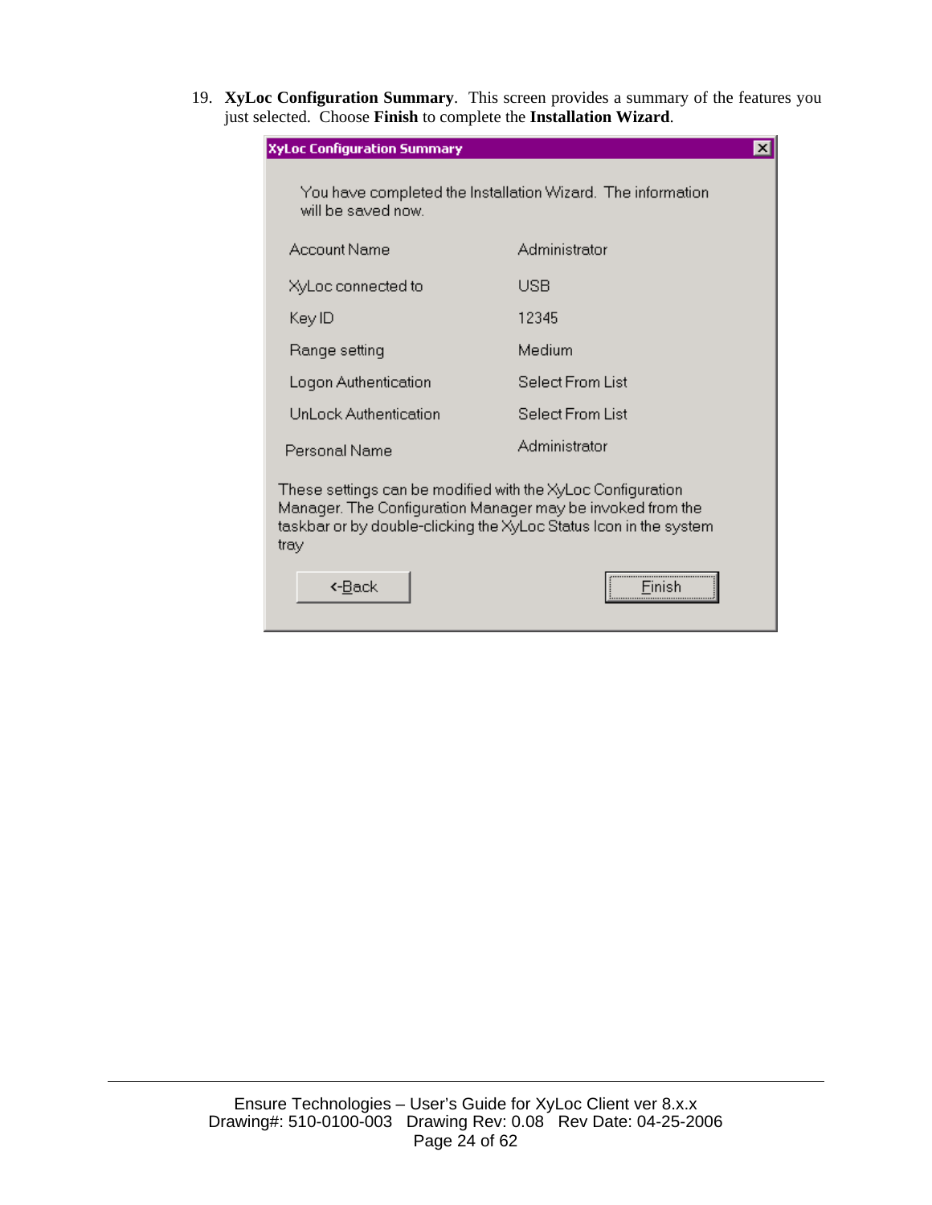19. **XyLoc Configuration Summary**. This screen provides a summary of the features you just selected. Choose **Finish** to complete the **Installation Wizard**.

**XyLoc Configuration Summary**

You have completed the Installation Wizard. The information will be saved now.

| | |
|---|---|
| Account Name | Administrator |
| XyLoc connected to | USB |
| Key ID | 12345 |
| Range setting | Medium |
| Logon Authentication | Select From List |
| UnLock Authentication | Select From List |
| Personal Name | Administrator |

These settings can be modified with the XyLoc Configuration Manager. The Configuration Manager may be invoked from the taskbar or by double-clicking the XyLoc Status Icon in the system tray

<-Back    Finish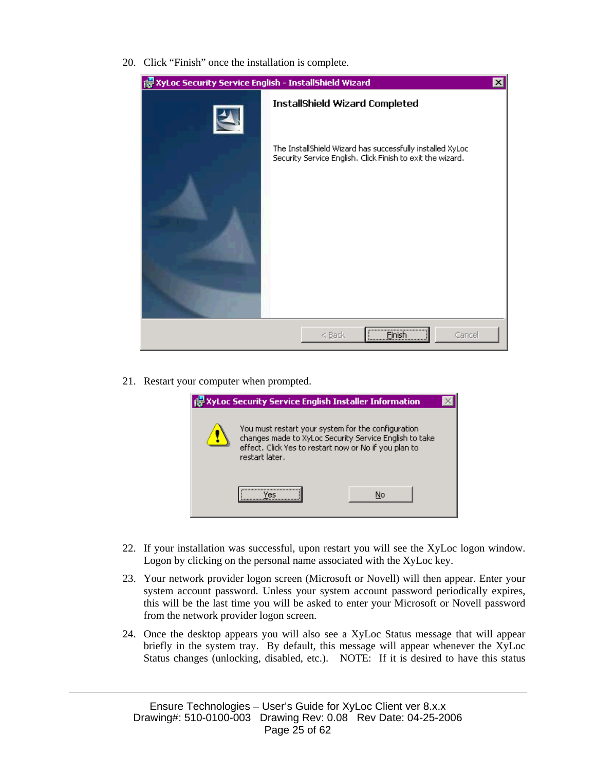20. Click “Finish” once the installation is complete.

21. Restart your computer when prompted.

22. If your installation was successful, upon restart you will see the XyLoc logon window. Logon by clicking on the personal name associated with the XyLoc key.

23. Your network provider logon screen (Microsoft or Novell) will then appear. Enter your system account password. Unless your system account password periodically expires, this will be the last time you will be asked to enter your Microsoft or Novell password from the network provider logon screen.

24. Once the desktop appears you will also see a XyLoc Status message that will appear briefly in the system tray. By default, this message will appear whenever the XyLoc Status changes (unlocking, disabled, etc.). NOTE: If it is desired to have this status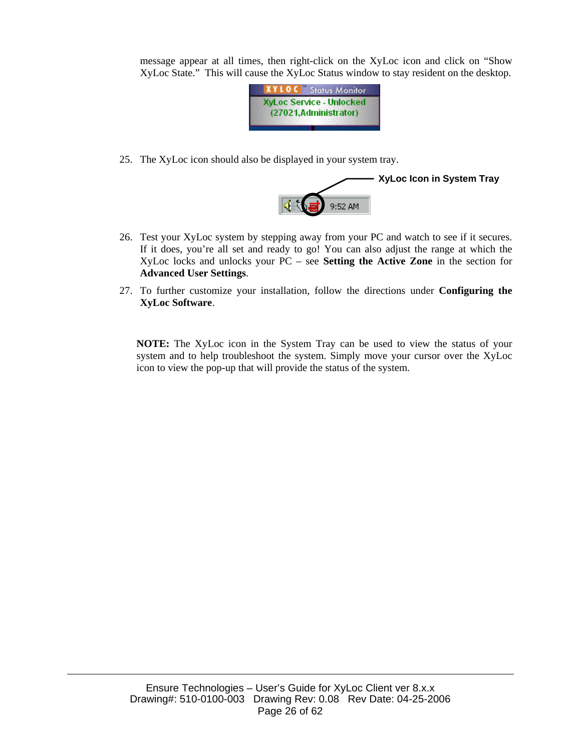message appear at all times, then right-click on the XyLoc icon and click on “Show XyLoc State.” This will cause the XyLoc Status window to stay resident on the desktop.

25. The XyLoc icon should also be displayed in your system tray.

26. Test your XyLoc system by stepping away from your PC and watch to see if it secures. If it does, you’re all set and ready to go! You can also adjust the range at which the XyLoc locks and unlocks your PC – see **Setting the Active Zone** in the section for **Advanced User Settings**.

27. To further customize your installation, follow the directions under **Configuring the XyLoc Software**.

**NOTE:** The XyLoc icon in the System Tray can be used to view the status of your system and to help troubleshoot the system. Simply move your cursor over the XyLoc icon to view the pop-up that will provide the status of the system.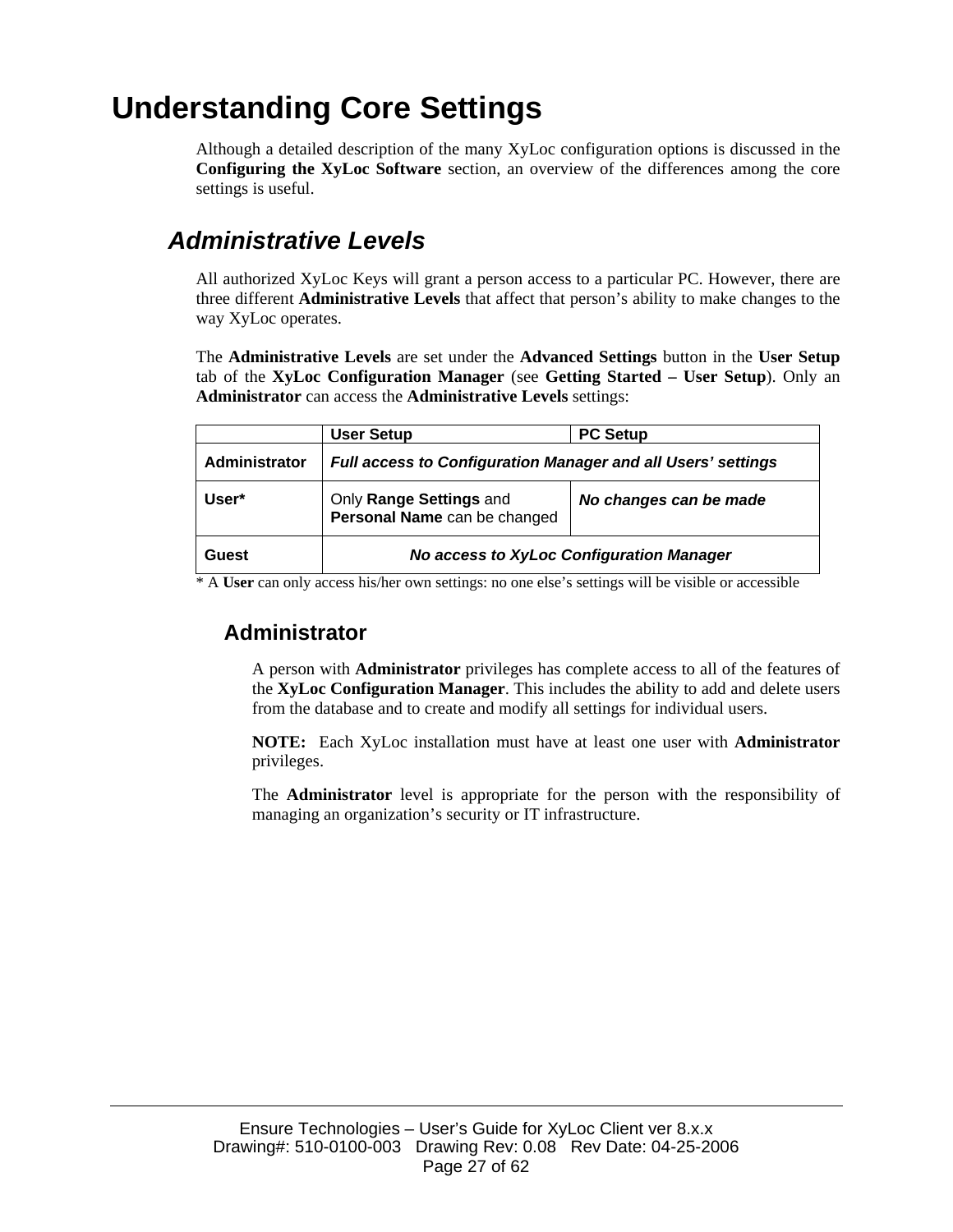# Understanding Core Settings

Although a detailed description of the many XyLoc configuration options is discussed in the **Configuring the XyLoc Software** section, an overview of the differences among the core settings is useful.

## *Administrative Levels*

All authorized XyLoc Keys will grant a person access to a particular PC. However, there are three different **Administrative Levels** that affect that person's ability to make changes to the way XyLoc operates.

The **Administrative Levels** are set under the **Advanced Settings** button in the **User Setup** tab of the **XyLoc Configuration Manager** (see **Getting Started – User Setup**). Only an **Administrator** can access the **Administrative Levels** settings:

| | User Setup | PC Setup |
|---|---|---|
| **Administrator** | ***Full access to Configuration Manager and all Users' settings*** | |
| **User*** | Only **Range Settings** and **Personal Name** can be changed | ***No changes can be made*** |
| **Guest** | ***No access to XyLoc Configuration Manager*** | |

* A **User** can only access his/her own settings: no one else's settings will be visible or accessible

### Administrator

A person with **Administrator** privileges has complete access to all of the features of the **XyLoc Configuration Manager**. This includes the ability to add and delete users from the database and to create and modify all settings for individual users.

**NOTE:** Each XyLoc installation must have at least one user with **Administrator** privileges.

The **Administrator** level is appropriate for the person with the responsibility of managing an organization's security or IT infrastructure.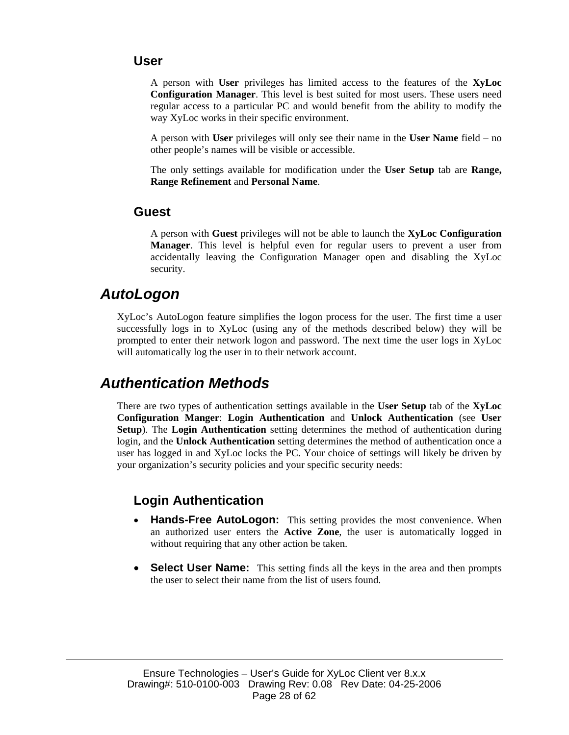### User

A person with **User** privileges has limited access to the features of the **XyLoc Configuration Manager**. This level is best suited for most users. These users need regular access to a particular PC and would benefit from the ability to modify the way XyLoc works in their specific environment.

A person with **User** privileges will only see their name in the **User Name** field – no other people's names will be visible or accessible.

The only settings available for modification under the **User Setup** tab are **Range, Range Refinement** and **Personal Name**.

### Guest

A person with **Guest** privileges will not be able to launch the **XyLoc Configuration Manager**. This level is helpful even for regular users to prevent a user from accidentally leaving the Configuration Manager open and disabling the XyLoc security.

## *AutoLogon*

XyLoc's AutoLogon feature simplifies the logon process for the user. The first time a user successfully logs in to XyLoc (using any of the methods described below) they will be prompted to enter their network logon and password. The next time the user logs in XyLoc will automatically log the user in to their network account.

## *Authentication Methods*

There are two types of authentication settings available in the **User Setup** tab of the **XyLoc Configuration Manger**: **Login Authentication** and **Unlock Authentication** (see **User Setup**). The **Login Authentication** setting determines the method of authentication during login, and the **Unlock Authentication** setting determines the method of authentication once a user has logged in and XyLoc locks the PC. Your choice of settings will likely be driven by your organization's security policies and your specific security needs:

### Login Authentication

- **Hands-Free AutoLogon:** This setting provides the most convenience. When an authorized user enters the **Active Zone**, the user is automatically logged in without requiring that any other action be taken.

- **Select User Name:** This setting finds all the keys in the area and then prompts the user to select their name from the list of users found.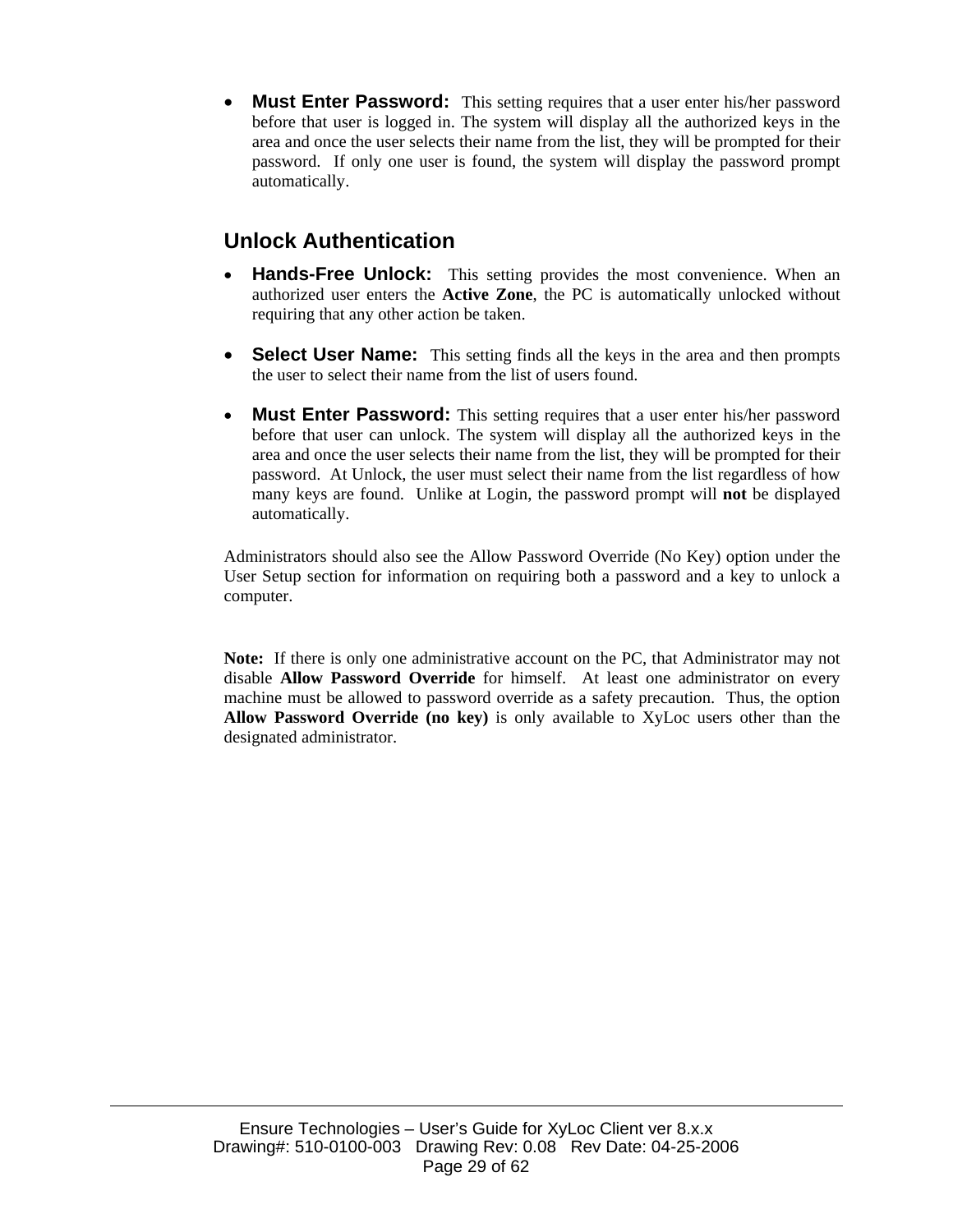- **Must Enter Password:** This setting requires that a user enter his/her password before that user is logged in. The system will display all the authorized keys in the area and once the user selects their name from the list, they will be prompted for their password. If only one user is found, the system will display the password prompt automatically.

## Unlock Authentication

- **Hands-Free Unlock:** This setting provides the most convenience. When an authorized user enters the **Active Zone**, the PC is automatically unlocked without requiring that any other action be taken.

- **Select User Name:** This setting finds all the keys in the area and then prompts the user to select their name from the list of users found.

- **Must Enter Password:** This setting requires that a user enter his/her password before that user can unlock. The system will display all the authorized keys in the area and once the user selects their name from the list, they will be prompted for their password. At Unlock, the user must select their name from the list regardless of how many keys are found. Unlike at Login, the password prompt will **not** be displayed automatically.

Administrators should also see the Allow Password Override (No Key) option under the User Setup section for information on requiring both a password and a key to unlock a computer.

**Note:** If there is only one administrative account on the PC, that Administrator may not disable **Allow Password Override** for himself. At least one administrator on every machine must be allowed to password override as a safety precaution. Thus, the option **Allow Password Override (no key)** is only available to XyLoc users other than the designated administrator.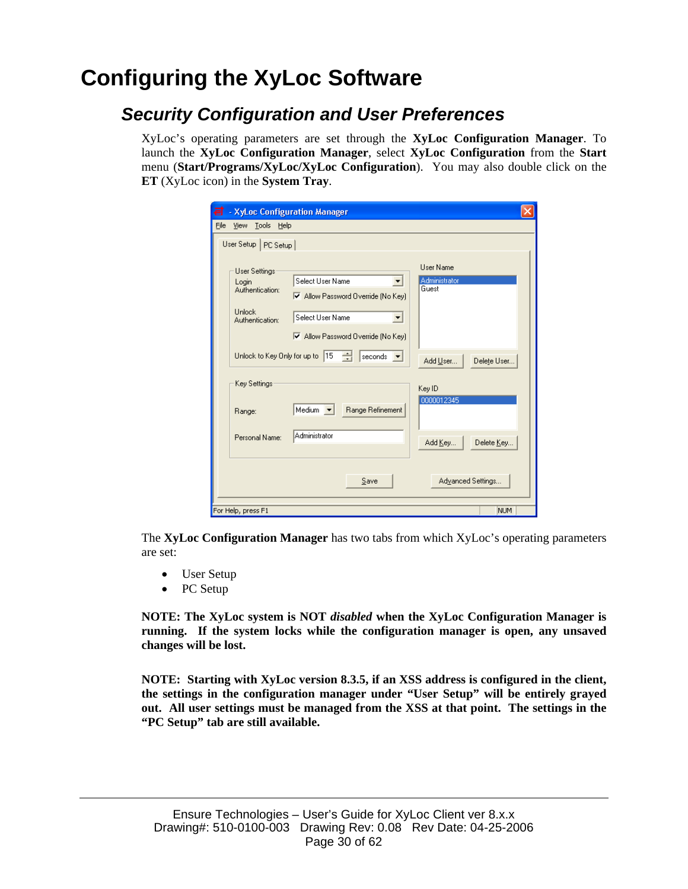# Configuring the XyLoc Software

## *Security Configuration and User Preferences*

XyLoc's operating parameters are set through the **XyLoc Configuration Manager**. To launch the **XyLoc Configuration Manager**, select **XyLoc Configuration** from the **Start** menu (**Start/Programs/XyLoc/XyLoc Configuration**). You may also double click on the **ET** (XyLoc icon) in the **System Tray**.

The **XyLoc Configuration Manager** has two tabs from which XyLoc's operating parameters are set:

- User Setup
- PC Setup

**NOTE: The XyLoc system is NOT *disabled* when the XyLoc Configuration Manager is running. If the system locks while the configuration manager is open, any unsaved changes will be lost.**

**NOTE: Starting with XyLoc version 8.3.5, if an XSS address is configured in the client, the settings in the configuration manager under "User Setup" will be entirely grayed out. All user settings must be managed from the XSS at that point. The settings in the "PC Setup" tab are still available.**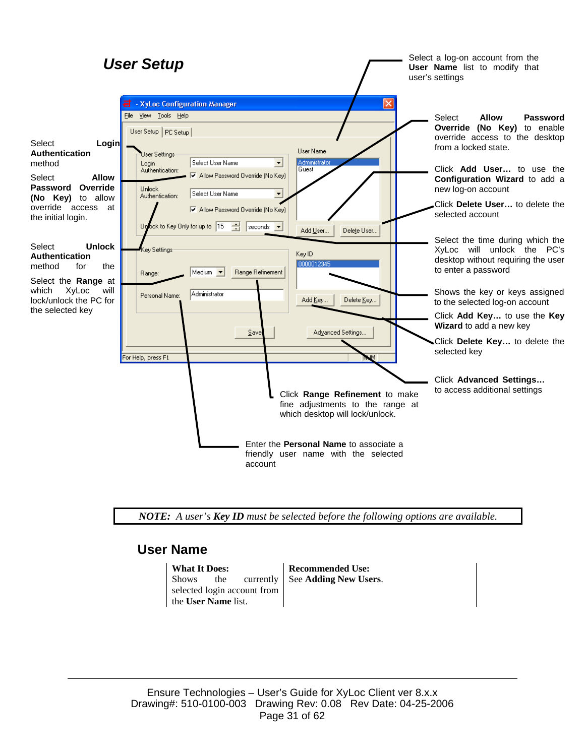## *User Setup*

Select a log-on account from the **User Name** list to modify that user's settings

Select **Login Authentication** method

Select **Allow Password Override (No Key)** to allow override access at the initial login.

Select **Unlock Authentication** method for the

Select the **Range** at which XyLoc will lock/unlock the PC for the selected key

Select **Allow Password Override (No Key)** to enable override access to the desktop from a locked state.

Click **Add User…** to use the **Configuration Wizard** to add a new log-on account

Click **Delete User…** to delete the selected account

Select the time during which the XyLoc will unlock the PC's desktop without requiring the user to enter a password

Shows the key or keys assigned to the selected log-on account

Click **Add Key…** to use the **Key Wizard** to add a new key

Click **Delete Key…** to delete the selected key

Click **Advanced Settings…** to access additional settings

Click **Range Refinement** to make fine adjustments to the range at which desktop will lock/unlock.

Enter the **Personal Name** to associate a friendly user name with the selected account

| *NOTE: A user's* ***Key ID*** *must be selected before the following options are available.* |
|---|

## User Name

| **What It Does:** | **Recommended Use:** |
|---|---|
| Shows the currently selected login account from the **User Name** list. | See **Adding New Users**. |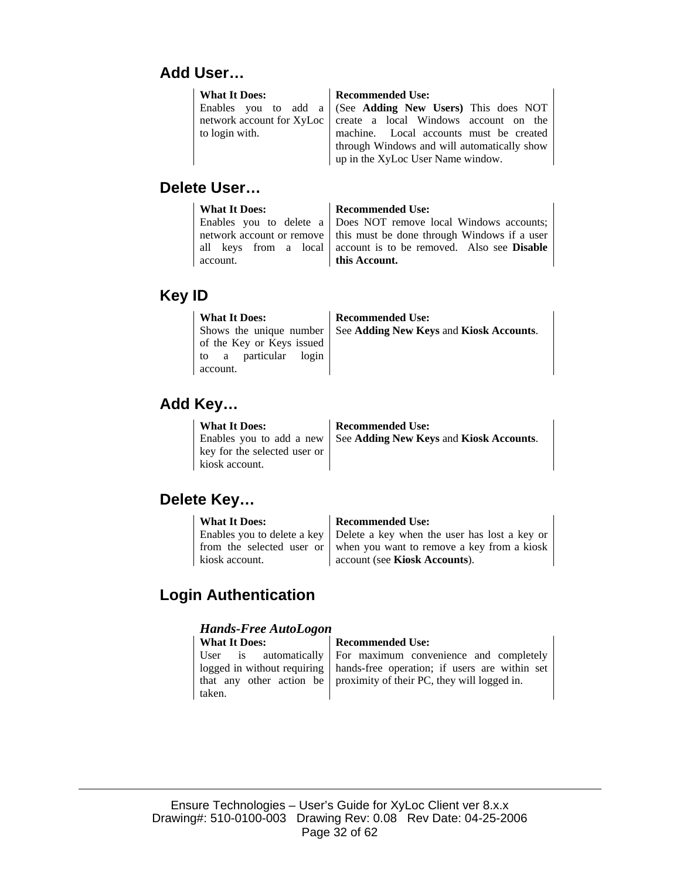## Add User…

| What It Does: | Recommended Use: |
|---|---|
| Enables you to add a network account for XyLoc to login with. | (See **Adding New Users)** This does NOT create a local Windows account on the machine. Local accounts must be created through Windows and will automatically show up in the XyLoc User Name window. |

## Delete User…

| What It Does: | Recommended Use: |
|---|---|
| Enables you to delete a network account or remove all keys from a local account. | Does NOT remove local Windows accounts; this must be done through Windows if a user account is to be removed. Also see **Disable this Account.** |

## Key ID

| What It Does: | Recommended Use: |
|---|---|
| Shows the unique number of the Key or Keys issued to a particular login account. | See **Adding New Keys** and **Kiosk Accounts**. |

## Add Key…

| What It Does: | Recommended Use: |
|---|---|
| Enables you to add a new key for the selected user or kiosk account. | See **Adding New Keys** and **Kiosk Accounts**. |

## Delete Key…

| What It Does: | Recommended Use: |
|---|---|
| Enables you to delete a key from the selected user or kiosk account. | Delete a key when the user has lost a key or when you want to remove a key from a kiosk account (see **Kiosk Accounts**). |

## Login Authentication

### *Hands-Free AutoLogon*

| What It Does: | Recommended Use: |
|---|---|
| User is automatically logged in without requiring that any other action be taken. | For maximum convenience and completely hands-free operation; if users are within set proximity of their PC, they will logged in. |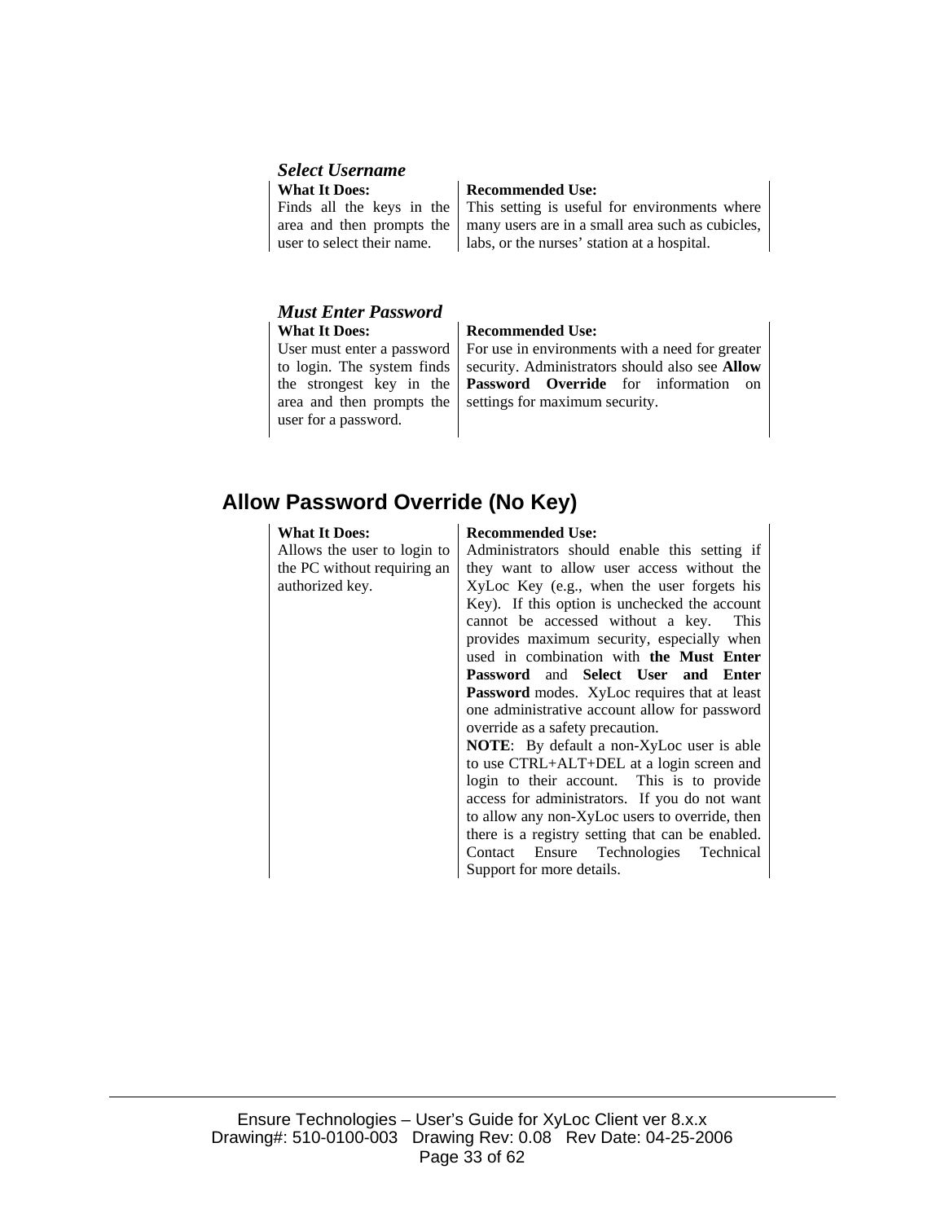### *Select Username*

| What It Does: | Recommended Use: |
|---|---|
| Finds all the keys in the area and then prompts the user to select their name. | This setting is useful for environments where many users are in a small area such as cubicles, labs, or the nurses' station at a hospital. |

### *Must Enter Password*

| What It Does: | Recommended Use: |
|---|---|
| User must enter a password to login. The system finds the strongest key in the area and then prompts the user for a password. | For use in environments with a need for greater security. Administrators should also see **Allow Password Override** for information on settings for maximum security. |

## Allow Password Override (No Key)

| What It Does: | Recommended Use: |
|---|---|
| Allows the user to login to the PC without requiring an authorized key. | Administrators should enable this setting if they want to allow user access without the XyLoc Key (e.g., when the user forgets his Key). If this option is unchecked the account cannot be accessed without a key. This provides maximum security, especially when used in combination with **the Must Enter Password** and **Select User and Enter Password** modes. XyLoc requires that at least one administrative account allow for password override as a safety precaution.<br>**NOTE**: By default a non-XyLoc user is able to use CTRL+ALT+DEL at a login screen and login to their account. This is to provide access for administrators. If you do not want to allow any non-XyLoc users to override, then there is a registry setting that can be enabled. Contact Ensure Technologies Technical Support for more details. |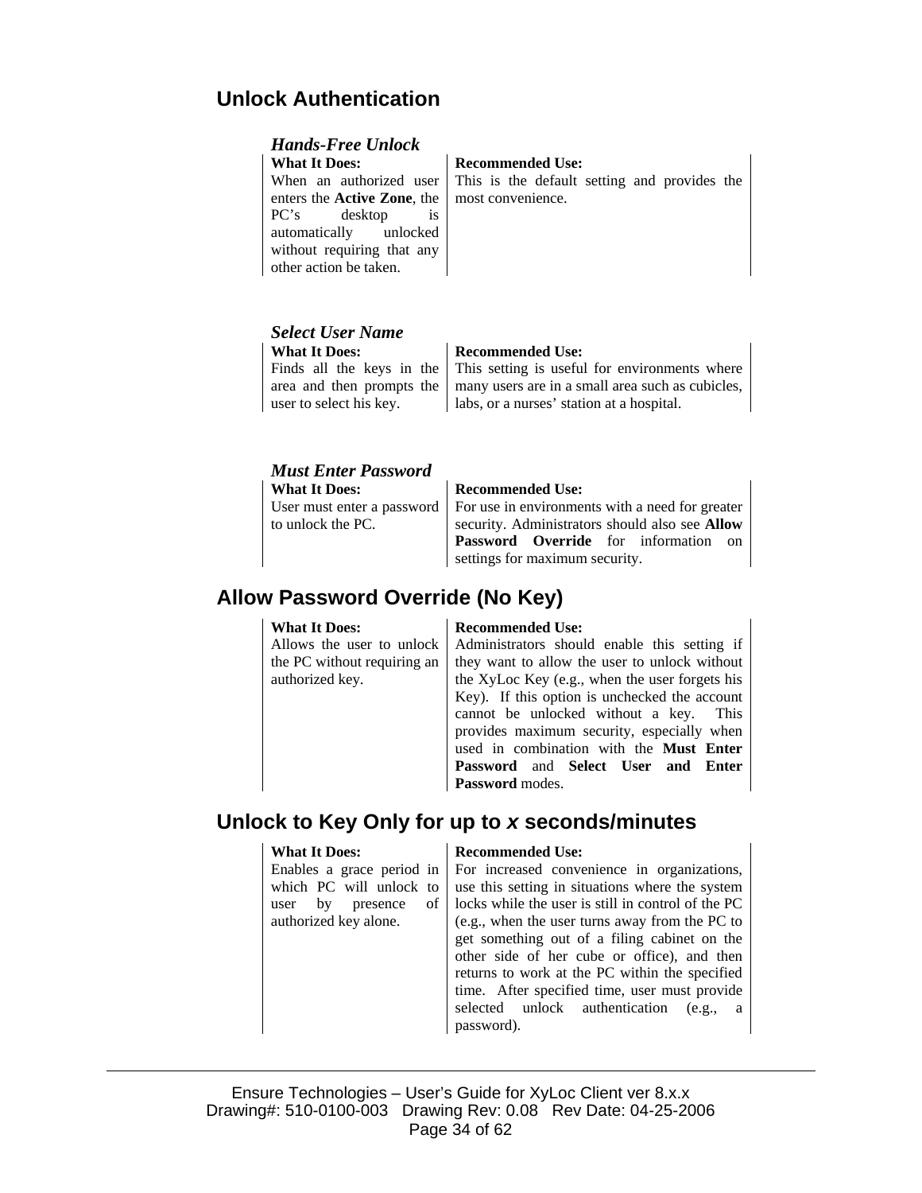## Unlock Authentication

### *Hands-Free Unlock*

| What It Does: | Recommended Use: |
|---|---|
| When an authorized user enters the **Active Zone**, the PC's desktop is automatically unlocked without requiring that any other action be taken. | This is the default setting and provides the most convenience. |

### *Select User Name*

| What It Does: | Recommended Use: |
|---|---|
| Finds all the keys in the area and then prompts the user to select his key. | This setting is useful for environments where many users are in a small area such as cubicles, labs, or a nurses' station at a hospital. |

### *Must Enter Password*

| What It Does: | Recommended Use: |
|---|---|
| User must enter a password to unlock the PC. | For use in environments with a need for greater security. Administrators should also see **Allow Password Override** for information on settings for maximum security. |

## Allow Password Override (No Key)

| What It Does: | Recommended Use: |
|---|---|
| Allows the user to unlock the PC without requiring an authorized key. | Administrators should enable this setting if they want to allow the user to unlock without the XyLoc Key (e.g., when the user forgets his Key). If this option is unchecked the account cannot be unlocked without a key. This provides maximum security, especially when used in combination with the **Must Enter Password** and **Select User and Enter Password** modes. |

## Unlock to Key Only for up to *x* seconds/minutes

| What It Does: | Recommended Use: |
|---|---|
| Enables a grace period in which PC will unlock to user by presence of authorized key alone. | For increased convenience in organizations, use this setting in situations where the system locks while the user is still in control of the PC (e.g., when the user turns away from the PC to get something out of a filing cabinet on the other side of her cube or office), and then returns to work at the PC within the specified time. After specified time, user must provide selected unlock authentication (e.g., a password). |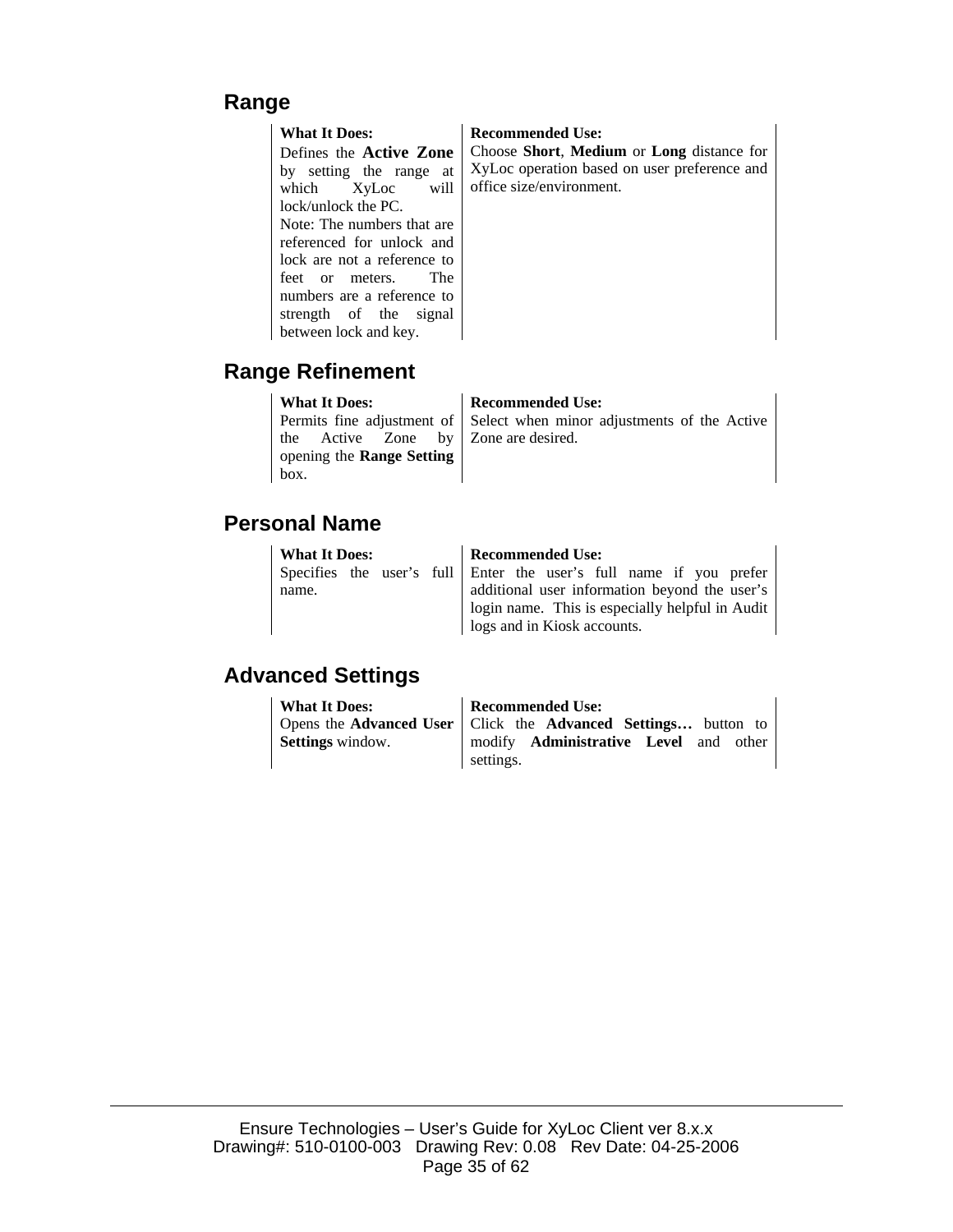## Range

| What It Does: | Recommended Use: |
|---|---|
| Defines the **Active Zone** by setting the range at which XyLoc will lock/unlock the PC.<br>Note: The numbers that are referenced for unlock and lock are not a reference to feet or meters. The numbers are a reference to strength of the signal between lock and key. | Choose **Short**, **Medium** or **Long** distance for XyLoc operation based on user preference and office size/environment. |

## Range Refinement

| What It Does: | Recommended Use: |
|---|---|
| Permits fine adjustment of the Active Zone by opening the **Range Setting** box. | Select when minor adjustments of the Active Zone are desired. |

## Personal Name

| What It Does: | Recommended Use: |
|---|---|
| Specifies the user's full name. | Enter the user's full name if you prefer additional user information beyond the user's login name. This is especially helpful in Audit logs and in Kiosk accounts. |

## Advanced Settings

| What It Does: | Recommended Use: |
|---|---|
| Opens the **Advanced User Settings** window. | Click the **Advanced Settings…** button to modify **Administrative Level** and other settings. |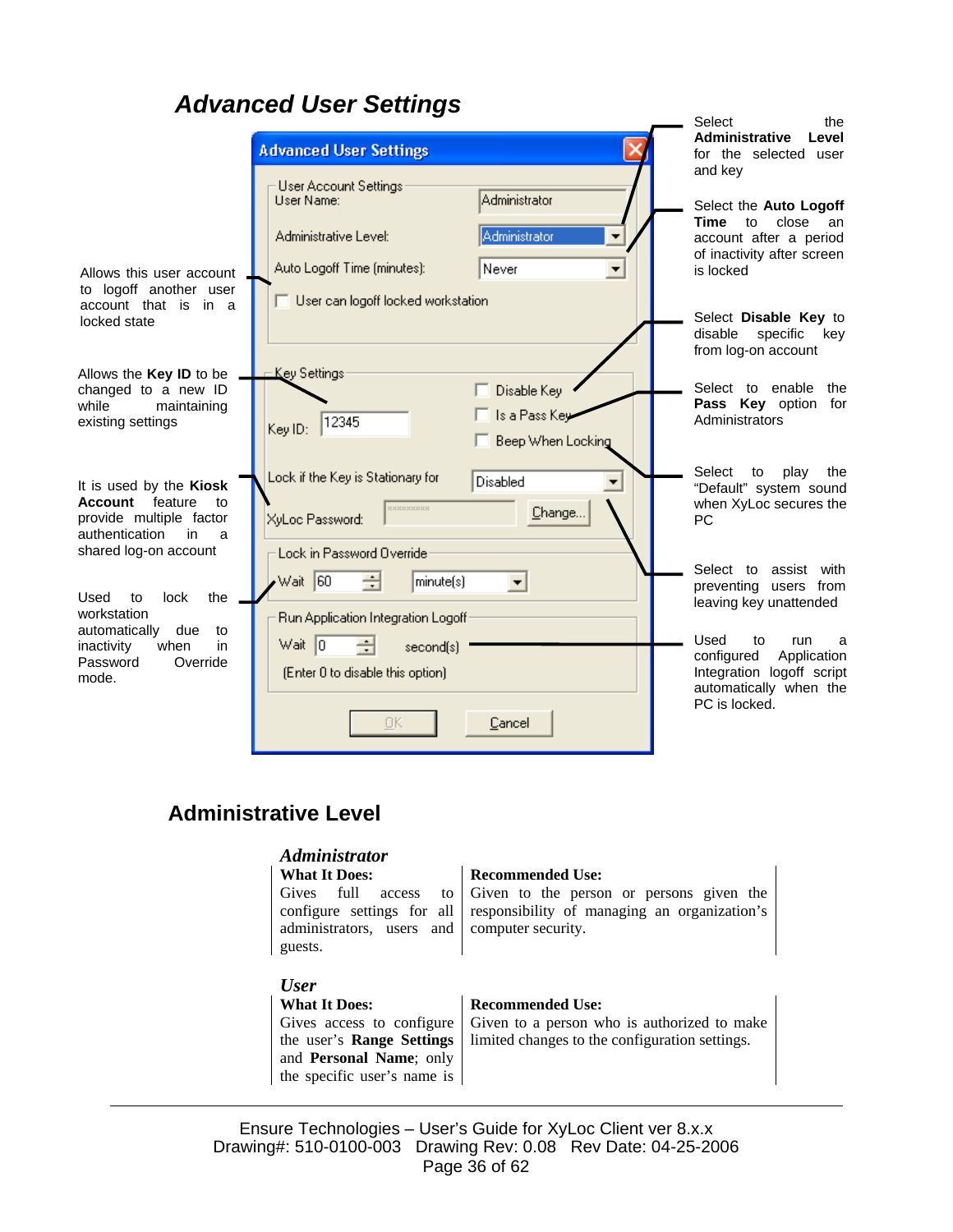# Advanced User Settings

Select the **Administrative Level** for the selected user and key

Select the **Auto Logoff Time** to close an account after a period of inactivity after screen is locked

Allows this user account to logoff another user account that is in a locked state

Select **Disable Key** to disable specific key from log-on account

Allows the **Key ID** to be changed to a new ID while maintaining existing settings

Select to enable the **Pass Key** option for Administrators

It is used by the **Kiosk Account** feature to provide multiple factor authentication in a shared log-on account

Select to play the "Default" system sound when XyLoc secures the PC

Select to assist with preventing users from leaving key unattended

Used to lock the workstation automatically due to inactivity when in Password Override mode.

Used to run a configured Application Integration logoff script automatically when the PC is locked.

Advanced User Settings

User Account Settings

User Name: Administrator

Administrative Level: Administrator

Auto Logoff Time (minutes): Never

User can logoff locked workstation

Key Settings

Key ID: 12345

Disable Key

Is a Pass Key

Beep When Locking

Lock if the Key is Stationary for: Disabled

XyLoc Password: Change...

Lock in Password Override

Wait 60 minute(s)

Run Application Integration Logoff

Wait 0 second(s)

(Enter 0 to disable this option)

OK Cancel

## Administrative Level

### *Administrator*

| What It Does: | Recommended Use: |
|---|---|
| Gives full access to configure settings for all administrators, users and guests. | Given to the person or persons given the responsibility of managing an organization's computer security. |

### *User*

| What It Does: | Recommended Use: |
|---|---|
| Gives access to configure the user's **Range Settings** and **Personal Name**; only the specific user's name is | Given to a person who is authorized to make limited changes to the configuration settings. |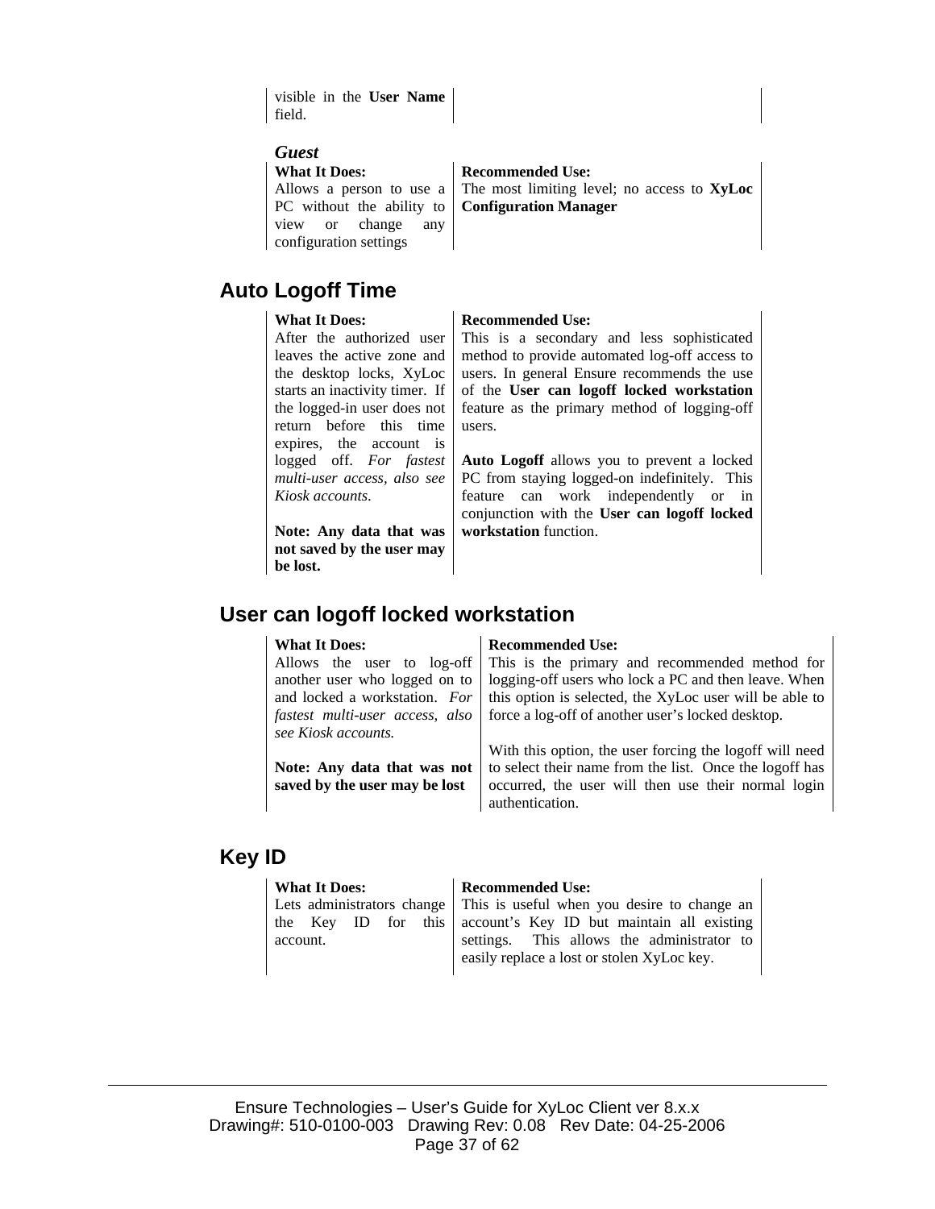| visible in the **User Name** field. | |
|---|---|

### *Guest*

| What It Does: | Recommended Use: |
|---|---|
| Allows a person to use a PC without the ability to view or change any configuration settings | The most limiting level; no access to **XyLoc Configuration Manager** |

## Auto Logoff Time

| What It Does: | Recommended Use: |
|---|---|
| After the authorized user leaves the active zone and the desktop locks, XyLoc starts an inactivity timer. If the logged-in user does not return before this time expires, the account is logged off. *For fastest multi-user access, also see Kiosk accounts.*<br><br>**Note: Any data that was not saved by the user may be lost.** | This is a secondary and less sophisticated method to provide automated log-off access to users. In general Ensure recommends the use of the **User can logoff locked workstation** feature as the primary method of logging-off users.<br><br>**Auto Logoff** allows you to prevent a locked PC from staying logged-on indefinitely. This feature can work independently or in conjunction with the **User can logoff locked workstation** function. |

## User can logoff locked workstation

| What It Does: | Recommended Use: |
|---|---|
| Allows the user to log-off another user who logged on to and locked a workstation. *For fastest multi-user access, also see Kiosk accounts.*<br><br>**Note: Any data that was not saved by the user may be lost** | This is the primary and recommended method for logging-off users who lock a PC and then leave. When this option is selected, the XyLoc user will be able to force a log-off of another user's locked desktop.<br><br>With this option, the user forcing the logoff will need to select their name from the list. Once the logoff has occurred, the user will then use their normal login authentication. |

## Key ID

| What It Does: | Recommended Use: |
|---|---|
| Lets administrators change the Key ID for this account. | This is useful when you desire to change an account's Key ID but maintain all existing settings. This allows the administrator to easily replace a lost or stolen XyLoc key. |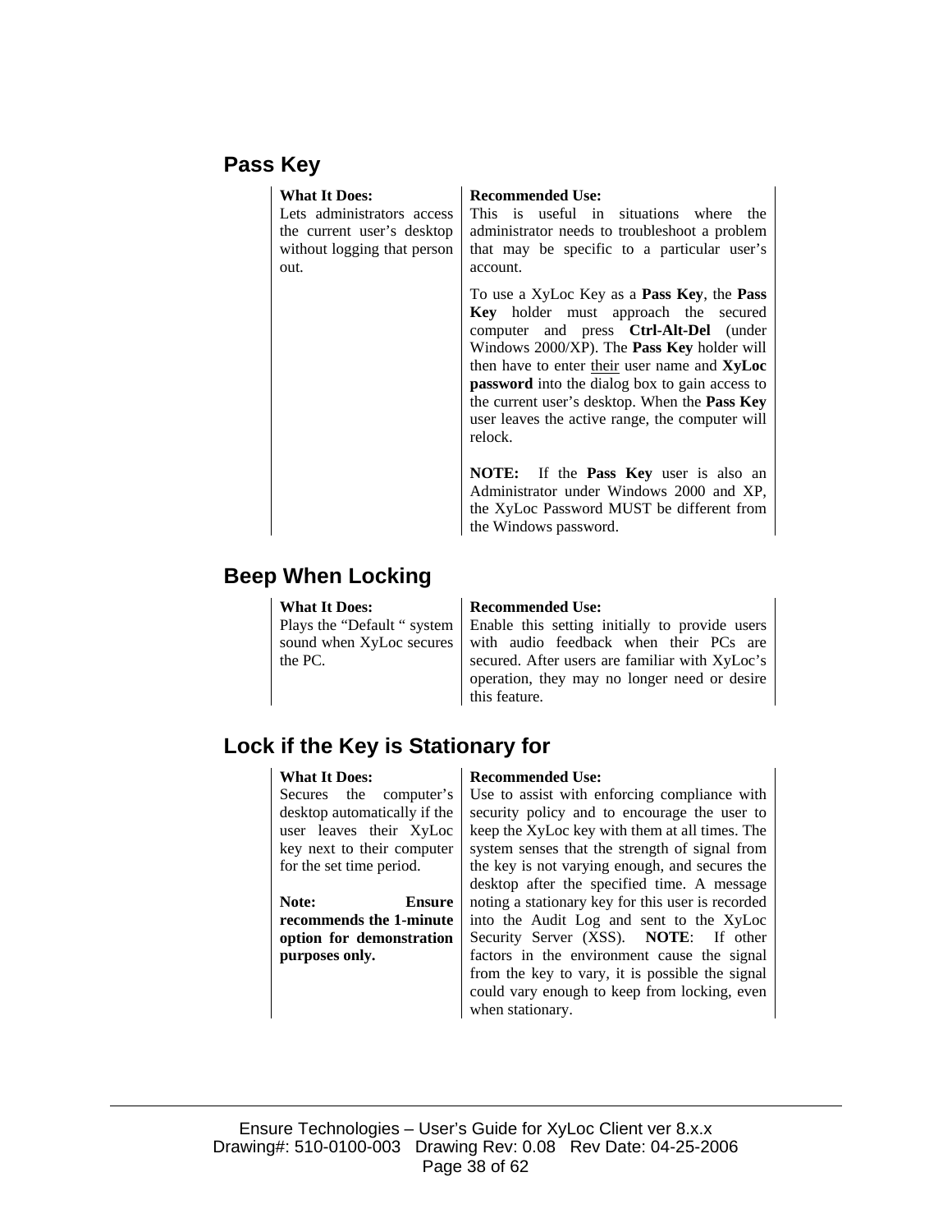## Pass Key

| What It Does: | Recommended Use: |
|---|---|
| Lets administrators access the current user's desktop without logging that person out. | This is useful in situations where the administrator needs to troubleshoot a problem that may be specific to a particular user's account.<br><br>To use a XyLoc Key as a **Pass Key**, the **Pass Key** holder must approach the secured computer and press **Ctrl-Alt-Del** (under Windows 2000/XP). The **Pass Key** holder will then have to enter <u>their</u> user name and **XyLoc password** into the dialog box to gain access to the current user's desktop. When the **Pass Key** user leaves the active range, the computer will relock.<br><br>**NOTE:** If the **Pass Key** user is also an Administrator under Windows 2000 and XP, the XyLoc Password MUST be different from the Windows password. |

## Beep When Locking

| What It Does: | Recommended Use: |
|---|---|
| Plays the "Default " system sound when XyLoc secures the PC. | Enable this setting initially to provide users with audio feedback when their PCs are secured. After users are familiar with XyLoc's operation, they may no longer need or desire this feature. |

## Lock if the Key is Stationary for

| What It Does: | Recommended Use: |
|---|---|
| Secures the computer's desktop automatically if the user leaves their XyLoc key next to their computer for the set time period.<br><br>**Note: Ensure recommends the 1-minute option for demonstration purposes only.** | Use to assist with enforcing compliance with security policy and to encourage the user to keep the XyLoc key with them at all times. The system senses that the strength of signal from the key is not varying enough, and secures the desktop after the specified time. A message noting a stationary key for this user is recorded into the Audit Log and sent to the XyLoc Security Server (XSS). **NOTE**: If other factors in the environment cause the signal from the key to vary, it is possible the signal could vary enough to keep from locking, even when stationary. |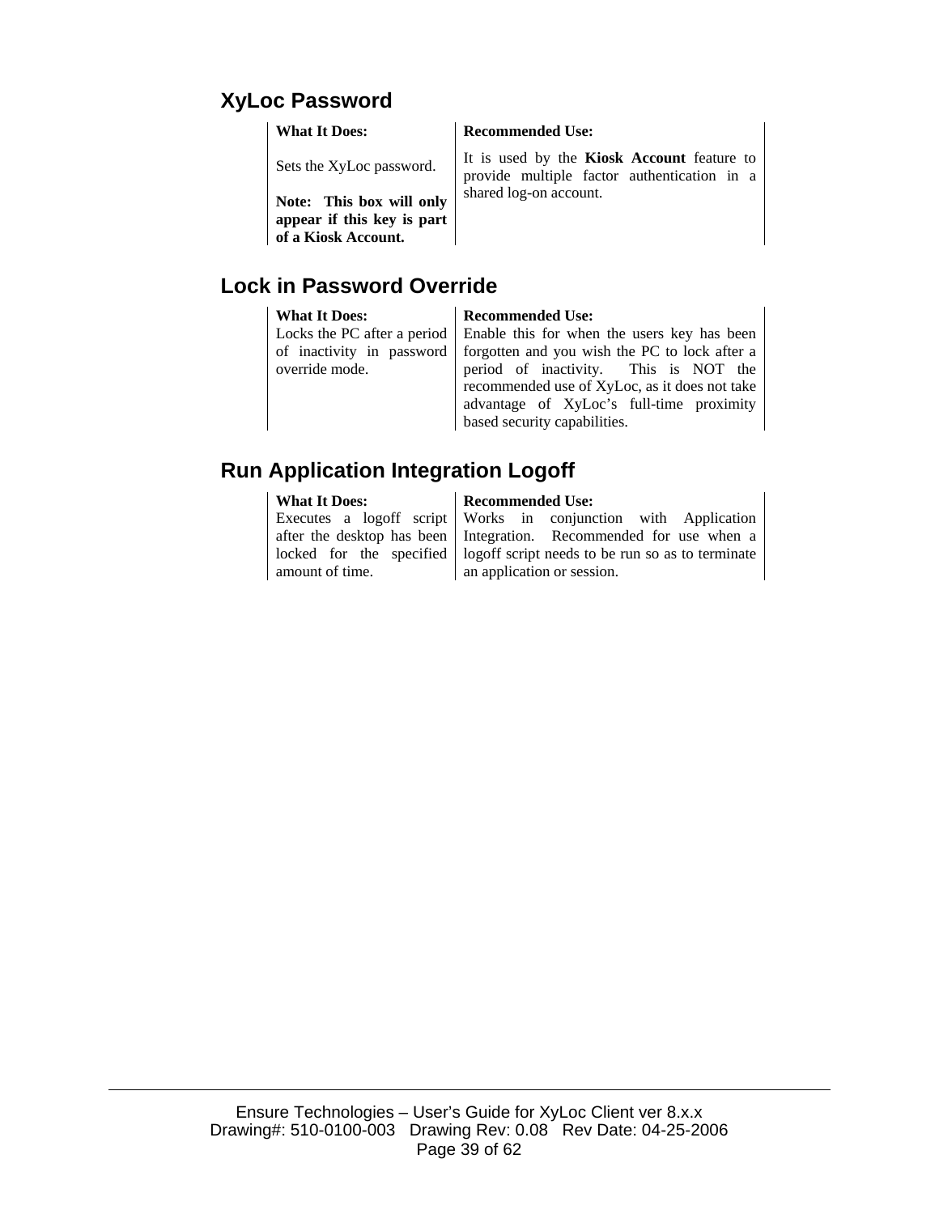## XyLoc Password

| What It Does: | Recommended Use: |
|---|---|
| Sets the XyLoc password.<br><br>**Note: This box will only appear if this key is part of a Kiosk Account.** | It is used by the **Kiosk Account** feature to provide multiple factor authentication in a shared log-on account. |

## Lock in Password Override

| What It Does: | Recommended Use: |
|---|---|
| Locks the PC after a period of inactivity in password override mode. | Enable this for when the users key has been forgotten and you wish the PC to lock after a period of inactivity. This is NOT the recommended use of XyLoc, as it does not take advantage of XyLoc's full-time proximity based security capabilities. |

## Run Application Integration Logoff

| What It Does: | Recommended Use: |
|---|---|
| Executes a logoff script after the desktop has been locked for the specified amount of time. | Works in conjunction with Application Integration. Recommended for use when a logoff script needs to be run so as to terminate an application or session. |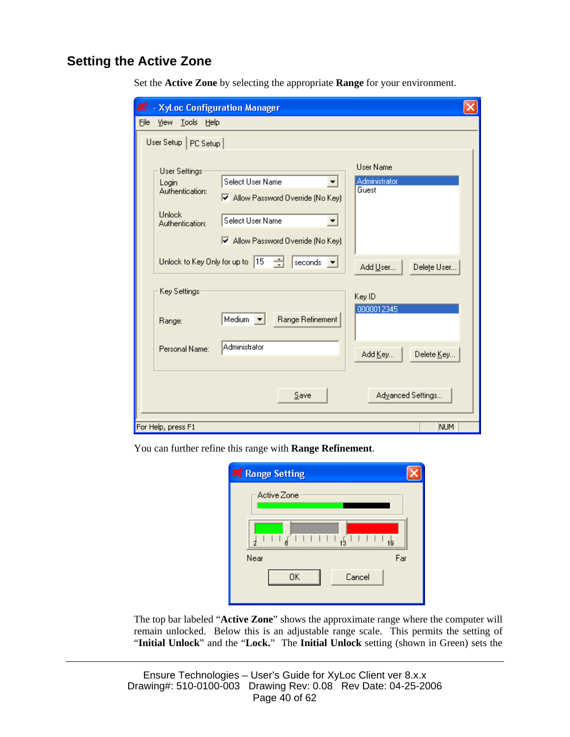## Setting the Active Zone

Set the **Active Zone** by selecting the appropriate **Range** for your environment.

You can further refine this range with **Range Refinement**.

The top bar labeled "**Active Zone**" shows the approximate range where the computer will remain unlocked. Below this is an adjustable range scale. This permits the setting of "**Initial Unlock**" and the "**Lock.**" The **Initial Unlock** setting (shown in Green) sets the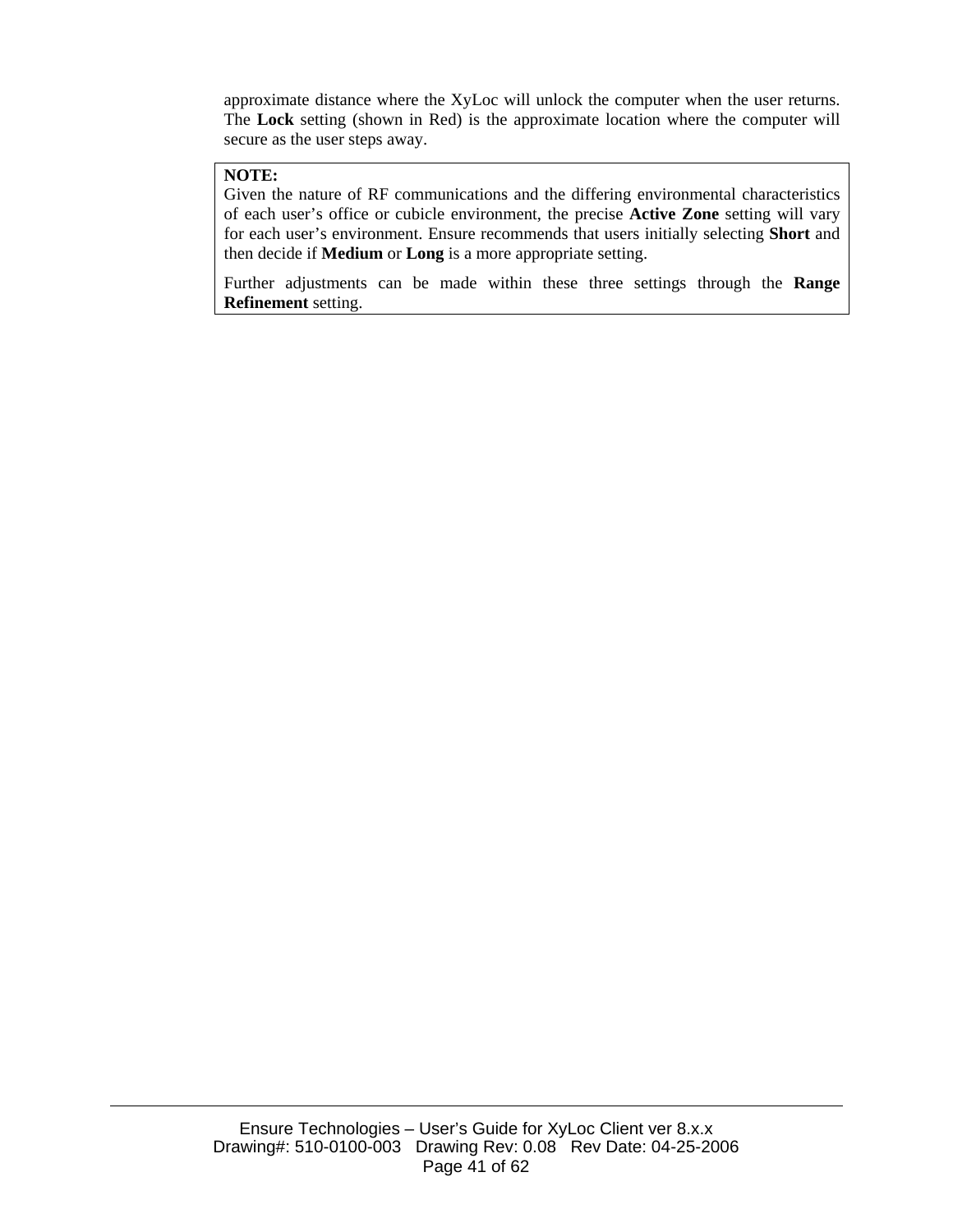approximate distance where the XyLoc will unlock the computer when the user returns. The **Lock** setting (shown in Red) is the approximate location where the computer will secure as the user steps away.

> **NOTE:**
> Given the nature of RF communications and the differing environmental characteristics of each user's office or cubicle environment, the precise **Active Zone** setting will vary for each user's environment. Ensure recommends that users initially selecting **Short** and then decide if **Medium** or **Long** is a more appropriate setting.
>
> Further adjustments can be made within these three settings through the **Range Refinement** setting.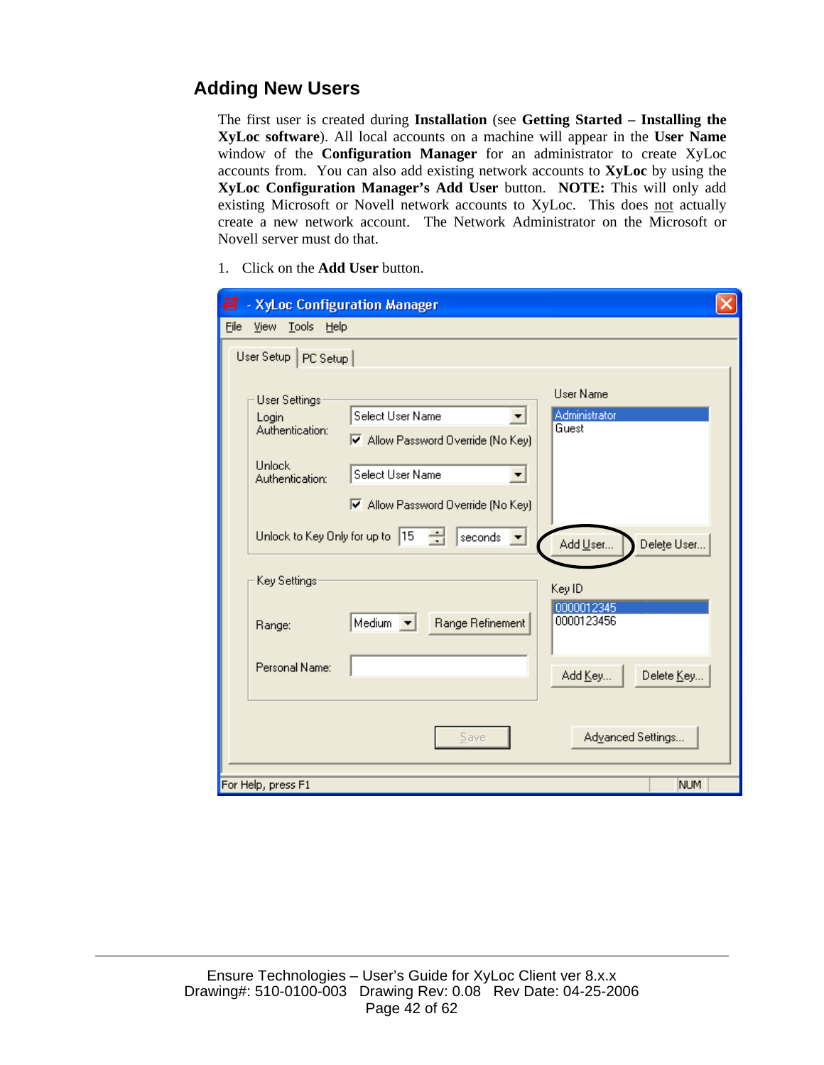## Adding New Users

The first user is created during **Installation** (see **Getting Started – Installing the XyLoc software**). All local accounts on a machine will appear in the **User Name** window of the **Configuration Manager** for an administrator to create XyLoc accounts from. You can also add existing network accounts to **XyLoc** by using the **XyLoc Configuration Manager's Add User** button. **NOTE:** This will only add existing Microsoft or Novell network accounts to XyLoc. This does <u>not</u> actually create a new network account. The Network Administrator on the Microsoft or Novell server must do that.

1. Click on the **Add User** button.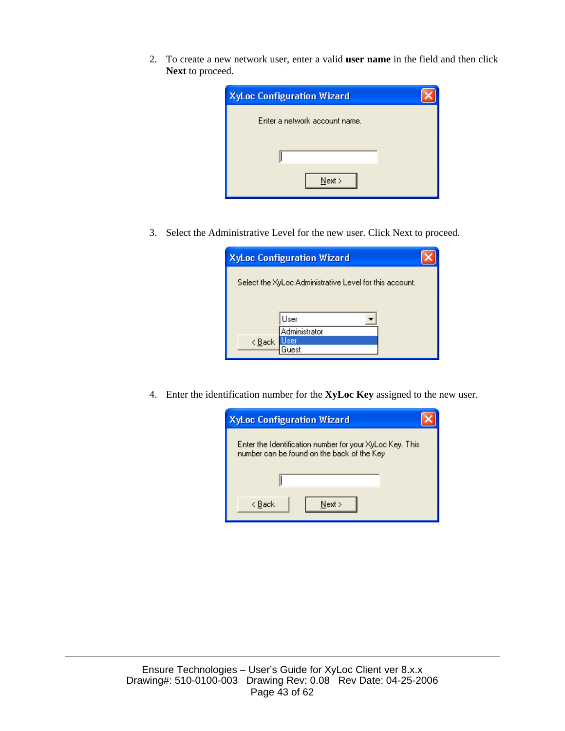2. To create a new network user, enter a valid **user name** in the field and then click **Next** to proceed.

XyLoc Configuration Wizard

Enter a network account name.

Next >

3. Select the Administrative Level for the new user. Click Next to proceed.

XyLoc Configuration Wizard

Select the XyLoc Administrative Level for this account.

User

Administrator

User

Guest

< Back

4. Enter the identification number for the **XyLoc Key** assigned to the new user.

XyLoc Configuration Wizard

Enter the Identification number for your XyLoc Key. This number can be found on the back of the Key

< Back

Next >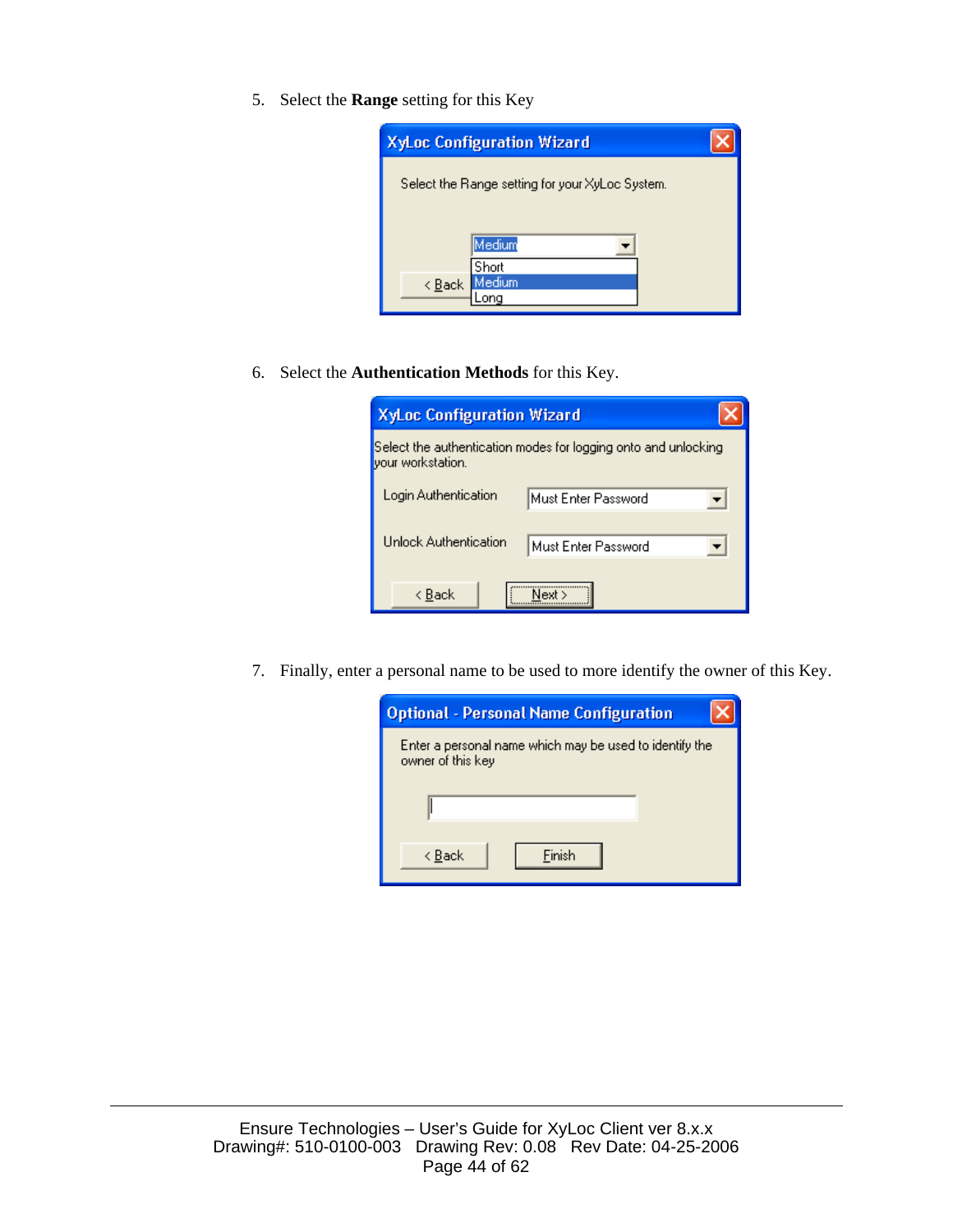5. Select the **Range** setting for this Key

XyLoc Configuration Wizard

Select the Range setting for your XyLoc System.

Medium

Short
Medium
Long

< Back

6. Select the **Authentication Methods** for this Key.

XyLoc Configuration Wizard

Select the authentication modes for logging onto and unlocking your workstation.

Login Authentication — Must Enter Password

Unlock Authentication — Must Enter Password

< Back    Next >

7. Finally, enter a personal name to be used to more identify the owner of this Key.

Optional - Personal Name Configuration

Enter a personal name which may be used to identify the owner of this key

< Back    Finish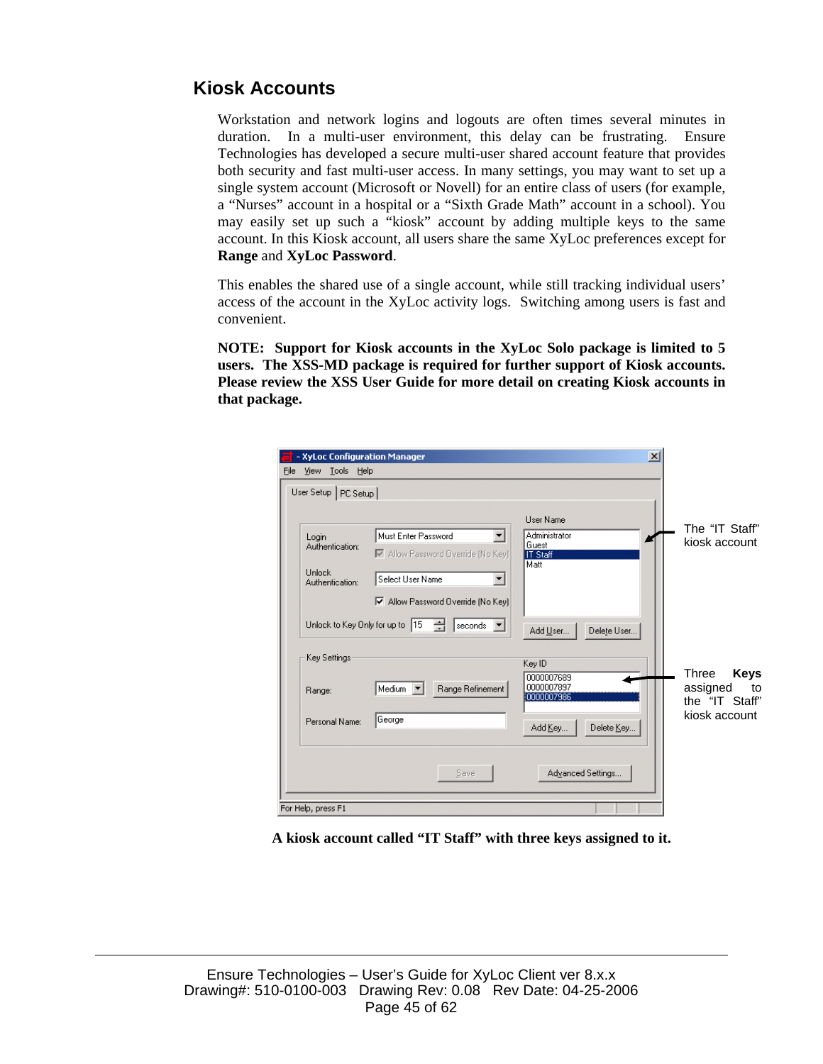## Kiosk Accounts

Workstation and network logins and logouts are often times several minutes in duration. In a multi-user environment, this delay can be frustrating. Ensure Technologies has developed a secure multi-user shared account feature that provides both security and fast multi-user access. In many settings, you may want to set up a single system account (Microsoft or Novell) for an entire class of users (for example, a "Nurses" account in a hospital or a "Sixth Grade Math" account in a school). You may easily set up such a "kiosk" account by adding multiple keys to the same account. In this Kiosk account, all users share the same XyLoc preferences except for **Range** and **XyLoc Password**.

This enables the shared use of a single account, while still tracking individual users' access of the account in the XyLoc activity logs. Switching among users is fast and convenient.

**NOTE: Support for Kiosk accounts in the XyLoc Solo package is limited to 5 users. The XSS-MD package is required for further support of Kiosk accounts. Please review the XSS User Guide for more detail on creating Kiosk accounts in that package.**

The "IT Staff" kiosk account

Three **Keys** assigned to the "IT Staff" kiosk account

**A kiosk account called "IT Staff" with three keys assigned to it.**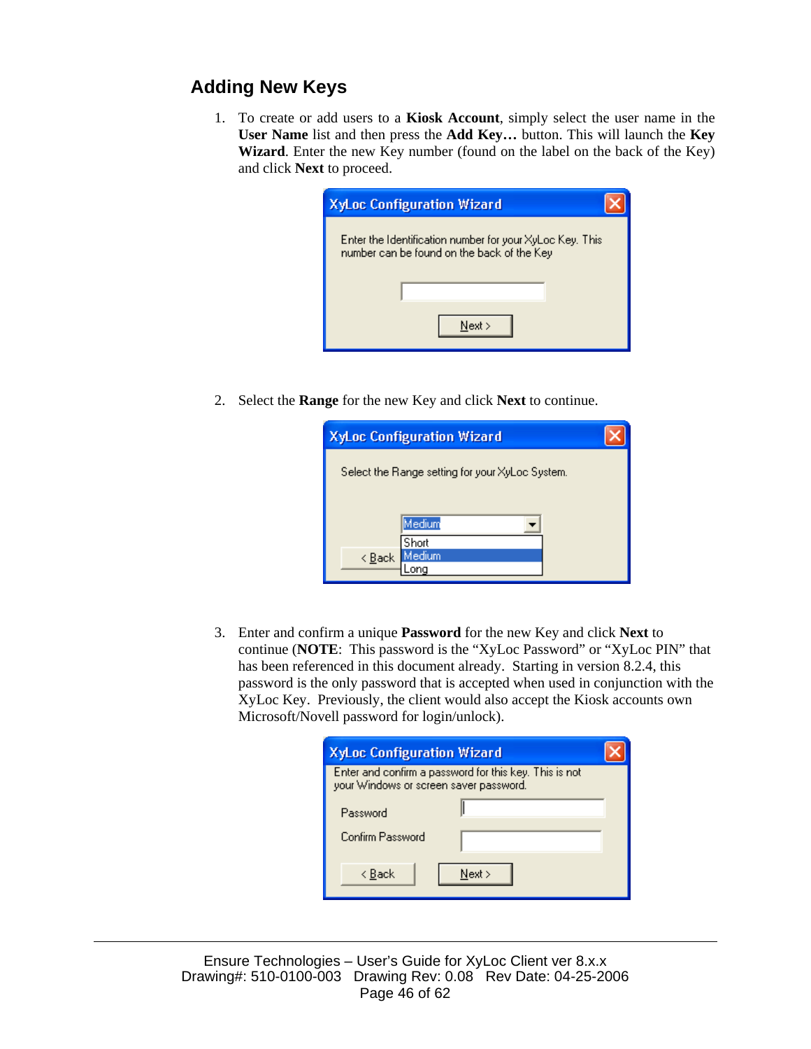## Adding New Keys

1. To create or add users to a **Kiosk Account**, simply select the user name in the **User Name** list and then press the **Add Key…** button. This will launch the **Key Wizard**. Enter the new Key number (found on the label on the back of the Key) and click **Next** to proceed.

2. Select the **Range** for the new Key and click **Next** to continue.

3. Enter and confirm a unique **Password** for the new Key and click **Next** to continue (**NOTE**: This password is the "XyLoc Password" or "XyLoc PIN" that has been referenced in this document already. Starting in version 8.2.4, this password is the only password that is accepted when used in conjunction with the XyLoc Key. Previously, the client would also accept the Kiosk accounts own Microsoft/Novell password for login/unlock).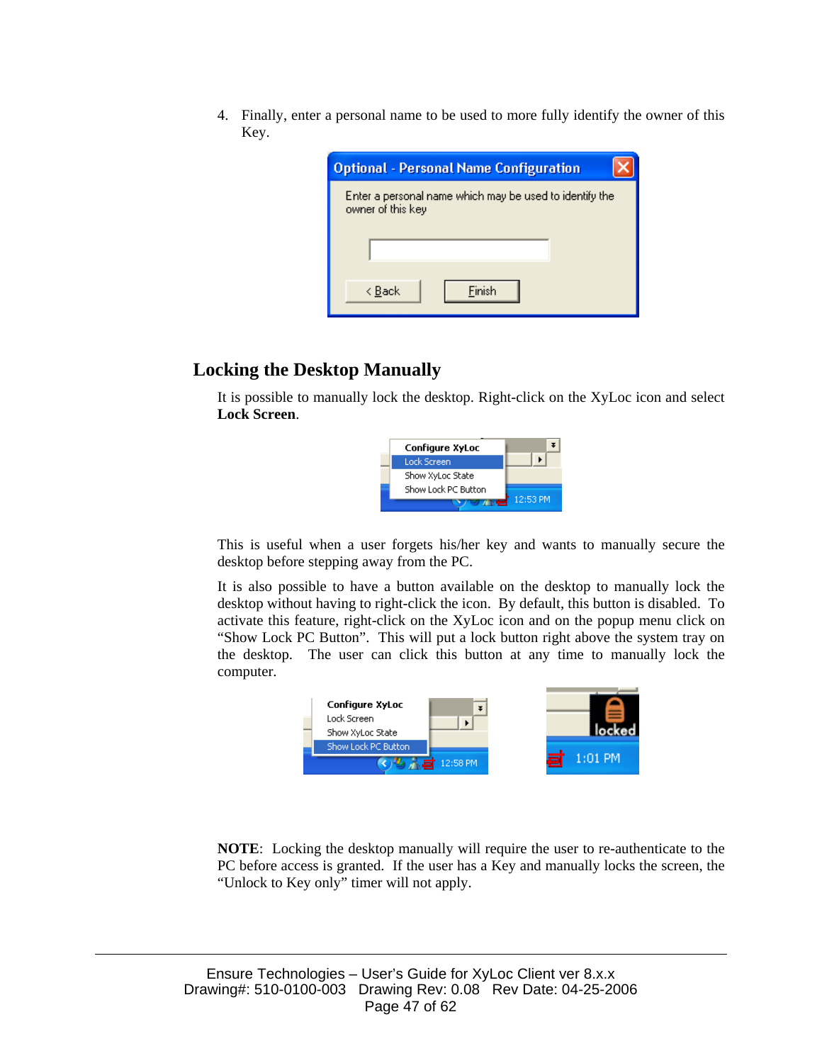4. Finally, enter a personal name to be used to more fully identify the owner of this Key.

## Locking the Desktop Manually

It is possible to manually lock the desktop. Right-click on the XyLoc icon and select **Lock Screen**.

This is useful when a user forgets his/her key and wants to manually secure the desktop before stepping away from the PC.

It is also possible to have a button available on the desktop to manually lock the desktop without having to right-click the icon. By default, this button is disabled. To activate this feature, right-click on the XyLoc icon and on the popup menu click on "Show Lock PC Button". This will put a lock button right above the system tray on the desktop. The user can click this button at any time to manually lock the computer.

**NOTE**: Locking the desktop manually will require the user to re-authenticate to the PC before access is granted. If the user has a Key and manually locks the screen, the "Unlock to Key only" timer will not apply.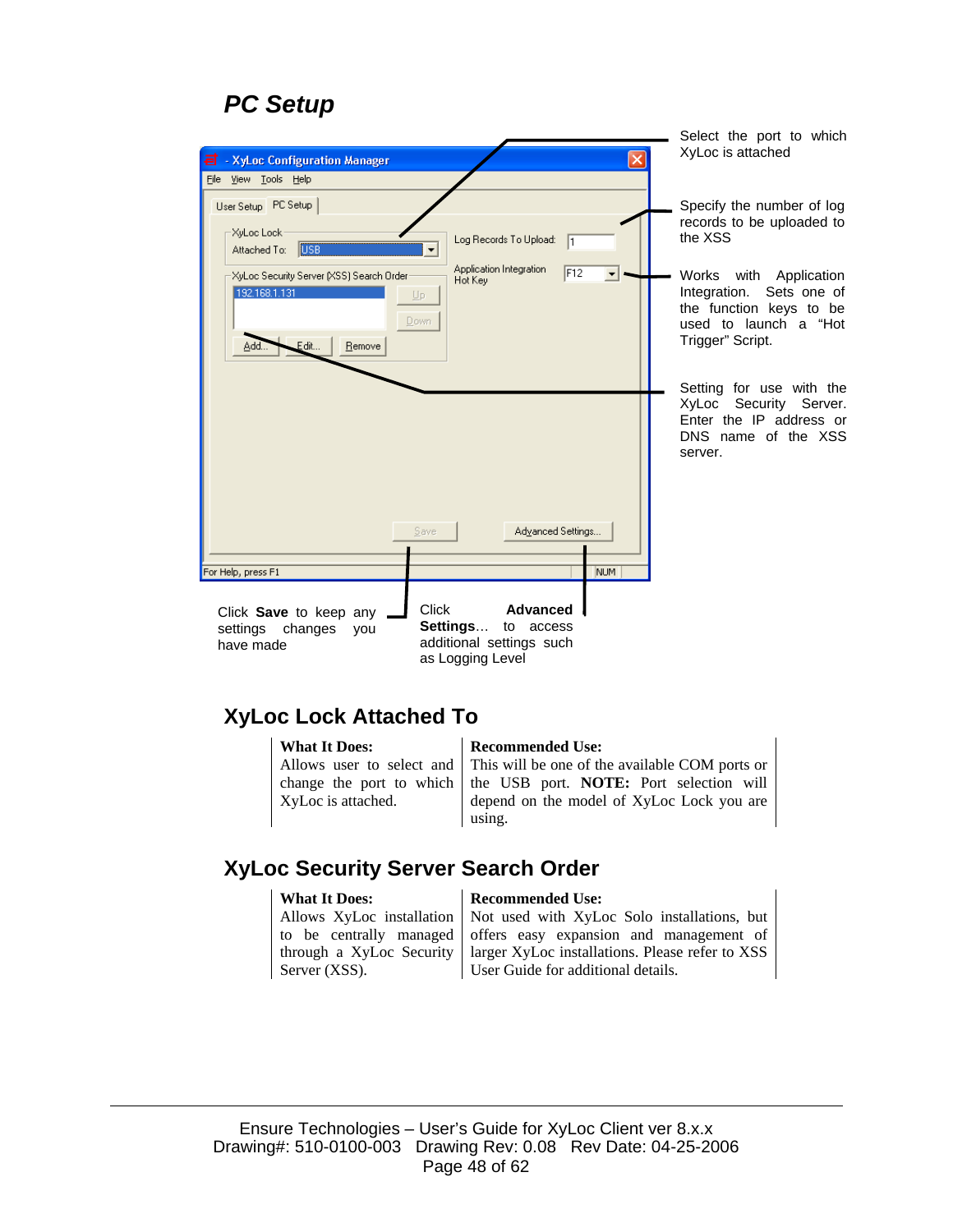# PC Setup

Select the port to which XyLoc is attached

Specify the number of log records to be uploaded to the XSS

Works with Application Integration. Sets one of the function keys to be used to launch a "Hot Trigger" Script.

Setting for use with the XyLoc Security Server. Enter the IP address or DNS name of the XSS server.

Click **Save** to keep any settings changes you have made

Click **Advanced Settings**… to access additional settings such as Logging Level

## XyLoc Lock Attached To

| **What It Does:** | **Recommended Use:** |
|---|---|
| Allows user to select and change the port to which XyLoc is attached. | This will be one of the available COM ports or the USB port. **NOTE:** Port selection will depend on the model of XyLoc Lock you are using. |

## XyLoc Security Server Search Order

| **What It Does:** | **Recommended Use:** |
|---|---|
| Allows XyLoc installation to be centrally managed through a XyLoc Security Server (XSS). | Not used with XyLoc Solo installations, but offers easy expansion and management of larger XyLoc installations. Please refer to XSS User Guide for additional details. |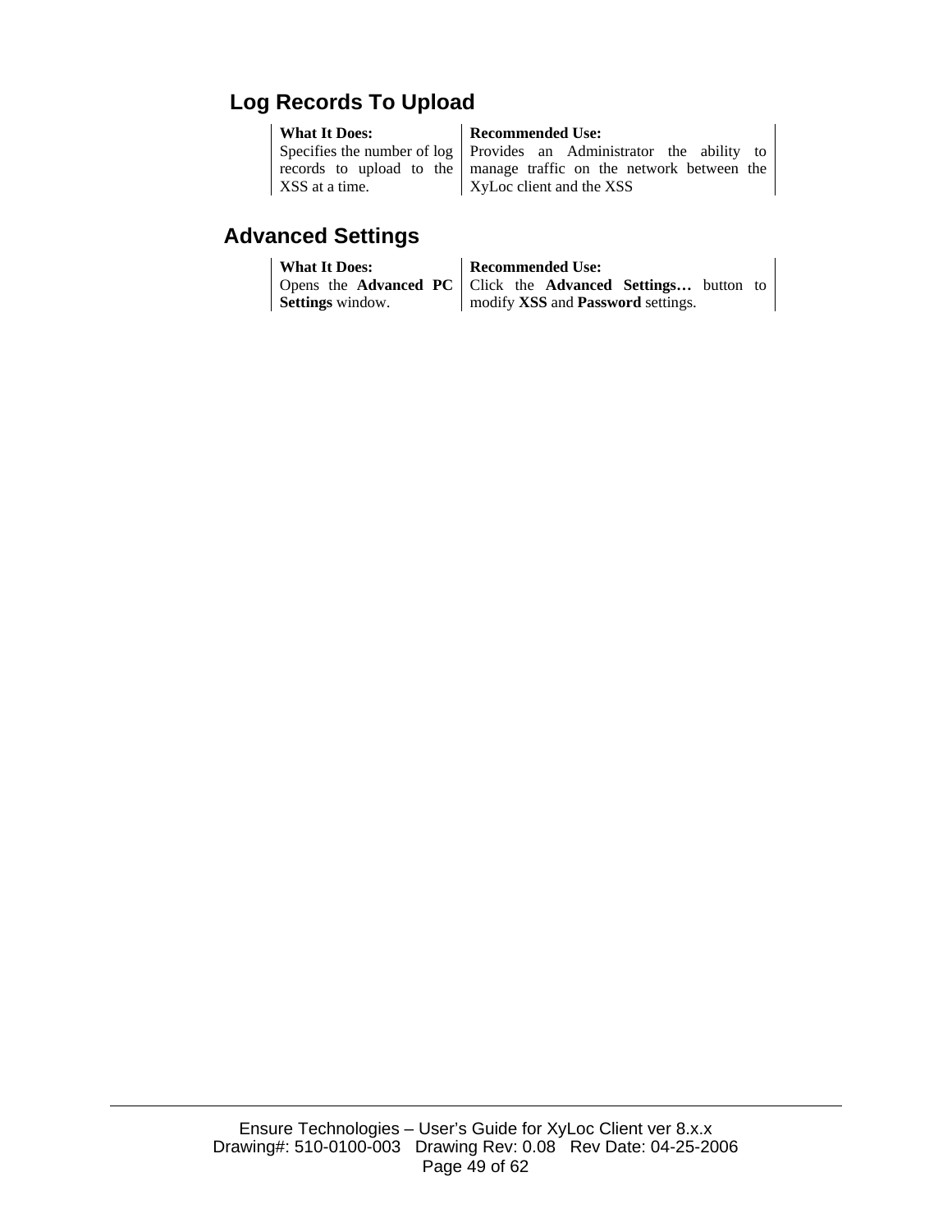## Log Records To Upload

| What It Does: | Recommended Use: |
|---|---|
| Specifies the number of log records to upload to the XSS at a time. | Provides an Administrator the ability to manage traffic on the network between the XyLoc client and the XSS |

## Advanced Settings

| What It Does: | Recommended Use: |
|---|---|
| Opens the **Advanced PC Settings** window. | Click the **Advanced Settings…** button to modify **XSS** and **Password** settings. |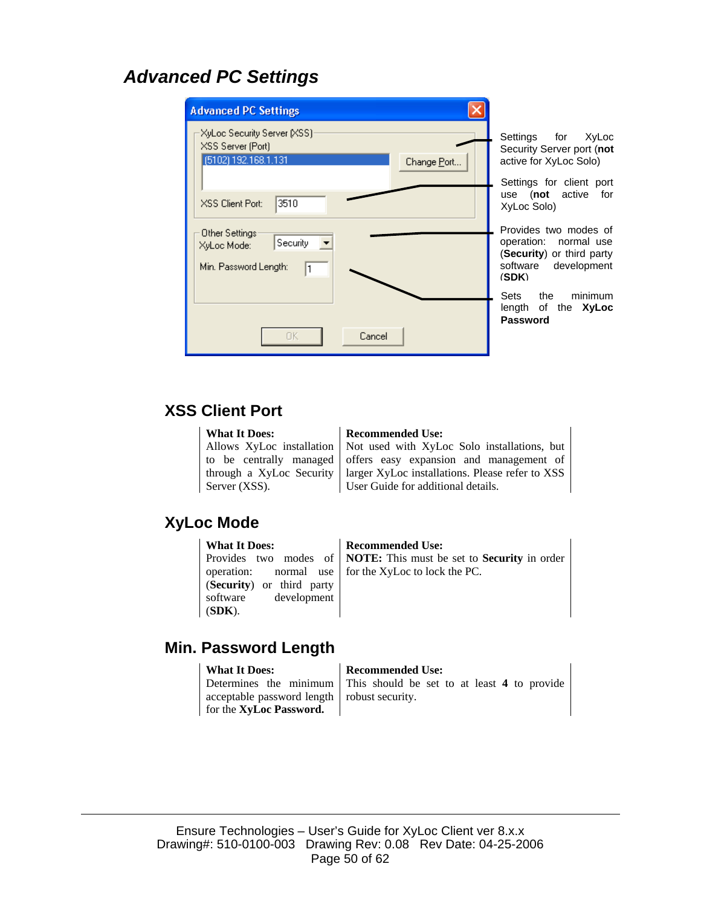# Advanced PC Settings

Settings for XyLoc Security Server port (**not** active for XyLoc Solo)

Settings for client port use (**not** active for XyLoc Solo)

Provides two modes of operation: normal use (**Security**) or third party software development (**SDK**)

Sets the minimum length of the **XyLoc Password**

## XSS Client Port

| **What It Does:** | **Recommended Use:** |
|---|---|
| Allows XyLoc installation to be centrally managed through a XyLoc Security Server (XSS). | Not used with XyLoc Solo installations, but offers easy expansion and management of larger XyLoc installations. Please refer to XSS User Guide for additional details. |

## XyLoc Mode

| **What It Does:** | **Recommended Use:** |
|---|---|
| Provides two modes of operation: normal use (**Security**) or third party software development (**SDK**). | **NOTE:** This must be set to **Security** in order for the XyLoc to lock the PC. |

## Min. Password Length

| **What It Does:** | **Recommended Use:** |
|---|---|
| Determines the minimum acceptable password length for the **XyLoc Password.** | This should be set to at least **4** to provide robust security. |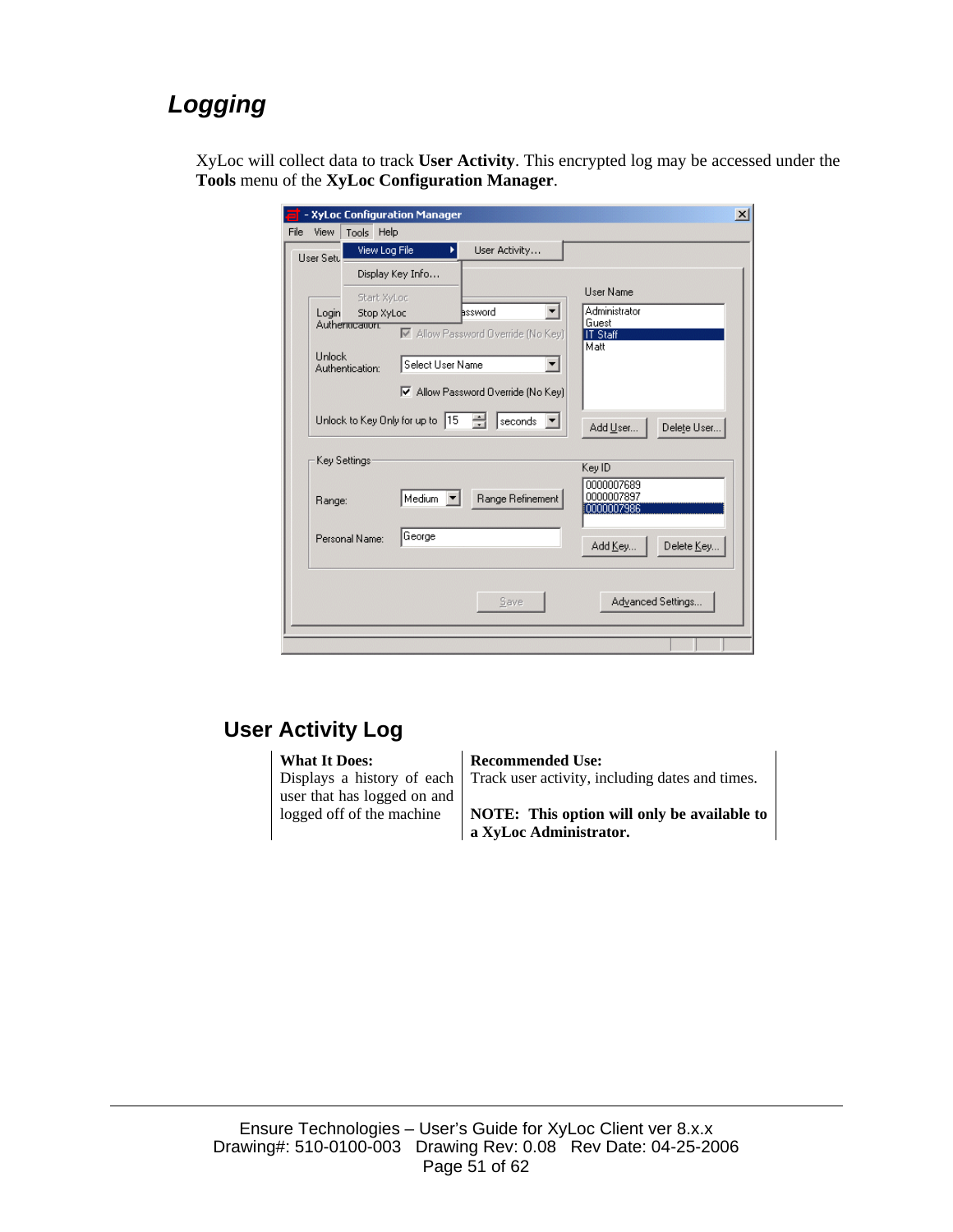# Logging

XyLoc will collect data to track **User Activity**. This encrypted log may be accessed under the **Tools** menu of the **XyLoc Configuration Manager**.

## User Activity Log

| **What It Does:** | **Recommended Use:** |
|---|---|
| Displays a history of each user that has logged on and logged off of the machine | Track user activity, including dates and times.<br><br>**NOTE: This option will only be available to a XyLoc Administrator.** |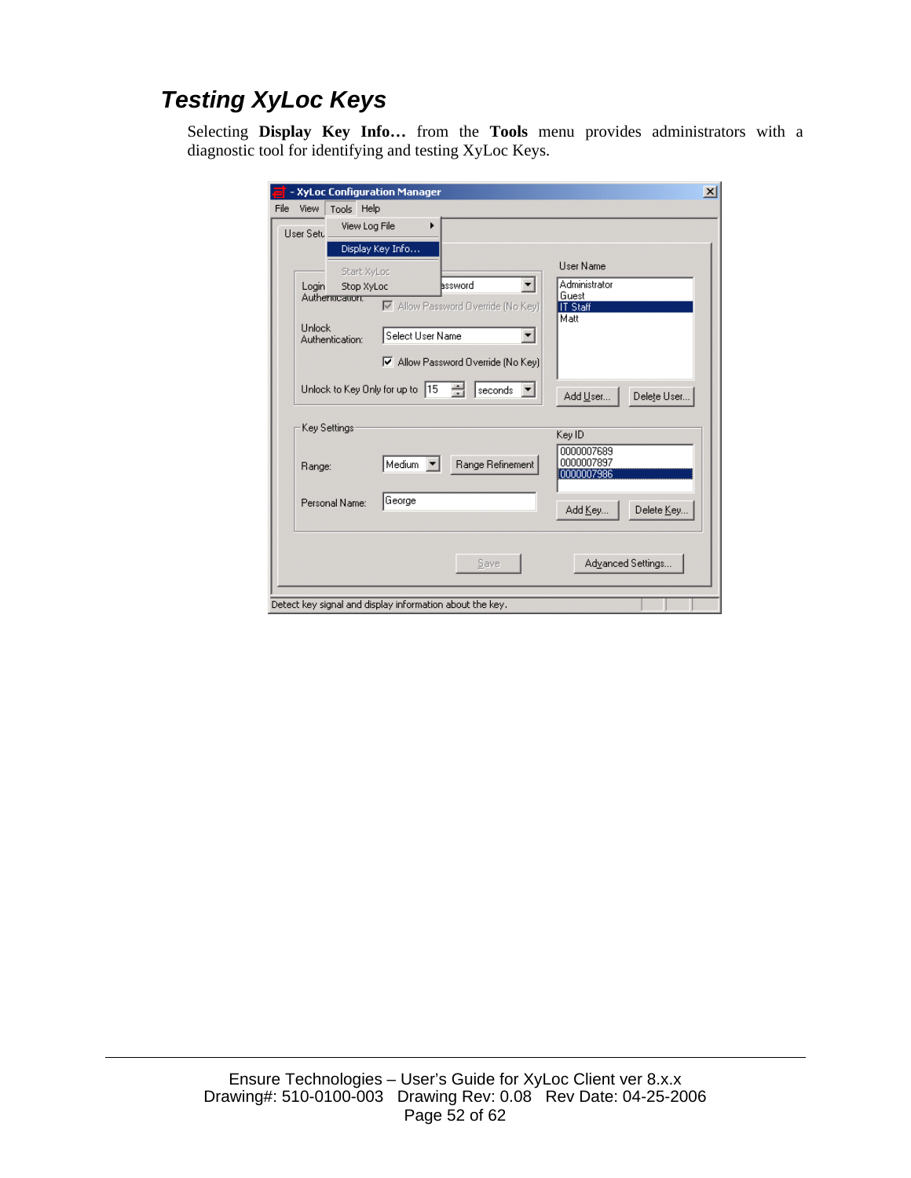## Testing XyLoc Keys

Selecting **Display Key Info…** from the **Tools** menu provides administrators with a diagnostic tool for identifying and testing XyLoc Keys.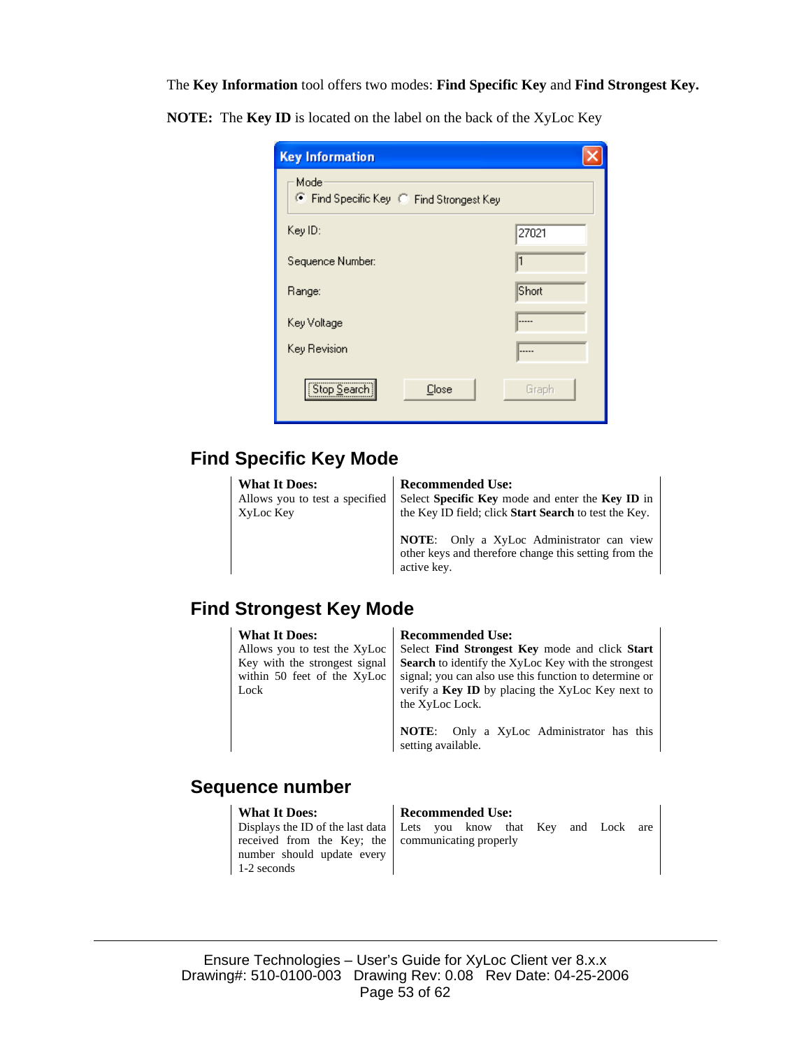The **Key Information** tool offers two modes: **Find Specific Key** and **Find Strongest Key.**

**NOTE:** The **Key ID** is located on the label on the back of the XyLoc Key

## Find Specific Key Mode

| What It Does: | Recommended Use: |
|---|---|
| Allows you to test a specified XyLoc Key | Select **Specific Key** mode and enter the **Key ID** in the Key ID field; click **Start Search** to test the Key.<br><br>**NOTE**: Only a XyLoc Administrator can view other keys and therefore change this setting from the active key. |

## Find Strongest Key Mode

| What It Does: | Recommended Use: |
|---|---|
| Allows you to test the XyLoc Key with the strongest signal within 50 feet of the XyLoc Lock | Select **Find Strongest Key** mode and click **Start Search** to identify the XyLoc Key with the strongest signal; you can also use this function to determine or verify a **Key ID** by placing the XyLoc Key next to the XyLoc Lock.<br><br>**NOTE**: Only a XyLoc Administrator has this setting available. |

## Sequence number

| What It Does: | Recommended Use: |
|---|---|
| Displays the ID of the last data received from the Key; the number should update every 1-2 seconds | Lets you know that Key and Lock are communicating properly |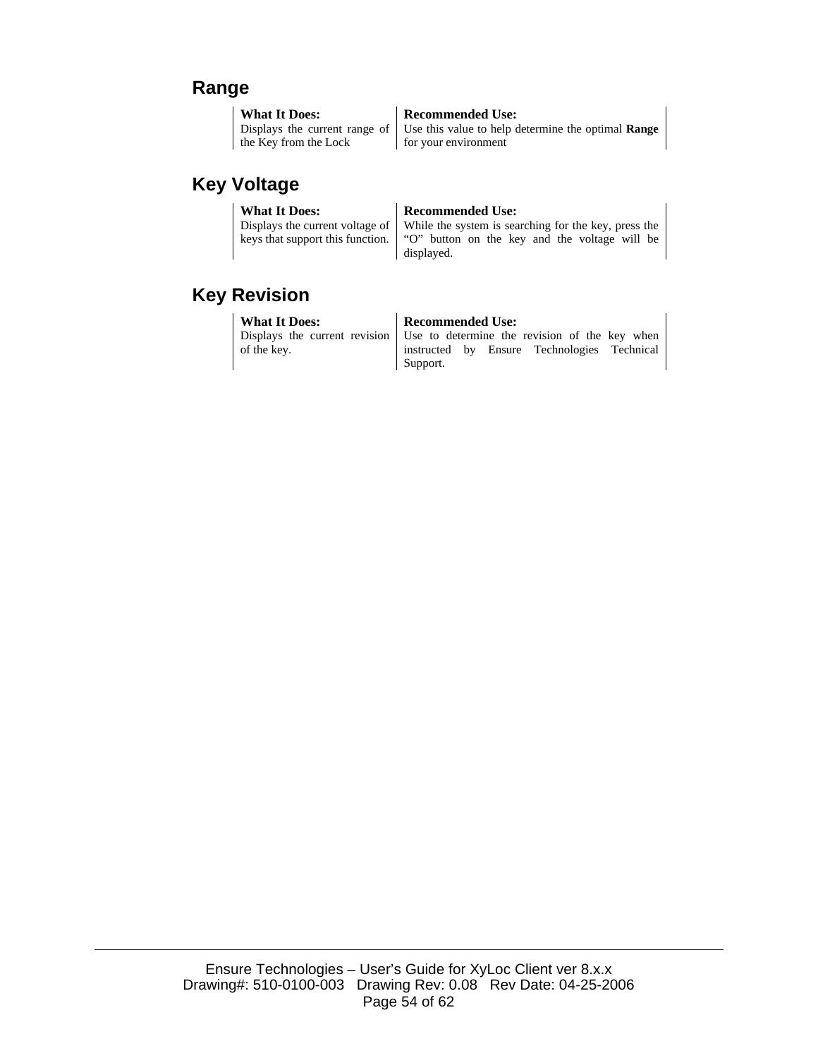## Range

| What It Does: | Recommended Use: |
|---|---|
| Displays the current range of the Key from the Lock | Use this value to help determine the optimal **Range** for your environment |

## Key Voltage

| What It Does: | Recommended Use: |
|---|---|
| Displays the current voltage of keys that support this function. | While the system is searching for the key, press the "O" button on the key and the voltage will be displayed. |

## Key Revision

| What It Does: | Recommended Use: |
|---|---|
| Displays the current revision of the key. | Use to determine the revision of the key when instructed by Ensure Technologies Technical Support. |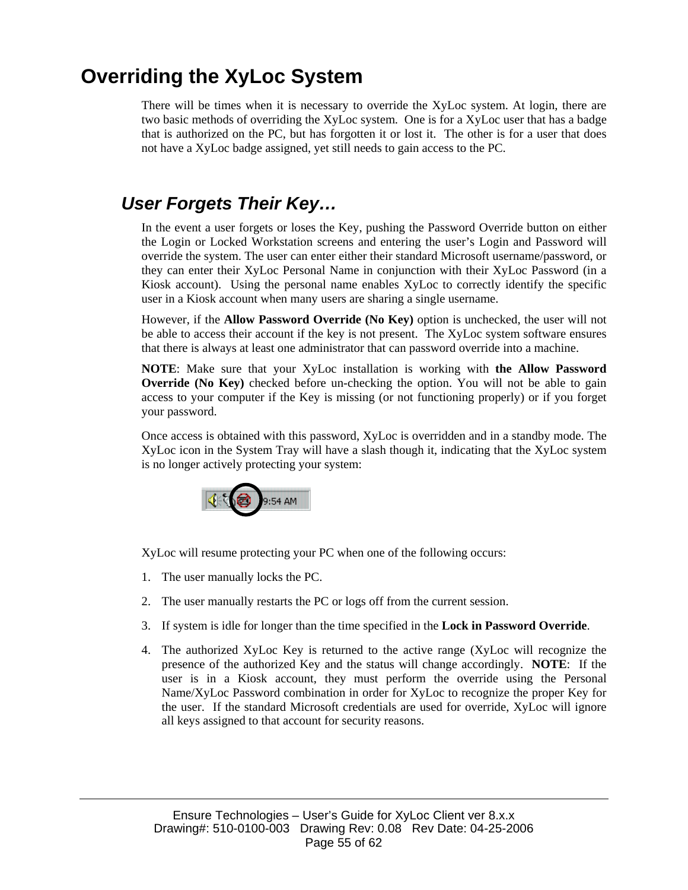# Overriding the XyLoc System

There will be times when it is necessary to override the XyLoc system. At login, there are two basic methods of overriding the XyLoc system. One is for a XyLoc user that has a badge that is authorized on the PC, but has forgotten it or lost it. The other is for a user that does not have a XyLoc badge assigned, yet still needs to gain access to the PC.

## *User Forgets Their Key…*

In the event a user forgets or loses the Key, pushing the Password Override button on either the Login or Locked Workstation screens and entering the user's Login and Password will override the system. The user can enter either their standard Microsoft username/password, or they can enter their XyLoc Personal Name in conjunction with their XyLoc Password (in a Kiosk account). Using the personal name enables XyLoc to correctly identify the specific user in a Kiosk account when many users are sharing a single username.

However, if the **Allow Password Override (No Key)** option is unchecked, the user will not be able to access their account if the key is not present. The XyLoc system software ensures that there is always at least one administrator that can password override into a machine.

**NOTE**: Make sure that your XyLoc installation is working with **the Allow Password Override (No Key)** checked before un-checking the option. You will not be able to gain access to your computer if the Key is missing (or not functioning properly) or if you forget your password.

Once access is obtained with this password, XyLoc is overridden and in a standby mode. The XyLoc icon in the System Tray will have a slash though it, indicating that the XyLoc system is no longer actively protecting your system:

XyLoc will resume protecting your PC when one of the following occurs:

1. The user manually locks the PC.
2. The user manually restarts the PC or logs off from the current session.
3. If system is idle for longer than the time specified in the **Lock in Password Override**.
4. The authorized XyLoc Key is returned to the active range (XyLoc will recognize the presence of the authorized Key and the status will change accordingly. **NOTE**: If the user is in a Kiosk account, they must perform the override using the Personal Name/XyLoc Password combination in order for XyLoc to recognize the proper Key for the user. If the standard Microsoft credentials are used for override, XyLoc will ignore all keys assigned to that account for security reasons.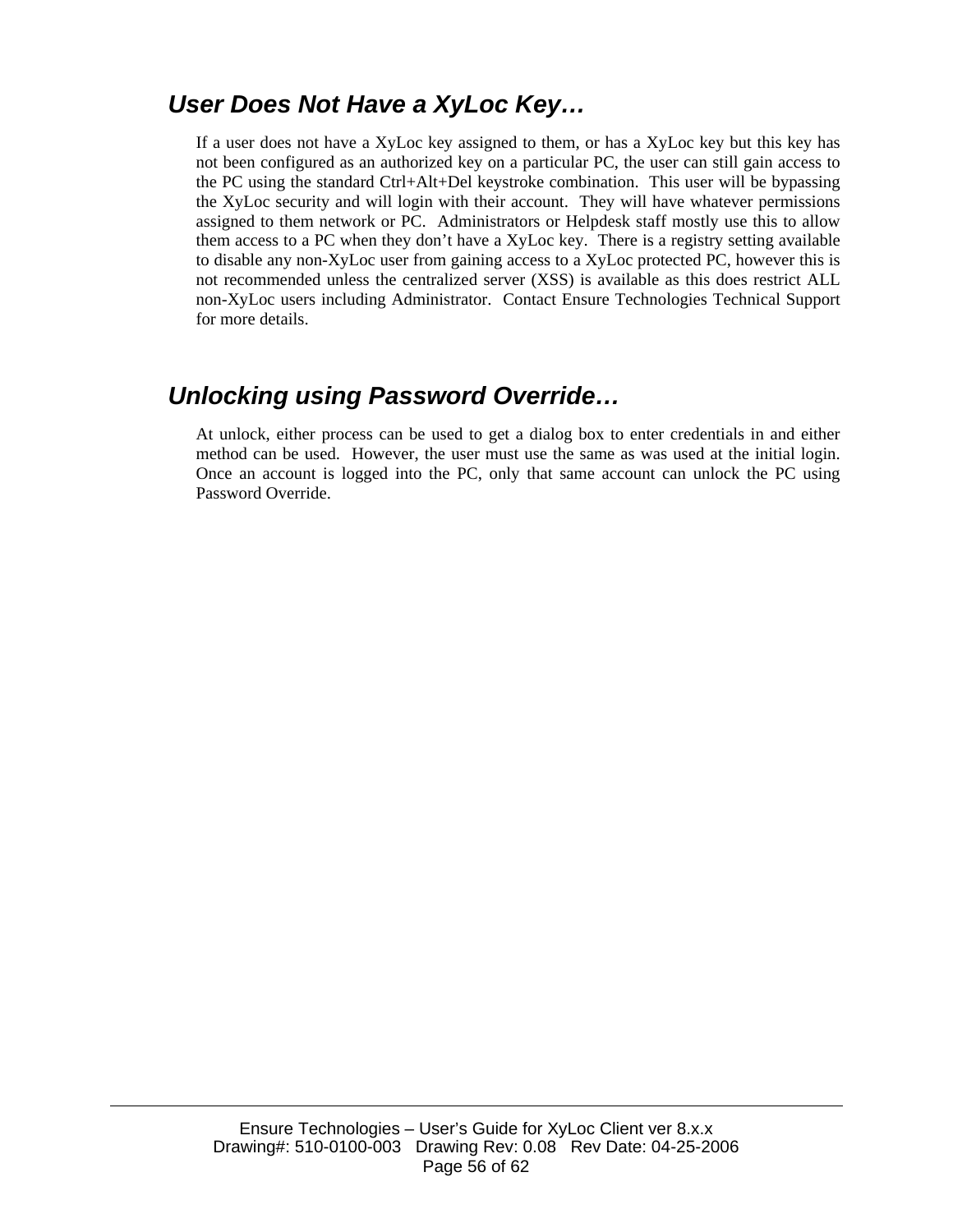## *User Does Not Have a XyLoc Key…*

If a user does not have a XyLoc key assigned to them, or has a XyLoc key but this key has not been configured as an authorized key on a particular PC, the user can still gain access to the PC using the standard Ctrl+Alt+Del keystroke combination. This user will be bypassing the XyLoc security and will login with their account. They will have whatever permissions assigned to them network or PC. Administrators or Helpdesk staff mostly use this to allow them access to a PC when they don't have a XyLoc key. There is a registry setting available to disable any non-XyLoc user from gaining access to a XyLoc protected PC, however this is not recommended unless the centralized server (XSS) is available as this does restrict ALL non-XyLoc users including Administrator. Contact Ensure Technologies Technical Support for more details.

## *Unlocking using Password Override…*

At unlock, either process can be used to get a dialog box to enter credentials in and either method can be used. However, the user must use the same as was used at the initial login. Once an account is logged into the PC, only that same account can unlock the PC using Password Override.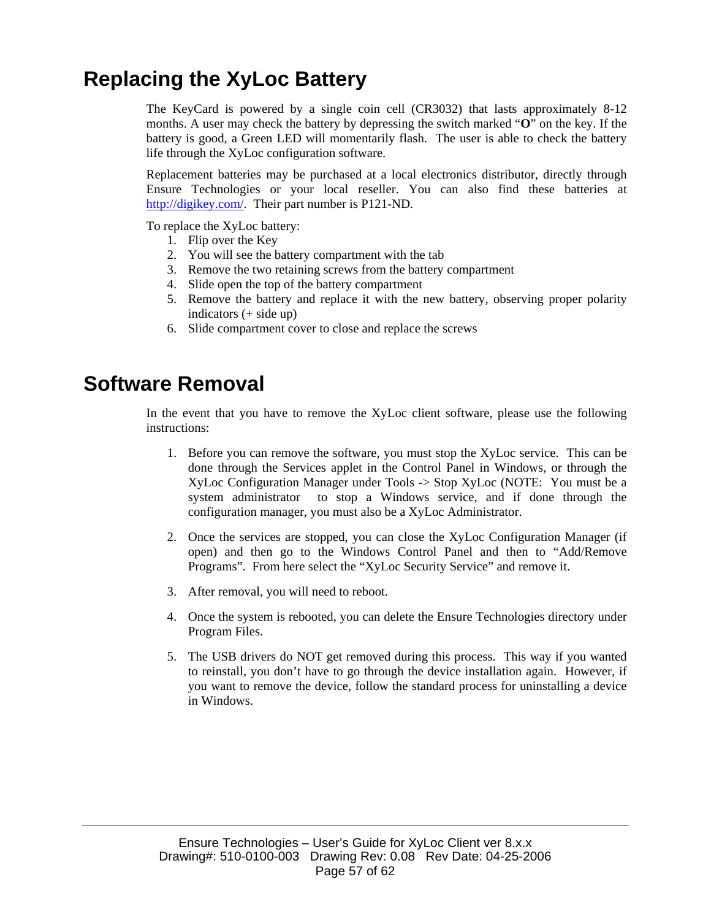# Replacing the XyLoc Battery

The KeyCard is powered by a single coin cell (CR3032) that lasts approximately 8-12 months. A user may check the battery by depressing the switch marked "**O**" on the key. If the battery is good, a Green LED will momentarily flash. The user is able to check the battery life through the XyLoc configuration software.

Replacement batteries may be purchased at a local electronics distributor, directly through Ensure Technologies or your local reseller. You can also find these batteries at [http://digikey.com/](http://digikey.com/). Their part number is P121-ND.

To replace the XyLoc battery:

1. Flip over the Key
2. You will see the battery compartment with the tab
3. Remove the two retaining screws from the battery compartment
4. Slide open the top of the battery compartment
5. Remove the battery and replace it with the new battery, observing proper polarity indicators (+ side up)
6. Slide compartment cover to close and replace the screws

# Software Removal

In the event that you have to remove the XyLoc client software, please use the following instructions:

1. Before you can remove the software, you must stop the XyLoc service. This can be done through the Services applet in the Control Panel in Windows, or through the XyLoc Configuration Manager under Tools -> Stop XyLoc (NOTE: You must be a system administrator to stop a Windows service, and if done through the configuration manager, you must also be a XyLoc Administrator.

2. Once the services are stopped, you can close the XyLoc Configuration Manager (if open) and then go to the Windows Control Panel and then to "Add/Remove Programs". From here select the "XyLoc Security Service" and remove it.

3. After removal, you will need to reboot.

4. Once the system is rebooted, you can delete the Ensure Technologies directory under Program Files.

5. The USB drivers do NOT get removed during this process. This way if you wanted to reinstall, you don't have to go through the device installation again. However, if you want to remove the device, follow the standard process for uninstalling a device in Windows.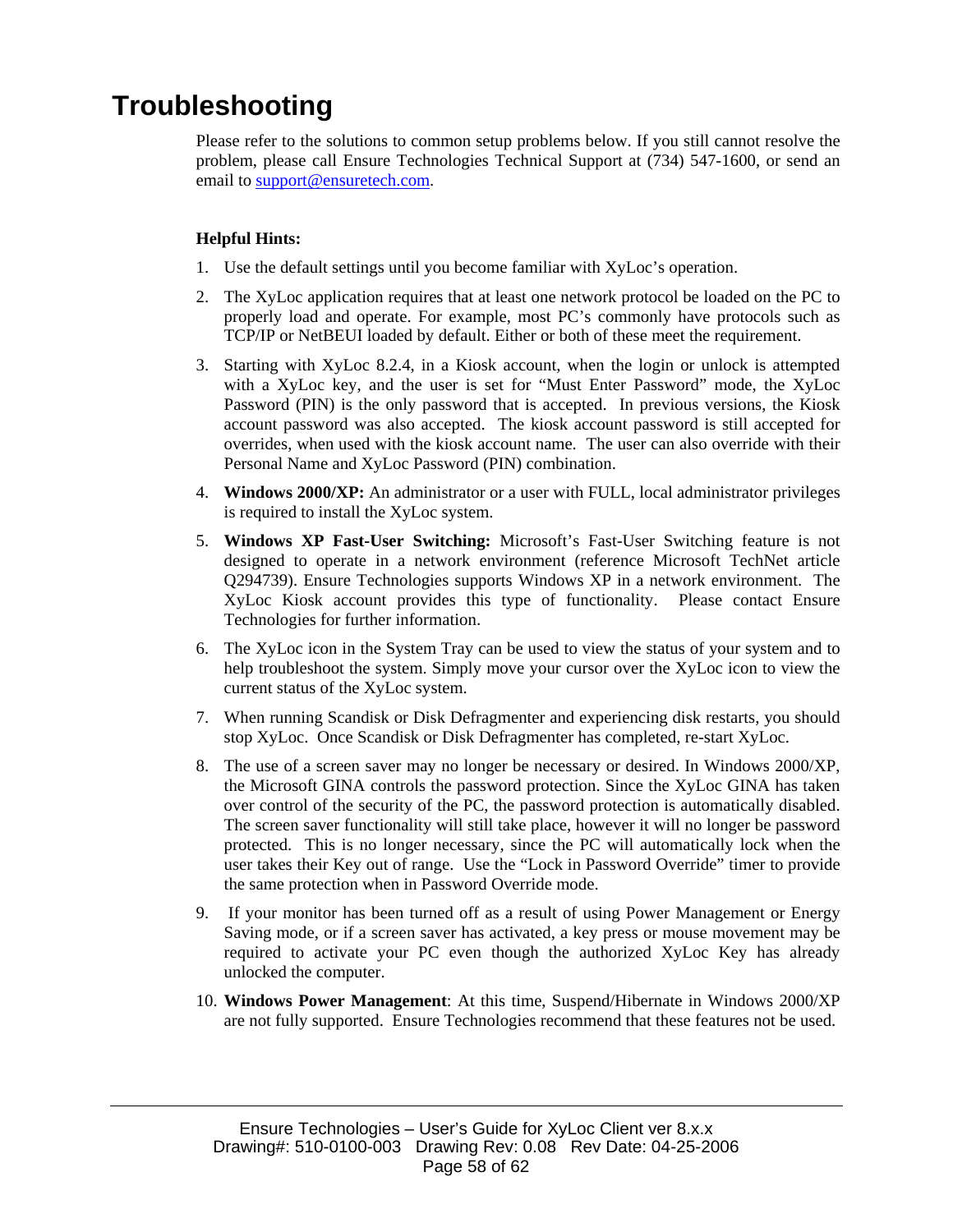# Troubleshooting

Please refer to the solutions to common setup problems below. If you still cannot resolve the problem, please call Ensure Technologies Technical Support at (734) 547-1600, or send an email to support@ensuretech.com.

**Helpful Hints:**

1. Use the default settings until you become familiar with XyLoc's operation.
2. The XyLoc application requires that at least one network protocol be loaded on the PC to properly load and operate. For example, most PC's commonly have protocols such as TCP/IP or NetBEUI loaded by default. Either or both of these meet the requirement.
3. Starting with XyLoc 8.2.4, in a Kiosk account, when the login or unlock is attempted with a XyLoc key, and the user is set for "Must Enter Password" mode, the XyLoc Password (PIN) is the only password that is accepted. In previous versions, the Kiosk account password was also accepted. The kiosk account password is still accepted for overrides, when used with the kiosk account name. The user can also override with their Personal Name and XyLoc Password (PIN) combination.
4. **Windows 2000/XP:** An administrator or a user with FULL, local administrator privileges is required to install the XyLoc system.
5. **Windows XP Fast-User Switching:** Microsoft's Fast-User Switching feature is not designed to operate in a network environment (reference Microsoft TechNet article Q294739). Ensure Technologies supports Windows XP in a network environment. The XyLoc Kiosk account provides this type of functionality. Please contact Ensure Technologies for further information.
6. The XyLoc icon in the System Tray can be used to view the status of your system and to help troubleshoot the system. Simply move your cursor over the XyLoc icon to view the current status of the XyLoc system.
7. When running Scandisk or Disk Defragmenter and experiencing disk restarts, you should stop XyLoc. Once Scandisk or Disk Defragmenter has completed, re-start XyLoc.
8. The use of a screen saver may no longer be necessary or desired. In Windows 2000/XP, the Microsoft GINA controls the password protection. Since the XyLoc GINA has taken over control of the security of the PC, the password protection is automatically disabled. The screen saver functionality will still take place, however it will no longer be password protected. This is no longer necessary, since the PC will automatically lock when the user takes their Key out of range. Use the "Lock in Password Override" timer to provide the same protection when in Password Override mode.
9. If your monitor has been turned off as a result of using Power Management or Energy Saving mode, or if a screen saver has activated, a key press or mouse movement may be required to activate your PC even though the authorized XyLoc Key has already unlocked the computer.
10. **Windows Power Management**: At this time, Suspend/Hibernate in Windows 2000/XP are not fully supported. Ensure Technologies recommend that these features not be used.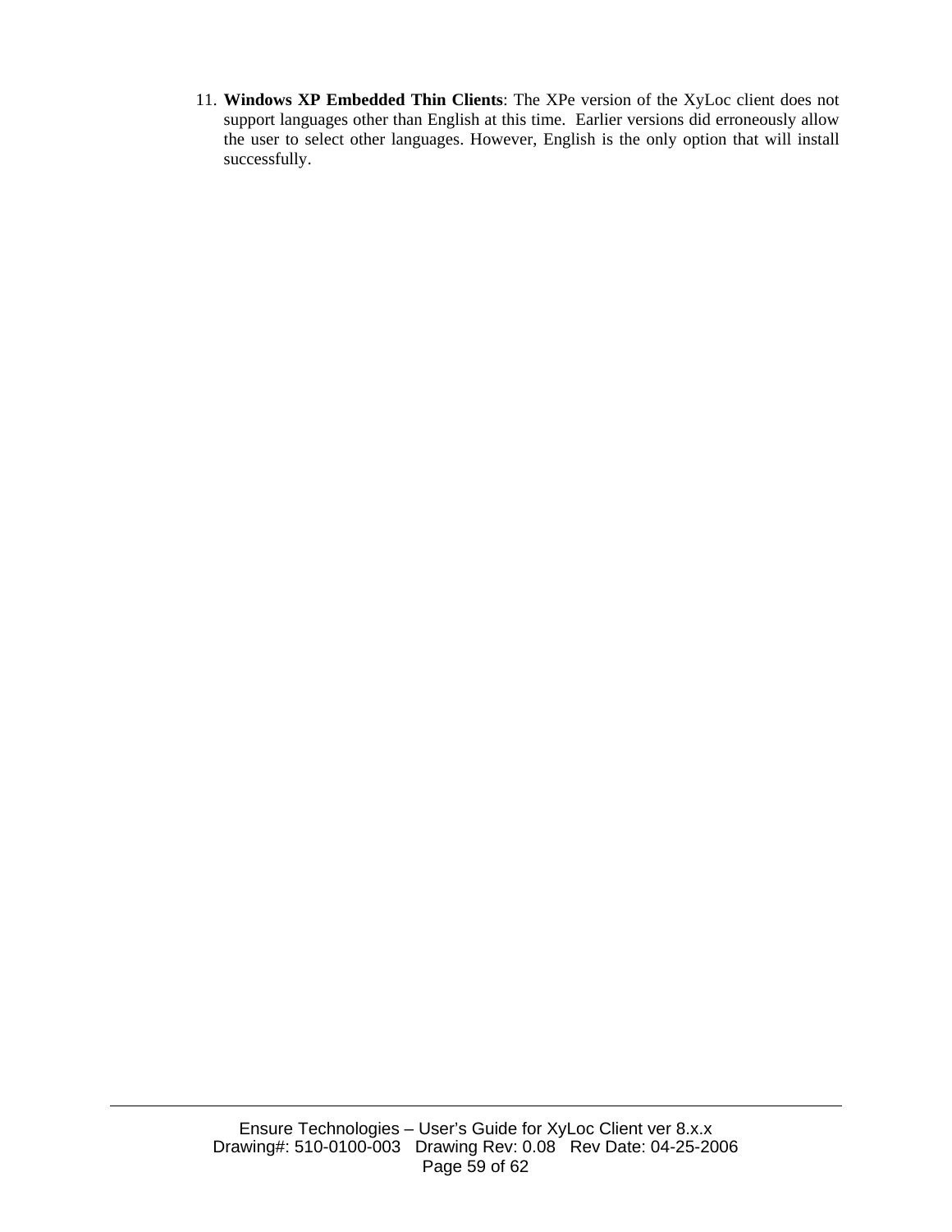11. **Windows XP Embedded Thin Clients**: The XPe version of the XyLoc client does not support languages other than English at this time. Earlier versions did erroneously allow the user to select other languages. However, English is the only option that will install successfully.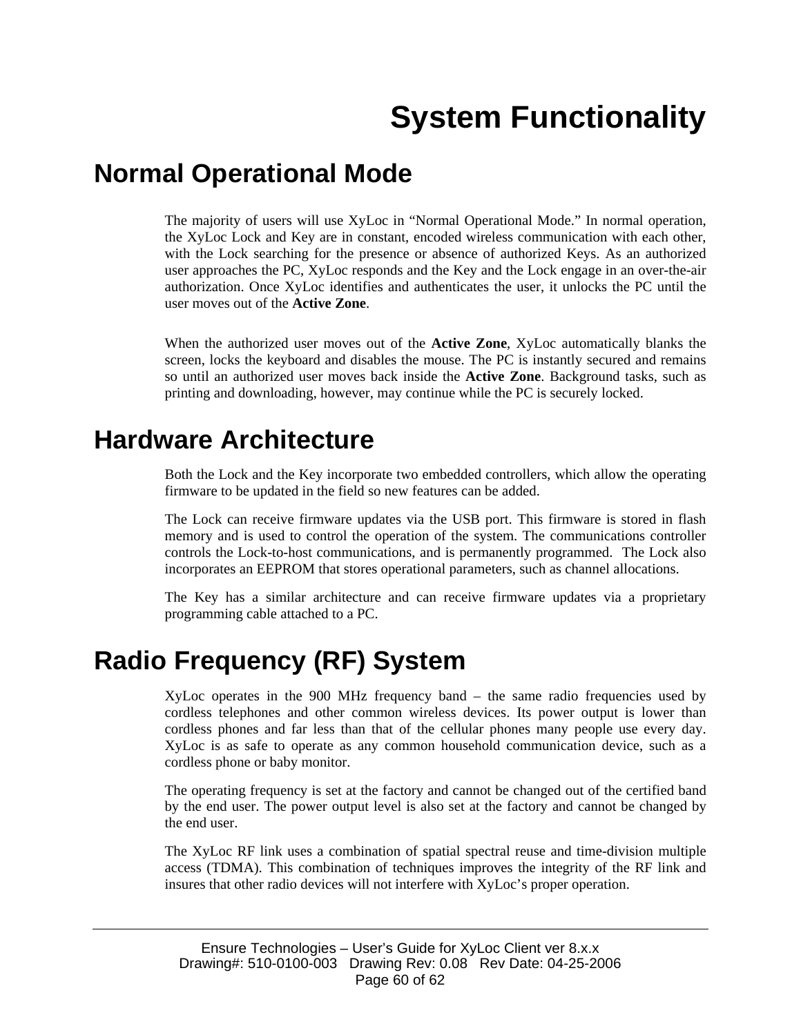# System Functionality

## Normal Operational Mode

The majority of users will use XyLoc in “Normal Operational Mode.” In normal operation, the XyLoc Lock and Key are in constant, encoded wireless communication with each other, with the Lock searching for the presence or absence of authorized Keys. As an authorized user approaches the PC, XyLoc responds and the Key and the Lock engage in an over-the-air authorization. Once XyLoc identifies and authenticates the user, it unlocks the PC until the user moves out of the **Active Zone**.

When the authorized user moves out of the **Active Zone**, XyLoc automatically blanks the screen, locks the keyboard and disables the mouse. The PC is instantly secured and remains so until an authorized user moves back inside the **Active Zone**. Background tasks, such as printing and downloading, however, may continue while the PC is securely locked.

## Hardware Architecture

Both the Lock and the Key incorporate two embedded controllers, which allow the operating firmware to be updated in the field so new features can be added.

The Lock can receive firmware updates via the USB port. This firmware is stored in flash memory and is used to control the operation of the system. The communications controller controls the Lock-to-host communications, and is permanently programmed. The Lock also incorporates an EEPROM that stores operational parameters, such as channel allocations.

The Key has a similar architecture and can receive firmware updates via a proprietary programming cable attached to a PC.

## Radio Frequency (RF) System

XyLoc operates in the 900 MHz frequency band – the same radio frequencies used by cordless telephones and other common wireless devices. Its power output is lower than cordless phones and far less than that of the cellular phones many people use every day. XyLoc is as safe to operate as any common household communication device, such as a cordless phone or baby monitor.

The operating frequency is set at the factory and cannot be changed out of the certified band by the end user. The power output level is also set at the factory and cannot be changed by the end user.

The XyLoc RF link uses a combination of spatial spectral reuse and time-division multiple access (TDMA). This combination of techniques improves the integrity of the RF link and insures that other radio devices will not interfere with XyLoc’s proper operation.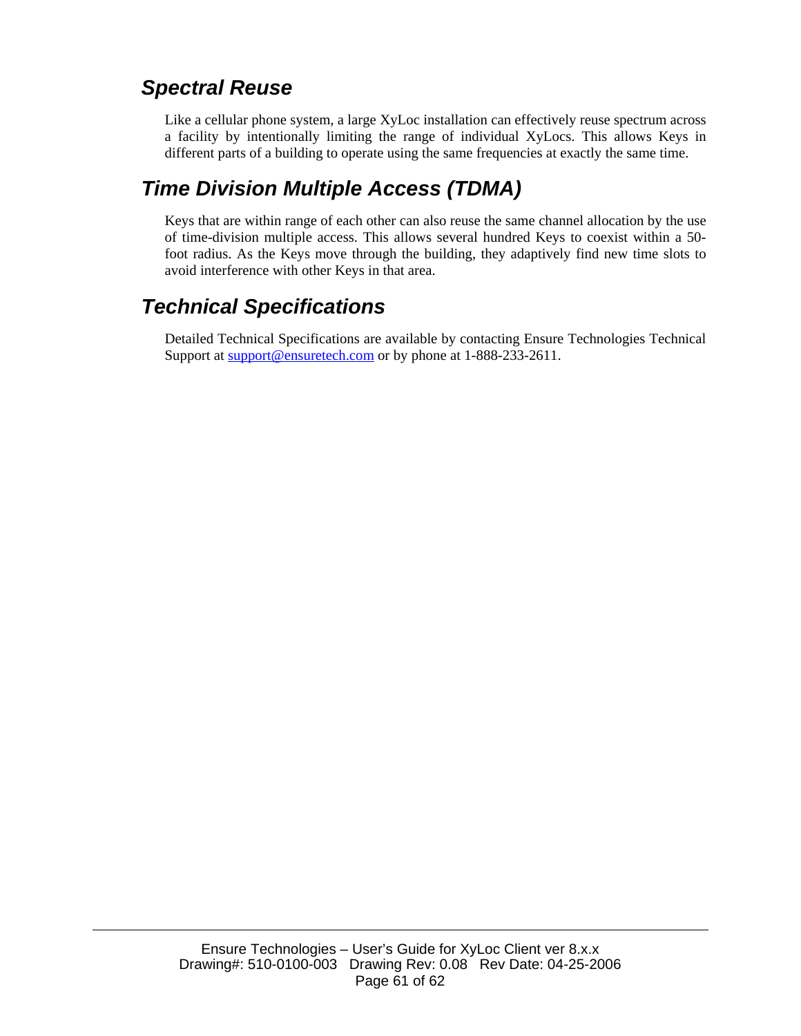## *Spectral Reuse*

Like a cellular phone system, a large XyLoc installation can effectively reuse spectrum across a facility by intentionally limiting the range of individual XyLocs. This allows Keys in different parts of a building to operate using the same frequencies at exactly the same time.

## *Time Division Multiple Access (TDMA)*

Keys that are within range of each other can also reuse the same channel allocation by the use of time-division multiple access. This allows several hundred Keys to coexist within a 50-foot radius. As the Keys move through the building, they adaptively find new time slots to avoid interference with other Keys in that area.

## *Technical Specifications*

Detailed Technical Specifications are available by contacting Ensure Technologies Technical Support at [support@ensuretech.com](mailto:support@ensuretech.com) or by phone at 1-888-233-2611.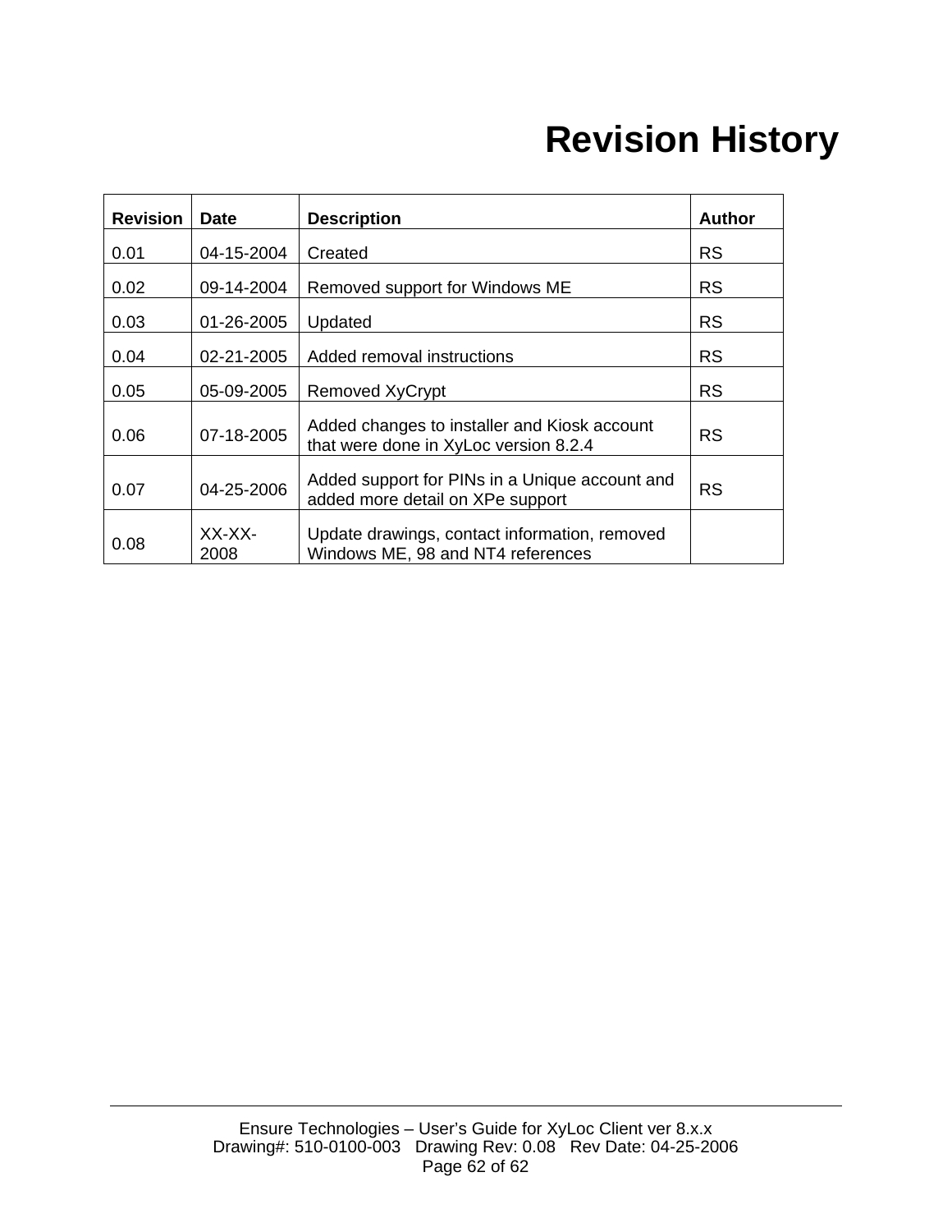# Revision History

| Revision | Date | Description | Author |
| --- | --- | --- | --- |
| 0.01 | 04-15-2004 | Created | RS |
| 0.02 | 09-14-2004 | Removed support for Windows ME | RS |
| 0.03 | 01-26-2005 | Updated | RS |
| 0.04 | 02-21-2005 | Added removal instructions | RS |
| 0.05 | 05-09-2005 | Removed XyCrypt | RS |
| 0.06 | 07-18-2005 | Added changes to installer and Kiosk account that were done in XyLoc version 8.2.4 | RS |
| 0.07 | 04-25-2006 | Added support for PINs in a Unique account and added more detail on XPe support | RS |
| 0.08 | XX-XX-2008 | Update drawings, contact information, removed Windows ME, 98 and NT4 references | |